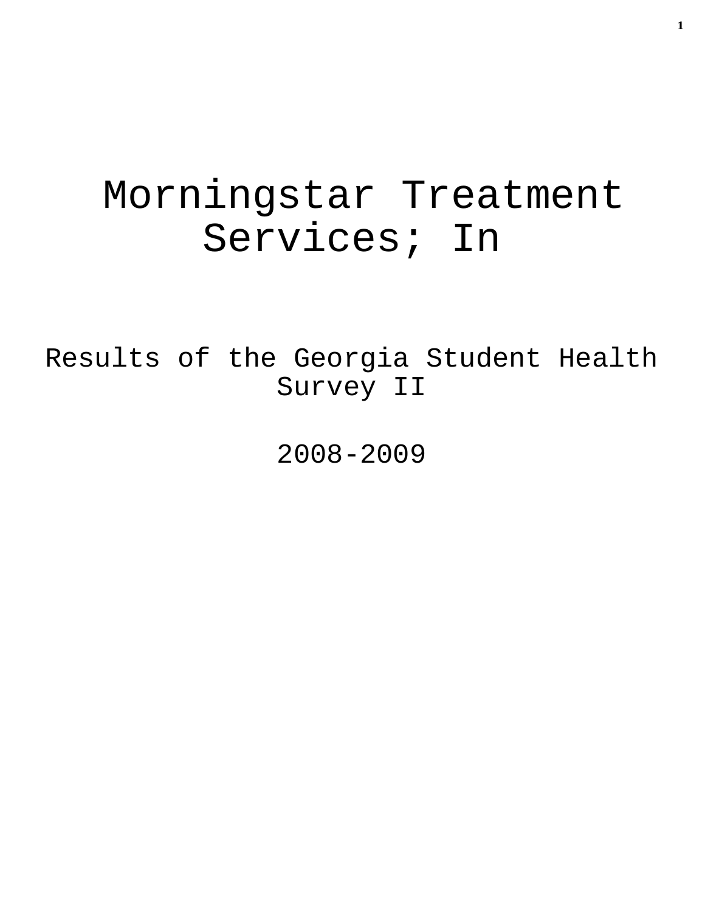# Morningstar Treatment Services; In

## Results of the Georgia Student Health Survey II

## 2008-2009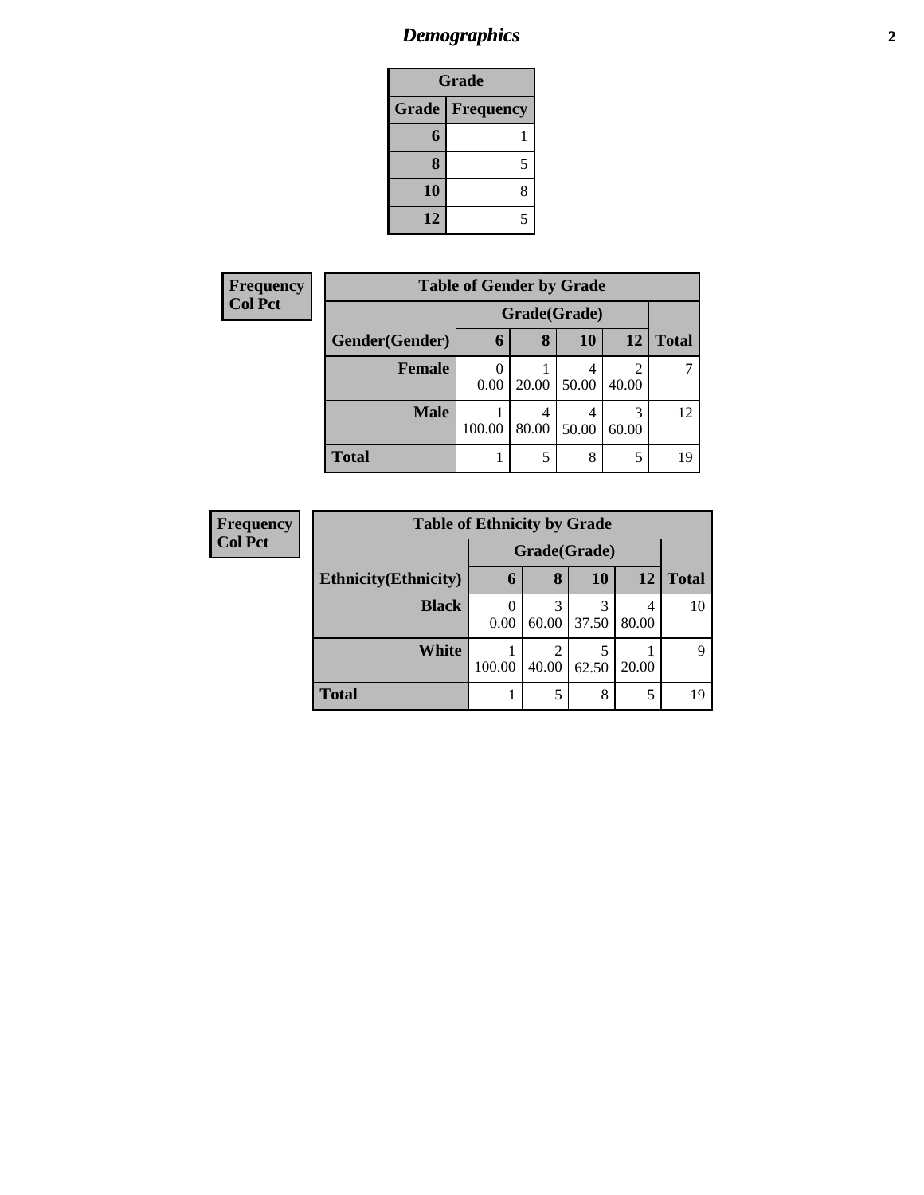# *Demographics*

| Grade | |
|---|---|
| **Grade** | **Frequency** |
| **6** | 1 |
| **8** | 5 |
| **10** | 8 |
| **12** | 5 |

**Frequency**
**Col Pct**

| Table of Gender by Grade | | | | | |
|---|---|---|---|---|---|
| | Grade(Grade) | | | | |
| **Gender(Gender)** | **6** | **8** | **10** | **12** | **Total** |
| **Female** | 0<br>0.00 | 1<br>20.00 | 4<br>50.00 | 2<br>40.00 | 7 |
| **Male** | 1<br>100.00 | 4<br>80.00 | 4<br>50.00 | 3<br>60.00 | 12 |
| **Total** | 1 | 5 | 8 | 5 | 19 |

**Frequency**
**Col Pct**

| Table of Ethnicity by Grade | | | | | |
|---|---|---|---|---|---|
| | Grade(Grade) | | | | |
| **Ethnicity(Ethnicity)** | **6** | **8** | **10** | **12** | **Total** |
| **Black** | 0<br>0.00 | 3<br>60.00 | 3<br>37.50 | 4<br>80.00 | 10 |
| **White** | 1<br>100.00 | 2<br>40.00 | 5<br>62.50 | 1<br>20.00 | 9 |
| **Total** | 1 | 5 | 8 | 5 | 19 |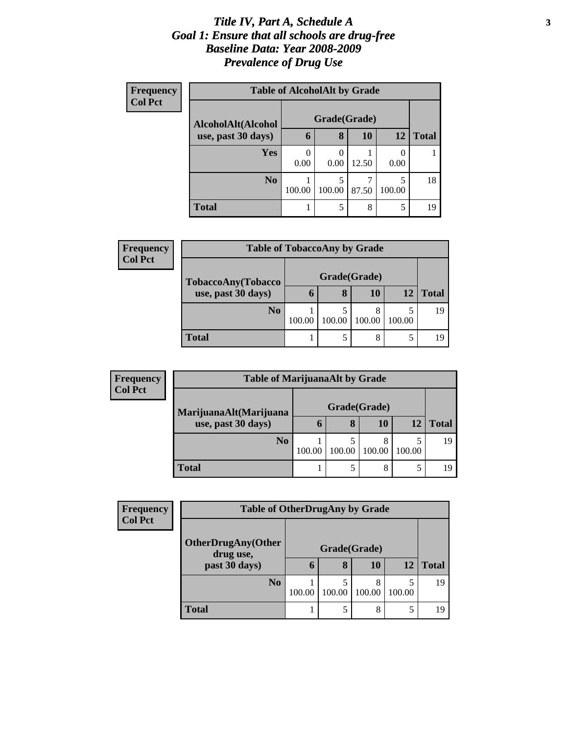# *Title IV, Part A, Schedule A*
## *Goal 1: Ensure that all schools are drug-free*
## *Baseline Data: Year 2008-2009*
## *Prevalence of Drug Use*

**Frequency**
**Col Pct**

**Table of AlcoholAlt by Grade**

| AlcoholAlt(Alcohol use, past 30 days) | Grade(Grade) | | | | |
|---|---|---|---|---|---|
| | 6 | 8 | 10 | 12 | Total |
| Yes | 0<br>0.00 | 0<br>0.00 | 1<br>12.50 | 0<br>0.00 | 1 |
| No | 1<br>100.00 | 5<br>100.00 | 7<br>87.50 | 5<br>100.00 | 18 |
| Total | 1 | 5 | 8 | 5 | 19 |

**Frequency**
**Col Pct**

**Table of TobaccoAny by Grade**

| TobaccoAny(Tobacco use, past 30 days) | Grade(Grade) | | | | |
|---|---|---|---|---|---|
| | 6 | 8 | 10 | 12 | Total |
| No | 1<br>100.00 | 5<br>100.00 | 8<br>100.00 | 5<br>100.00 | 19 |
| Total | 1 | 5 | 8 | 5 | 19 |

**Frequency**
**Col Pct**

**Table of MarijuanaAlt by Grade**

| MarijuanaAlt(Marijuana use, past 30 days) | Grade(Grade) | | | | |
|---|---|---|---|---|---|
| | 6 | 8 | 10 | 12 | Total |
| No | 1<br>100.00 | 5<br>100.00 | 8<br>100.00 | 5<br>100.00 | 19 |
| Total | 1 | 5 | 8 | 5 | 19 |

**Frequency**
**Col Pct**

**Table of OtherDrugAny by Grade**

| OtherDrugAny(Other drug use, past 30 days) | Grade(Grade) | | | | |
|---|---|---|---|---|---|
| | 6 | 8 | 10 | 12 | Total |
| No | 1<br>100.00 | 5<br>100.00 | 8<br>100.00 | 5<br>100.00 | 19 |
| Total | 1 | 5 | 8 | 5 | 19 |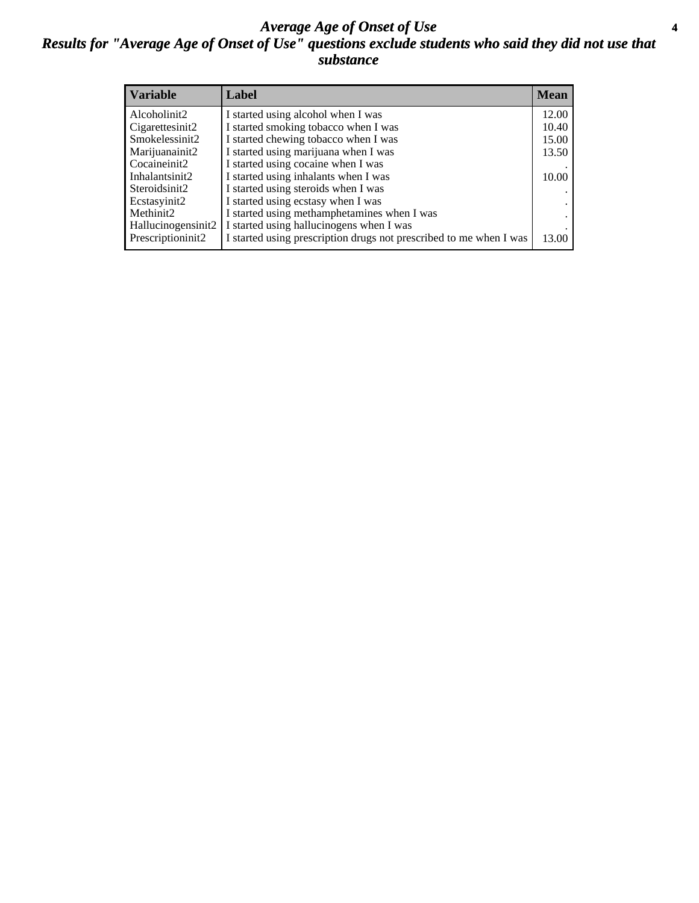# Average Age of Onset of Use

## Results for "Average Age of Onset of Use" questions exclude students who said they did not use that substance

| Variable | Label | Mean |
|---|---|---|
| Alcoholinit2 | I started using alcohol when I was | 12.00 |
| Cigarettesinit2 | I started smoking tobacco when I was | 10.40 |
| Smokelessinit2 | I started chewing tobacco when I was | 15.00 |
| Marijuanainit2 | I started using marijuana when I was | 13.50 |
| Cocaineinit2 | I started using cocaine when I was | . |
| Inhalantsinit2 | I started using inhalants when I was | 10.00 |
| Steroidsinit2 | I started using steroids when I was | . |
| Ecstasyinit2 | I started using ecstasy when I was | . |
| Methinit2 | I started using methamphetamines when I was | . |
| Hallucinogensinit2 | I started using hallucinogens when I was | . |
| Prescriptioninit2 | I started using prescription drugs not prescribed to me when I was | 13.00 |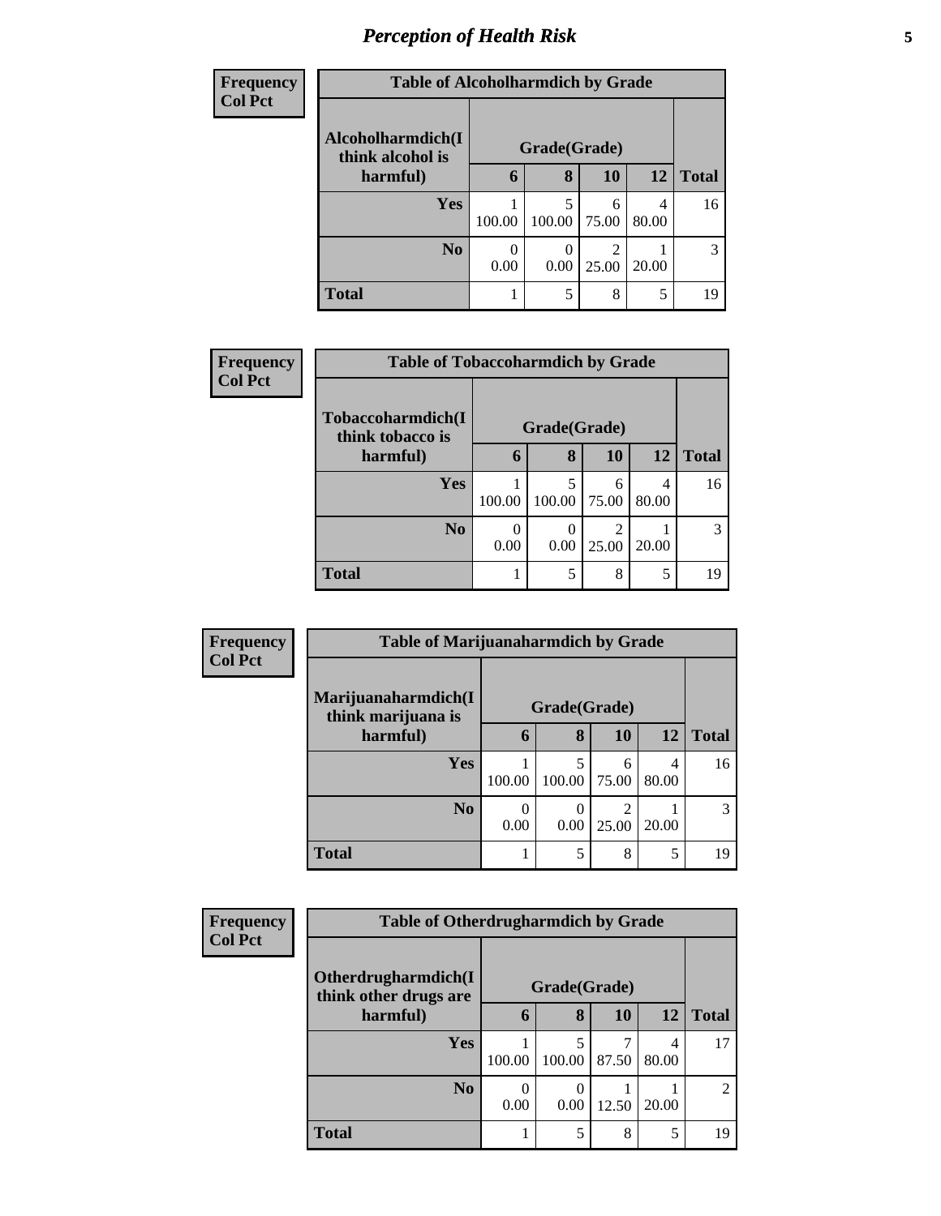| Frequency<br>Col Pct |
|---|

**Table of Alcoholharmdich by Grade**

| Alcoholharmdich(I think alcohol is harmful) | Grade(Grade) | | | | |
|---|---|---|---|---|---|
| | 6 | 8 | 10 | 12 | Total |
| Yes | 1<br>100.00 | 5<br>100.00 | 6<br>75.00 | 4<br>80.00 | 16 |
| No | 0<br>0.00 | 0<br>0.00 | 2<br>25.00 | 1<br>20.00 | 3 |
| Total | 1 | 5 | 8 | 5 | 19 |

| Frequency<br>Col Pct |
|---|

**Table of Tobaccoharmdich by Grade**

| Tobaccoharmdich(I think tobacco is harmful) | Grade(Grade) | | | | |
|---|---|---|---|---|---|
| | 6 | 8 | 10 | 12 | Total |
| Yes | 1<br>100.00 | 5<br>100.00 | 6<br>75.00 | 4<br>80.00 | 16 |
| No | 0<br>0.00 | 0<br>0.00 | 2<br>25.00 | 1<br>20.00 | 3 |
| Total | 1 | 5 | 8 | 5 | 19 |

| Frequency<br>Col Pct |
|---|

**Table of Marijuanaharmdich by Grade**

| Marijuanaharmdich(I think marijuana is harmful) | Grade(Grade) | | | | |
|---|---|---|---|---|---|
| | 6 | 8 | 10 | 12 | Total |
| Yes | 1<br>100.00 | 5<br>100.00 | 6<br>75.00 | 4<br>80.00 | 16 |
| No | 0<br>0.00 | 0<br>0.00 | 2<br>25.00 | 1<br>20.00 | 3 |
| Total | 1 | 5 | 8 | 5 | 19 |

| Frequency<br>Col Pct |
|---|

**Table of Otherdrugharmdich by Grade**

| Otherdrugharmdich(I think other drugs are harmful) | Grade(Grade) | | | | |
|---|---|---|---|---|---|
| | 6 | 8 | 10 | 12 | Total |
| Yes | 1<br>100.00 | 5<br>100.00 | 7<br>87.50 | 4<br>80.00 | 17 |
| No | 0<br>0.00 | 0<br>0.00 | 1<br>12.50 | 1<br>20.00 | 2 |
| Total | 1 | 5 | 8 | 5 | 19 |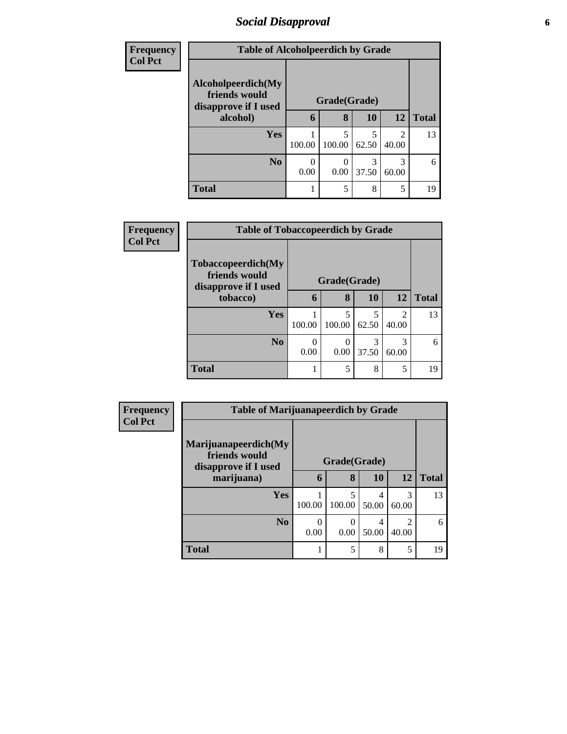## Social Disapproval

| Frequency Col Pct |
|---|

**Table of Alcoholpeerdich by Grade**

| Alcoholpeerdich(My friends would disapprove if I used alcohol) | Grade(Grade) 6 | 8 | 10 | 12 | Total |
|---|---|---|---|---|---|
| Yes | 1<br>100.00 | 5<br>100.00 | 5<br>62.50 | 2<br>40.00 | 13 |
| No | 0<br>0.00 | 0<br>0.00 | 3<br>37.50 | 3<br>60.00 | 6 |
| Total | 1 | 5 | 8 | 5 | 19 |

| Frequency Col Pct |
|---|

**Table of Tobaccopeerdich by Grade**

| Tobaccopeerdich(My friends would disapprove if I used tobacco) | Grade(Grade) 6 | 8 | 10 | 12 | Total |
|---|---|---|---|---|---|
| Yes | 1<br>100.00 | 5<br>100.00 | 5<br>62.50 | 2<br>40.00 | 13 |
| No | 0<br>0.00 | 0<br>0.00 | 3<br>37.50 | 3<br>60.00 | 6 |
| Total | 1 | 5 | 8 | 5 | 19 |

| Frequency Col Pct |
|---|

**Table of Marijuanapeerdich by Grade**

| Marijuanapeerdich(My friends would disapprove if I used marijuana) | Grade(Grade) 6 | 8 | 10 | 12 | Total |
|---|---|---|---|---|---|
| Yes | 1<br>100.00 | 5<br>100.00 | 4<br>50.00 | 3<br>60.00 | 13 |
| No | 0<br>0.00 | 0<br>0.00 | 4<br>50.00 | 2<br>40.00 | 6 |
| Total | 1 | 5 | 8 | 5 | 19 |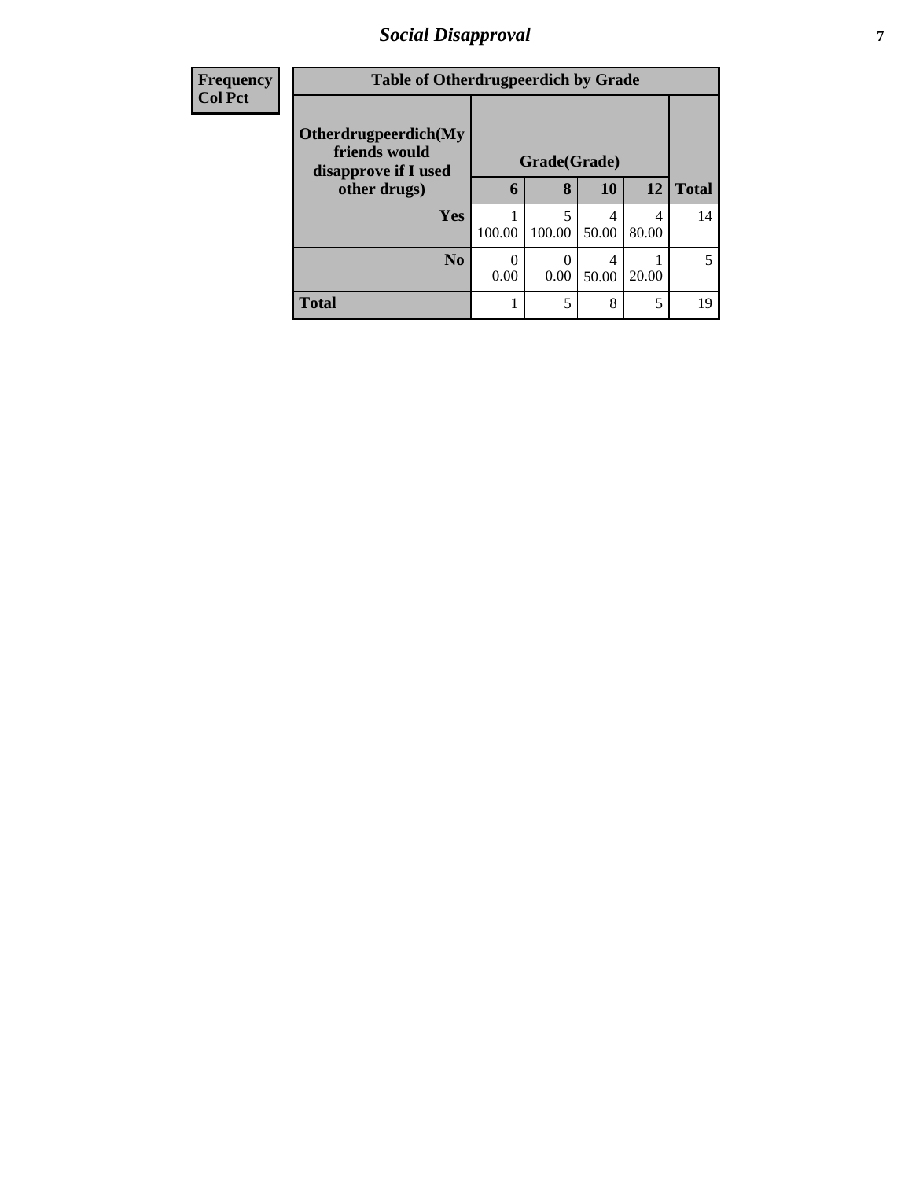## Social Disapproval

| Frequency<br>Col Pct | | | | | |
|---|---|---|---|---|---|
| **Table of Otherdrugpeerdich by Grade** | | | | | |
| **Otherdrugpeerdich(My friends would disapprove if I used other drugs)** | **Grade(Grade)** | | | | |
| | **6** | **8** | **10** | **12** | **Total** |
| **Yes** | 1<br>100.00 | 5<br>100.00 | 4<br>50.00 | 4<br>80.00 | 14 |
| **No** | 0<br>0.00 | 0<br>0.00 | 4<br>50.00 | 1<br>20.00 | 5 |
| **Total** | 1 | 5 | 8 | 5 | 19 |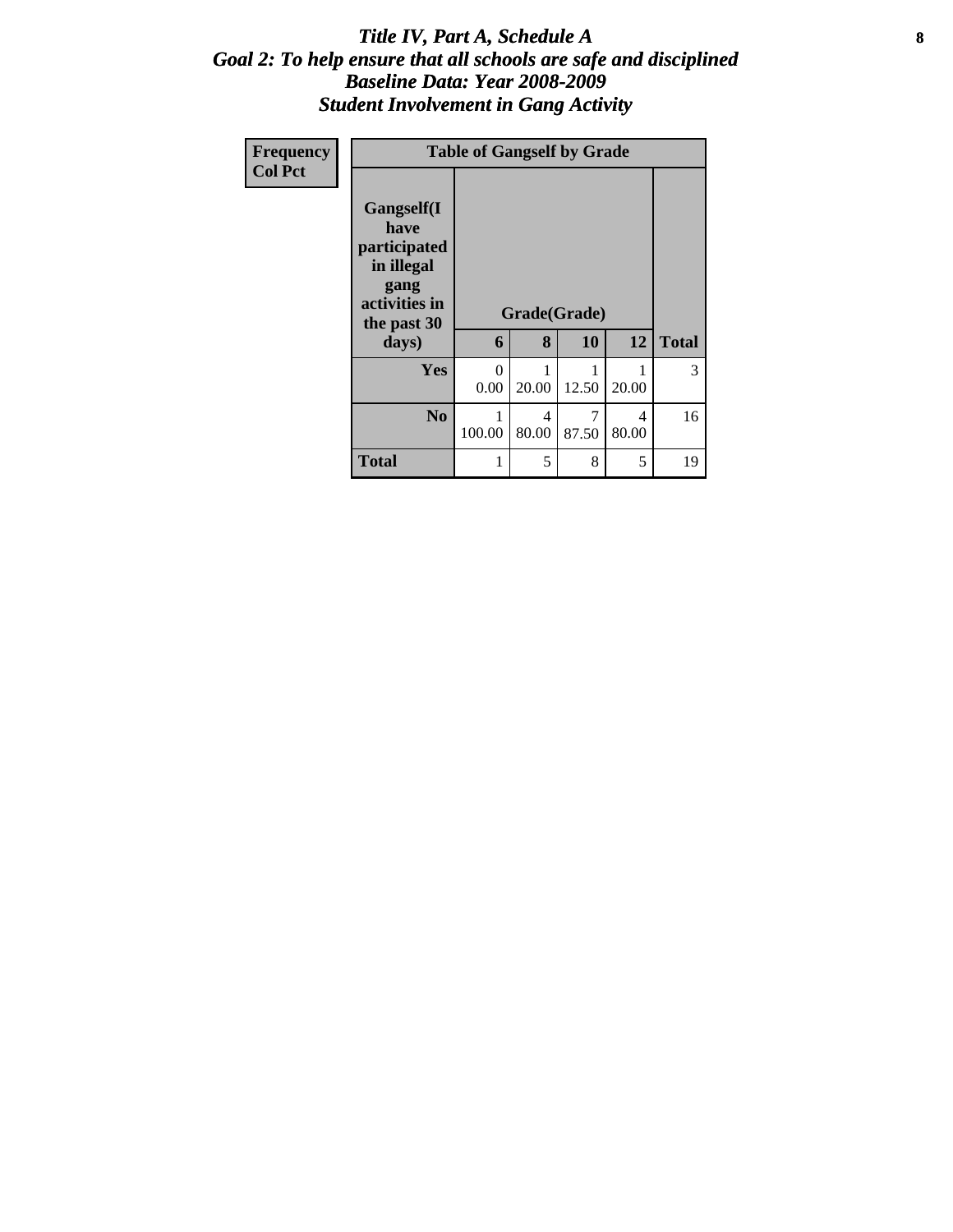# *Title IV, Part A, Schedule A*
## *Goal 2: To help ensure that all schools are safe and disciplined*
## *Baseline Data: Year 2008-2009*
## *Student Involvement in Gang Activity*

| Frequency<br>Col Pct |
|---|

**Table of Gangself by Grade**

| Gangself(I have participated in illegal gang activities in the past 30 days) | Grade(Grade) | | | | |
|---|---|---|---|---|---|
| | 6 | 8 | 10 | 12 | Total |
| **Yes** | 0<br>0.00 | 1<br>20.00 | 1<br>12.50 | 1<br>20.00 | 3 |
| **No** | 1<br>100.00 | 4<br>80.00 | 7<br>87.50 | 4<br>80.00 | 16 |
| **Total** | 1 | 5 | 8 | 5 | 19 |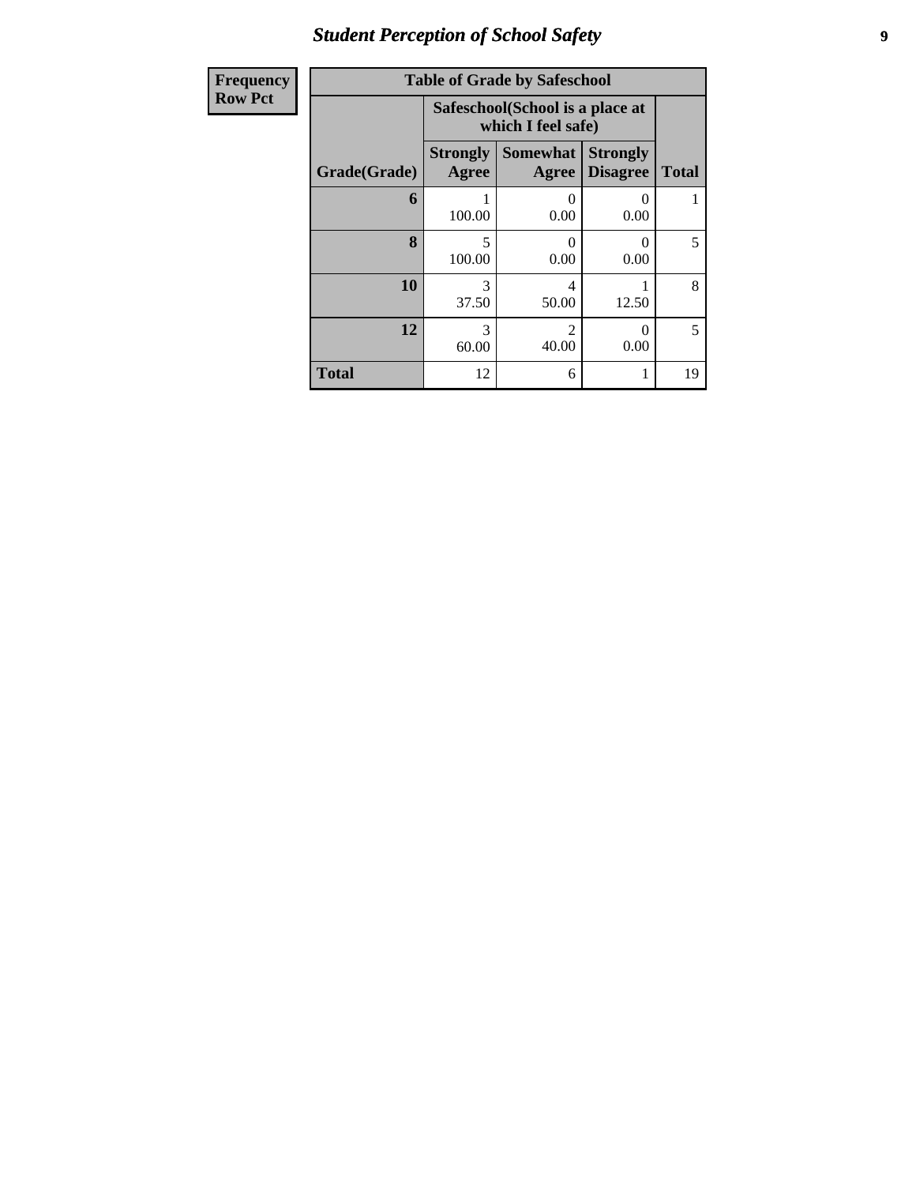## Student Perception of School Safety

| Frequency<br>Row Pct | | | | |
|---|---|---|---|---|

**Table of Grade by Safeschool**

| Grade(Grade) | Safeschool(School is a place at which I feel safe) | | | Total |
|---|---|---|---|---|
| | Strongly Agree | Somewhat Agree | Strongly Disagree | |
| **6** | 1<br>100.00 | 0<br>0.00 | 0<br>0.00 | 1 |
| **8** | 5<br>100.00 | 0<br>0.00 | 0<br>0.00 | 5 |
| **10** | 3<br>37.50 | 4<br>50.00 | 1<br>12.50 | 8 |
| **12** | 3<br>60.00 | 2<br>40.00 | 0<br>0.00 | 5 |
| **Total** | 12 | 6 | 1 | 19 |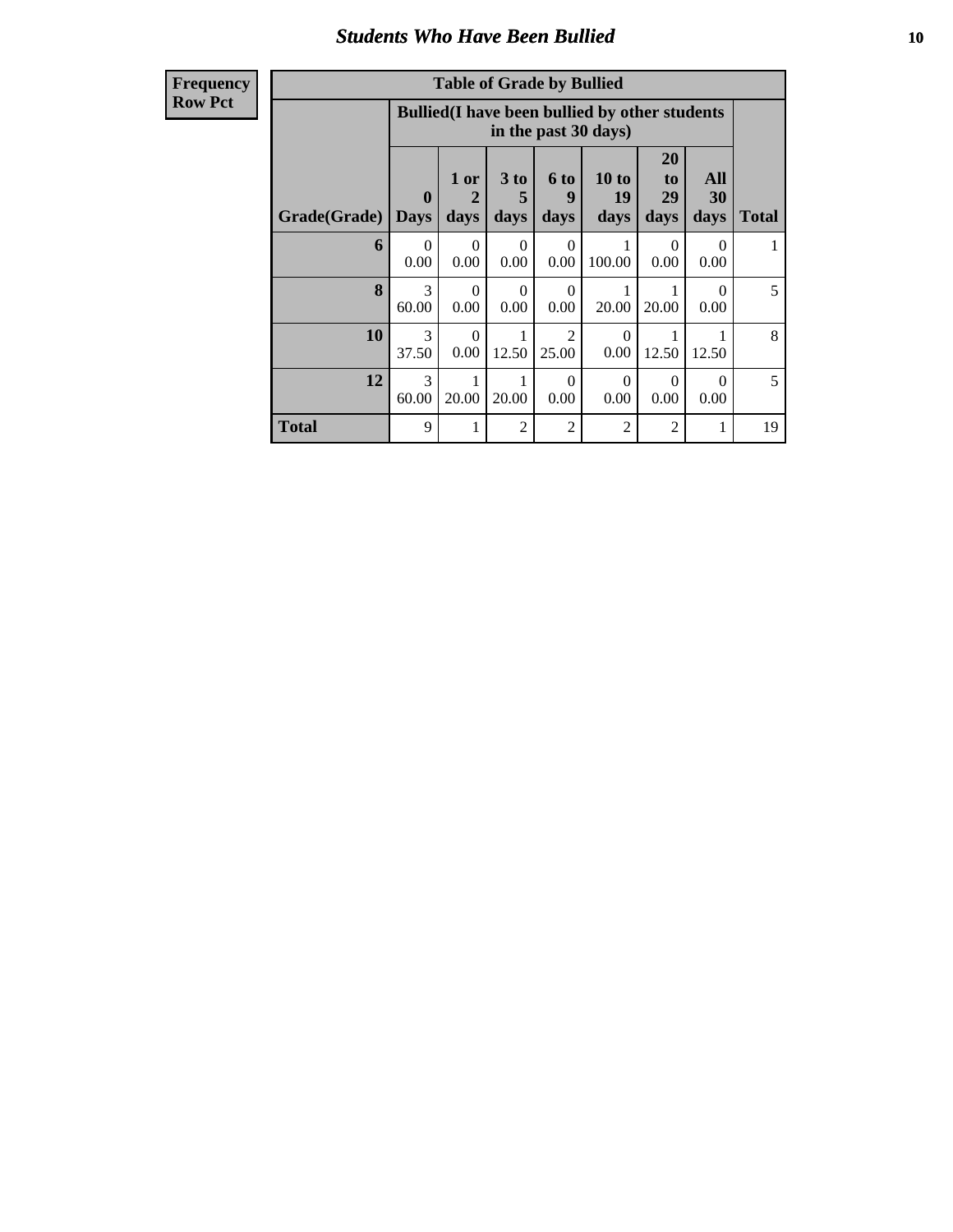# Students Who Have Been Bullied

| Frequency Row Pct |
|---|

| Table of Grade by Bullied | | | | | | | | |
|---|---|---|---|---|---|---|---|---|
| | Bullied(I have been bullied by other students in the past 30 days) | | | | | | | |
| Grade(Grade) | 0 Days | 1 or 2 days | 3 to 5 days | 6 to 9 days | 10 to 19 days | 20 to 29 days | All 30 days | Total |
| 6 | 0<br>0.00 | 0<br>0.00 | 0<br>0.00 | 0<br>0.00 | 1<br>100.00 | 0<br>0.00 | 0<br>0.00 | 1 |
| 8 | 3<br>60.00 | 0<br>0.00 | 0<br>0.00 | 0<br>0.00 | 1<br>20.00 | 1<br>20.00 | 0<br>0.00 | 5 |
| 10 | 3<br>37.50 | 0<br>0.00 | 1<br>12.50 | 2<br>25.00 | 0<br>0.00 | 1<br>12.50 | 1<br>12.50 | 8 |
| 12 | 3<br>60.00 | 1<br>20.00 | 1<br>20.00 | 0<br>0.00 | 0<br>0.00 | 0<br>0.00 | 0<br>0.00 | 5 |
| Total | 9 | 1 | 2 | 2 | 2 | 2 | 1 | 19 |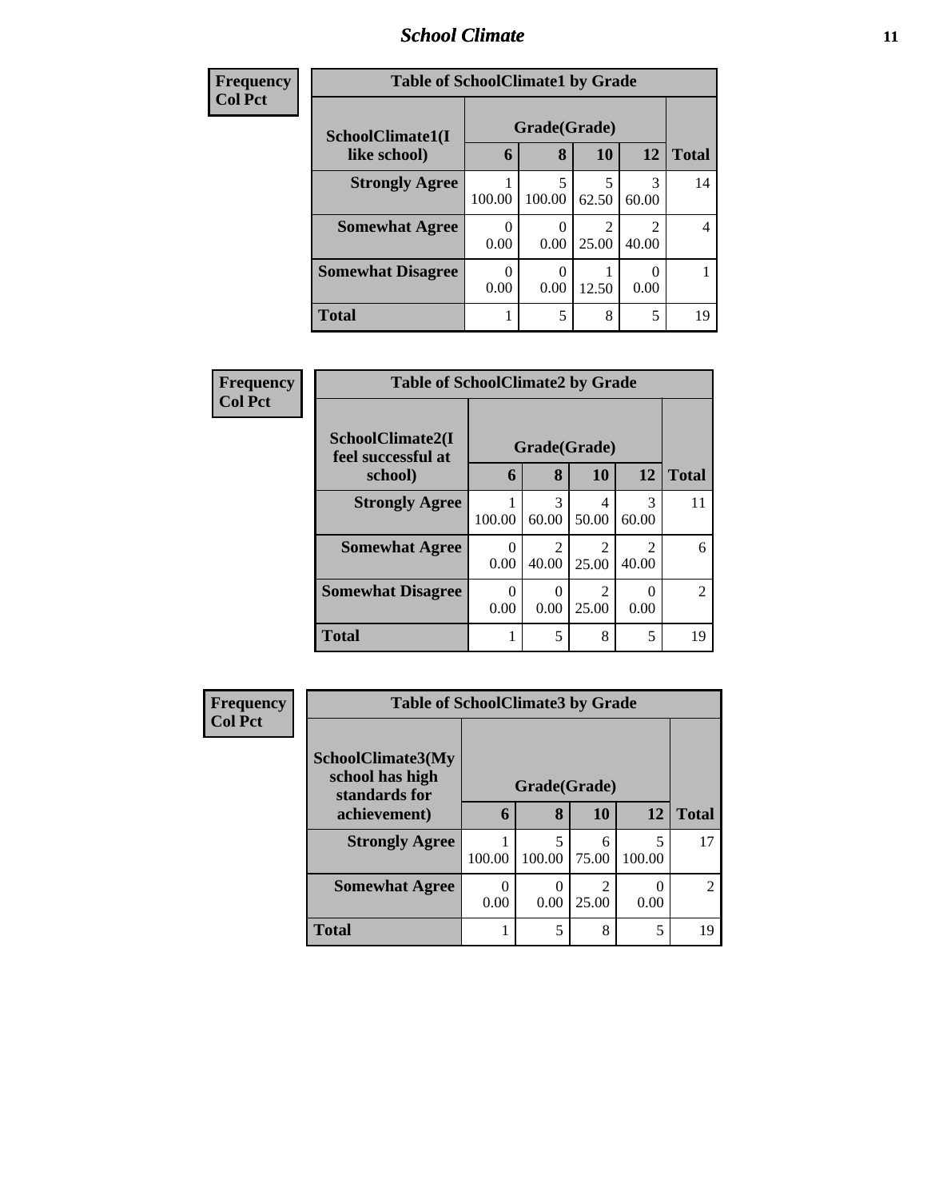## School Climate

**Frequency**
**Col Pct**

| Table of SchoolClimate1 by Grade | | | | | |
|---|---|---|---|---|---|
| **SchoolClimate1(I like school)** | **Grade(Grade)** | | | | |
| | **6** | **8** | **10** | **12** | **Total** |
| **Strongly Agree** | 1<br>100.00 | 5<br>100.00 | 5<br>62.50 | 3<br>60.00 | 14 |
| **Somewhat Agree** | 0<br>0.00 | 0<br>0.00 | 2<br>25.00 | 2<br>40.00 | 4 |
| **Somewhat Disagree** | 0<br>0.00 | 0<br>0.00 | 1<br>12.50 | 0<br>0.00 | 1 |
| **Total** | 1 | 5 | 8 | 5 | 19 |

**Frequency**
**Col Pct**

| Table of SchoolClimate2 by Grade | | | | | |
|---|---|---|---|---|---|
| **SchoolClimate2(I feel successful at school)** | **Grade(Grade)** | | | | |
| | **6** | **8** | **10** | **12** | **Total** |
| **Strongly Agree** | 1<br>100.00 | 3<br>60.00 | 4<br>50.00 | 3<br>60.00 | 11 |
| **Somewhat Agree** | 0<br>0.00 | 2<br>40.00 | 2<br>25.00 | 2<br>40.00 | 6 |
| **Somewhat Disagree** | 0<br>0.00 | 0<br>0.00 | 2<br>25.00 | 0<br>0.00 | 2 |
| **Total** | 1 | 5 | 8 | 5 | 19 |

**Frequency**
**Col Pct**

| Table of SchoolClimate3 by Grade | | | | | |
|---|---|---|---|---|---|
| **SchoolClimate3(My school has high standards for achievement)** | **Grade(Grade)** | | | | |
| | **6** | **8** | **10** | **12** | **Total** |
| **Strongly Agree** | 1<br>100.00 | 5<br>100.00 | 6<br>75.00 | 5<br>100.00 | 17 |
| **Somewhat Agree** | 0<br>0.00 | 0<br>0.00 | 2<br>25.00 | 0<br>0.00 | 2 |
| **Total** | 1 | 5 | 8 | 5 | 19 |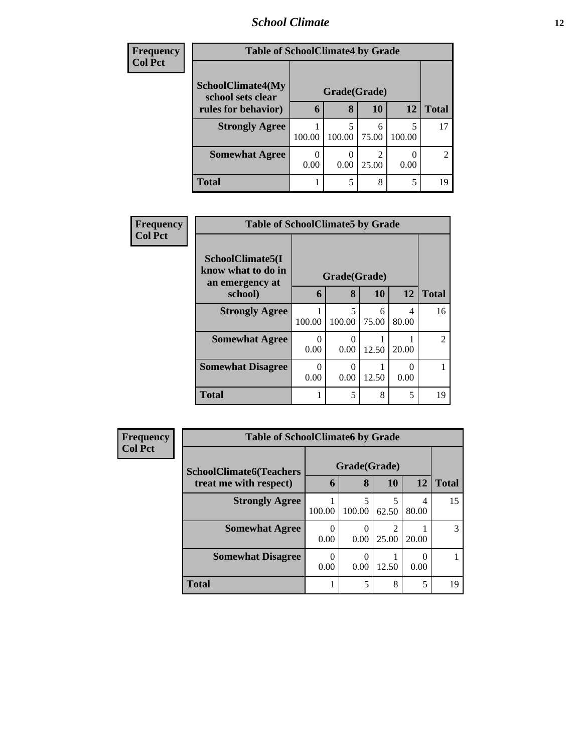| Frequency<br>Col Pct |
|---|

| Table of SchoolClimate4 by Grade | | | | | |
|---|---|---|---|---|---|
| SchoolClimate4(My school sets clear rules for behavior) | Grade(Grade) | | | | |
| | 6 | 8 | 10 | 12 | Total |
| Strongly Agree | 1<br>100.00 | 5<br>100.00 | 6<br>75.00 | 5<br>100.00 | 17 |
| Somewhat Agree | 0<br>0.00 | 0<br>0.00 | 2<br>25.00 | 0<br>0.00 | 2 |
| Total | 1 | 5 | 8 | 5 | 19 |

| Frequency<br>Col Pct |
|---|

| Table of SchoolClimate5 by Grade | | | | | |
|---|---|---|---|---|---|
| SchoolClimate5(I know what to do in an emergency at school) | Grade(Grade) | | | | |
| | 6 | 8 | 10 | 12 | Total |
| Strongly Agree | 1<br>100.00 | 5<br>100.00 | 6<br>75.00 | 4<br>80.00 | 16 |
| Somewhat Agree | 0<br>0.00 | 0<br>0.00 | 1<br>12.50 | 1<br>20.00 | 2 |
| Somewhat Disagree | 0<br>0.00 | 0<br>0.00 | 1<br>12.50 | 0<br>0.00 | 1 |
| Total | 1 | 5 | 8 | 5 | 19 |

| Frequency<br>Col Pct |
|---|

| Table of SchoolClimate6 by Grade | | | | | |
|---|---|---|---|---|---|
| SchoolClimate6(Teachers treat me with respect) | Grade(Grade) | | | | |
| | 6 | 8 | 10 | 12 | Total |
| Strongly Agree | 1<br>100.00 | 5<br>100.00 | 5<br>62.50 | 4<br>80.00 | 15 |
| Somewhat Agree | 0<br>0.00 | 0<br>0.00 | 2<br>25.00 | 1<br>20.00 | 3 |
| Somewhat Disagree | 0<br>0.00 | 0<br>0.00 | 1<br>12.50 | 0<br>0.00 | 1 |
| Total | 1 | 5 | 8 | 5 | 19 |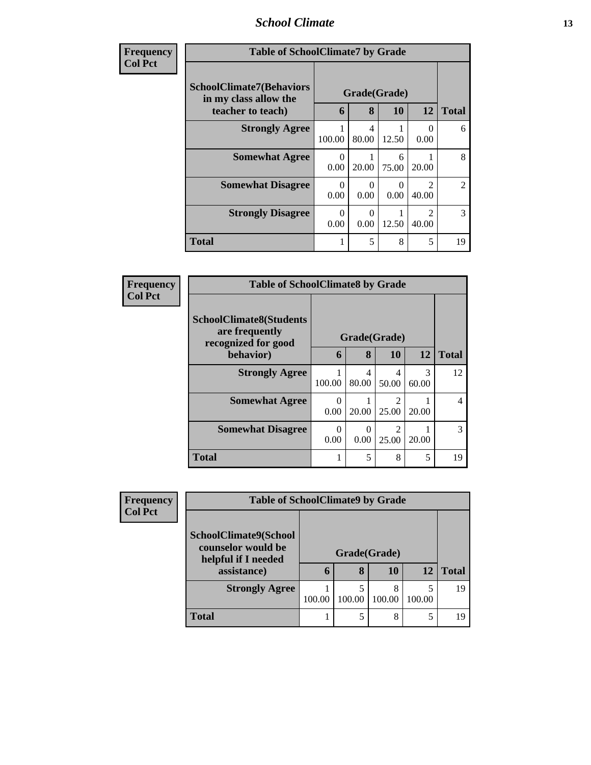| Frequency<br>Col Pct | Table of SchoolClimate7 by Grade | | | | |
|---|---|---|---|---|---|
| SchoolClimate7(Behaviors in my class allow the teacher to teach) | Grade(Grade) | | | | |
| | 6 | 8 | 10 | 12 | Total |
| Strongly Agree | 1<br>100.00 | 4<br>80.00 | 1<br>12.50 | 0<br>0.00 | 6 |
| Somewhat Agree | 0<br>0.00 | 1<br>20.00 | 6<br>75.00 | 1<br>20.00 | 8 |
| Somewhat Disagree | 0<br>0.00 | 0<br>0.00 | 0<br>0.00 | 2<br>40.00 | 2 |
| Strongly Disagree | 0<br>0.00 | 0<br>0.00 | 1<br>12.50 | 2<br>40.00 | 3 |
| Total | 1 | 5 | 8 | 5 | 19 |

| Frequency<br>Col Pct | Table of SchoolClimate8 by Grade | | | | |
|---|---|---|---|---|---|
| SchoolClimate8(Students are frequently recognized for good behavior) | Grade(Grade) | | | | |
| | 6 | 8 | 10 | 12 | Total |
| Strongly Agree | 1<br>100.00 | 4<br>80.00 | 4<br>50.00 | 3<br>60.00 | 12 |
| Somewhat Agree | 0<br>0.00 | 1<br>20.00 | 2<br>25.00 | 1<br>20.00 | 4 |
| Somewhat Disagree | 0<br>0.00 | 0<br>0.00 | 2<br>25.00 | 1<br>20.00 | 3 |
| Total | 1 | 5 | 8 | 5 | 19 |

| Frequency<br>Col Pct | Table of SchoolClimate9 by Grade | | | | |
|---|---|---|---|---|---|
| SchoolClimate9(School counselor would be helpful if I needed assistance) | Grade(Grade) | | | | |
| | 6 | 8 | 10 | 12 | Total |
| Strongly Agree | 1<br>100.00 | 5<br>100.00 | 8<br>100.00 | 5<br>100.00 | 19 |
| Total | 1 | 5 | 8 | 5 | 19 |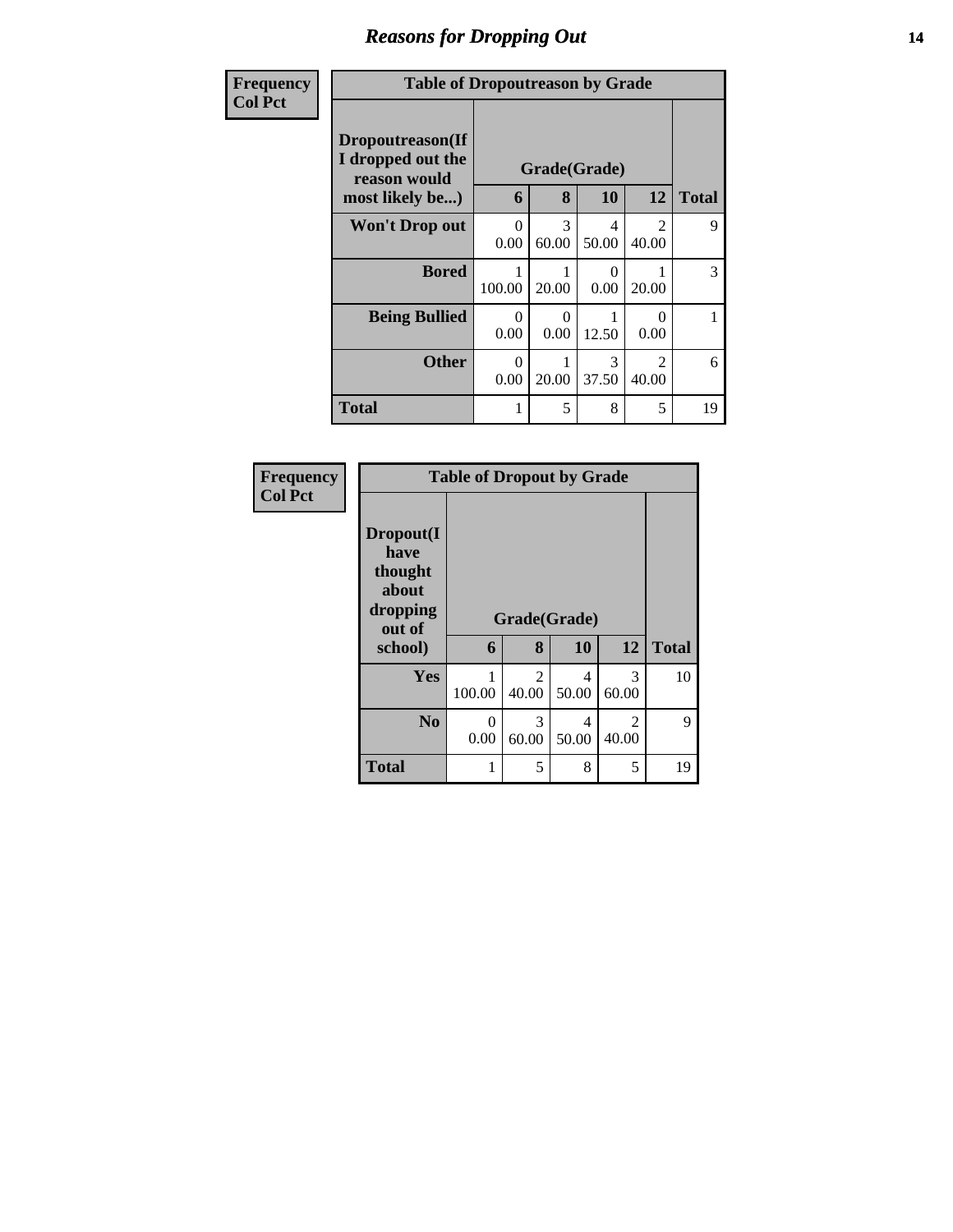# Reasons for Dropping Out

| Frequency<br>Col Pct | | | | | |
|---|---|---|---|---|---|
| **Table of Dropoutreason by Grade** | | | | | |
| **Dropoutreason(If I dropped out the reason would most likely be...)** | **Grade(Grade)** | | | | |
| | **6** | **8** | **10** | **12** | **Total** |
| **Won't Drop out** | 0<br>0.00 | 3<br>60.00 | 4<br>50.00 | 2<br>40.00 | 9 |
| **Bored** | 1<br>100.00 | 1<br>20.00 | 0<br>0.00 | 1<br>20.00 | 3 |
| **Being Bullied** | 0<br>0.00 | 0<br>0.00 | 1<br>12.50 | 0<br>0.00 | 1 |
| **Other** | 0<br>0.00 | 1<br>20.00 | 3<br>37.50 | 2<br>40.00 | 6 |
| **Total** | 1 | 5 | 8 | 5 | 19 |

| Frequency<br>Col Pct | | | | | |
|---|---|---|---|---|---|
| **Table of Dropout by Grade** | | | | | |
| **Dropout(I have thought about dropping out of school)** | **Grade(Grade)** | | | | |
| | **6** | **8** | **10** | **12** | **Total** |
| **Yes** | 1<br>100.00 | 2<br>40.00 | 4<br>50.00 | 3<br>60.00 | 10 |
| **No** | 0<br>0.00 | 3<br>60.00 | 4<br>50.00 | 2<br>40.00 | 9 |
| **Total** | 1 | 5 | 8 | 5 | 19 |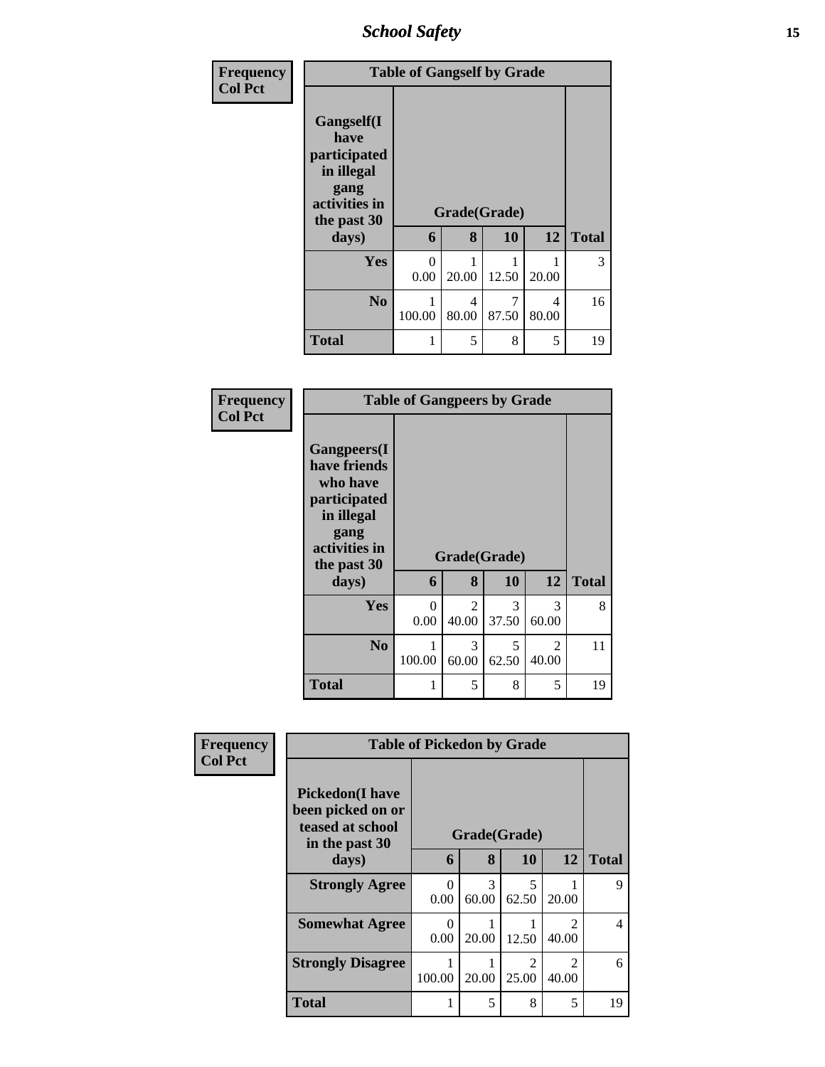| Frequency<br>Col Pct | Table of Gangself by Grade | | | | |
|---|---|---|---|---|---|
| Gangself(I have participated in illegal gang activities in the past 30 days) | Grade(Grade) | | | | |
| | 6 | 8 | 10 | 12 | Total |
| Yes | 0<br>0.00 | 1<br>20.00 | 1<br>12.50 | 1<br>20.00 | 3 |
| No | 1<br>100.00 | 4<br>80.00 | 7<br>87.50 | 4<br>80.00 | 16 |
| Total | 1 | 5 | 8 | 5 | 19 |

| Frequency<br>Col Pct | Table of Gangpeers by Grade | | | | |
|---|---|---|---|---|---|
| Gangpeers(I have friends who have participated in illegal gang activities in the past 30 days) | Grade(Grade) | | | | |
| | 6 | 8 | 10 | 12 | Total |
| Yes | 0<br>0.00 | 2<br>40.00 | 3<br>37.50 | 3<br>60.00 | 8 |
| No | 1<br>100.00 | 3<br>60.00 | 5<br>62.50 | 2<br>40.00 | 11 |
| Total | 1 | 5 | 8 | 5 | 19 |

| Frequency<br>Col Pct | Table of Pickedon by Grade | | | | |
|---|---|---|---|---|---|
| Pickedon(I have been picked on or teased at school in the past 30 days) | Grade(Grade) | | | | |
| | 6 | 8 | 10 | 12 | Total |
| Strongly Agree | 0<br>0.00 | 3<br>60.00 | 5<br>62.50 | 1<br>20.00 | 9 |
| Somewhat Agree | 0<br>0.00 | 1<br>20.00 | 1<br>12.50 | 2<br>40.00 | 4 |
| Strongly Disagree | 1<br>100.00 | 1<br>20.00 | 2<br>25.00 | 2<br>40.00 | 6 |
| Total | 1 | 5 | 8 | 5 | 19 |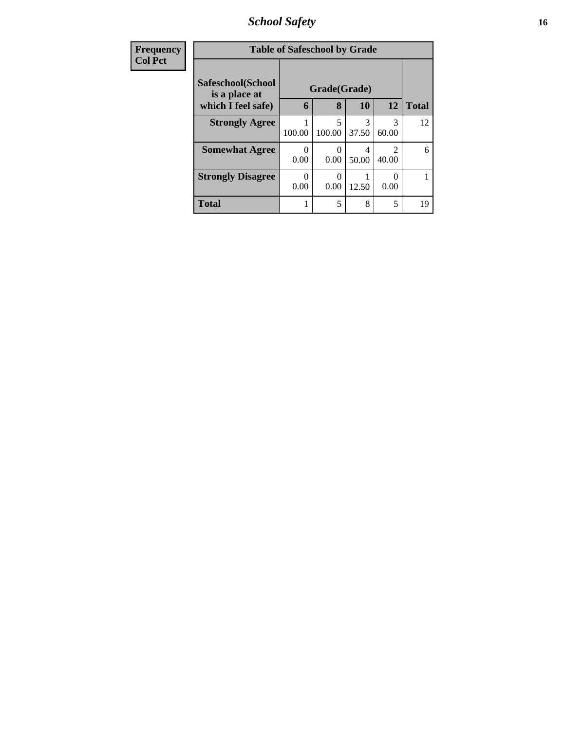# *School Safety*

| Frequency<br>Col Pct |
|---|

| Safeschool(School is a place at which I feel safe) | Grade(Grade) | | | | Total |
|---|---|---|---|---|---|
| | 6 | 8 | 10 | 12 | |
| **Strongly Agree** | 1<br>100.00 | 5<br>100.00 | 3<br>37.50 | 3<br>60.00 | 12 |
| **Somewhat Agree** | 0<br>0.00 | 0<br>0.00 | 4<br>50.00 | 2<br>40.00 | 6 |
| **Strongly Disagree** | 0<br>0.00 | 0<br>0.00 | 1<br>12.50 | 0<br>0.00 | 1 |
| **Total** | 1 | 5 | 8 | 5 | 19 |

Table of Safeschool by Grade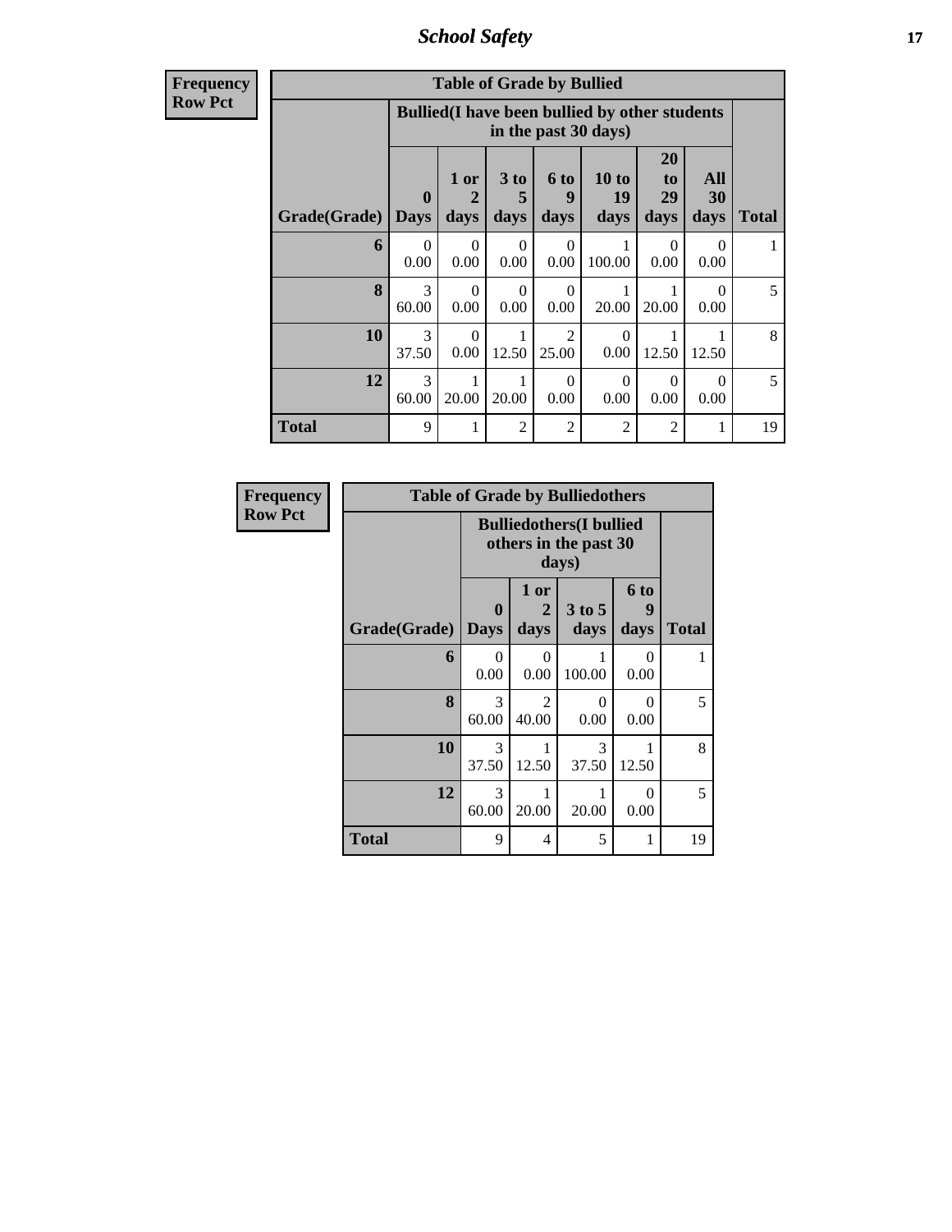| Frequency Row Pct | Table of Grade by Bullied | | | | | | | |
|---|---|---|---|---|---|---|---|---|
| | Bullied(I have been bullied by other students in the past 30 days) | | | | | | | |
| Grade(Grade) | 0 Days | 1 or 2 days | 3 to 5 days | 6 to 9 days | 10 to 19 days | 20 to 29 days | All 30 days | Total |
| 6 | 0<br>0.00 | 0<br>0.00 | 0<br>0.00 | 0<br>0.00 | 1<br>100.00 | 0<br>0.00 | 0<br>0.00 | 1 |
| 8 | 3<br>60.00 | 0<br>0.00 | 0<br>0.00 | 0<br>0.00 | 1<br>20.00 | 1<br>20.00 | 0<br>0.00 | 5 |
| 10 | 3<br>37.50 | 0<br>0.00 | 1<br>12.50 | 2<br>25.00 | 0<br>0.00 | 1<br>12.50 | 1<br>12.50 | 8 |
| 12 | 3<br>60.00 | 1<br>20.00 | 1<br>20.00 | 0<br>0.00 | 0<br>0.00 | 0<br>0.00 | 0<br>0.00 | 5 |
| Total | 9 | 1 | 2 | 2 | 2 | 2 | 1 | 19 |

| Frequency Row Pct | Table of Grade by Bulliedothers | | | | |
|---|---|---|---|---|---|
| | Bulliedothers(I bullied others in the past 30 days) | | | | |
| Grade(Grade) | 0 Days | 1 or 2 days | 3 to 5 days | 6 to 9 days | Total |
| 6 | 0<br>0.00 | 0<br>0.00 | 1<br>100.00 | 0<br>0.00 | 1 |
| 8 | 3<br>60.00 | 2<br>40.00 | 0<br>0.00 | 0<br>0.00 | 5 |
| 10 | 3<br>37.50 | 1<br>12.50 | 3<br>37.50 | 1<br>12.50 | 8 |
| 12 | 3<br>60.00 | 1<br>20.00 | 1<br>20.00 | 0<br>0.00 | 5 |
| Total | 9 | 4 | 5 | 1 | 19 |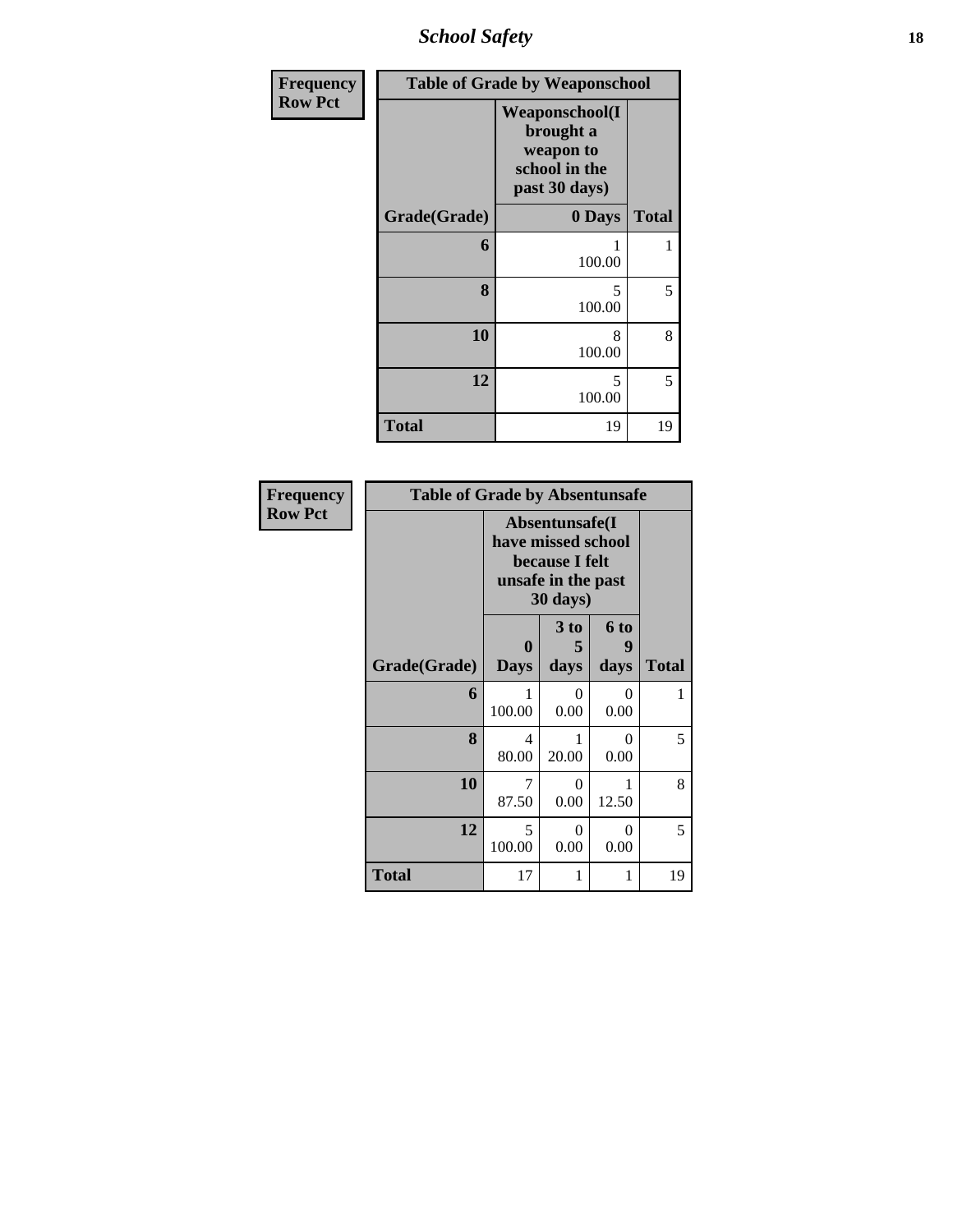# School Safety

| Frequency<br>Row Pct | | |
|---|---|---|
| **Table of Grade by Weaponschool** | | |
| | **Weaponschool(I brought a weapon to school in the past 30 days)** | |
| **Grade(Grade)** | **0 Days** | **Total** |
| **6** | 1<br>100.00 | 1 |
| **8** | 5<br>100.00 | 5 |
| **10** | 8<br>100.00 | 8 |
| **12** | 5<br>100.00 | 5 |
| **Total** | 19 | 19 |

| Frequency<br>Row Pct | | | | |
|---|---|---|---|---|
| **Table of Grade by Absentunsafe** | | | | |
| | **Absentunsafe(I have missed school because I felt unsafe in the past 30 days)** | | | |
| **Grade(Grade)** | **0 Days** | **3 to 5 days** | **6 to 9 days** | **Total** |
| **6** | 1<br>100.00 | 0<br>0.00 | 0<br>0.00 | 1 |
| **8** | 4<br>80.00 | 1<br>20.00 | 0<br>0.00 | 5 |
| **10** | 7<br>87.50 | 0<br>0.00 | 1<br>12.50 | 8 |
| **12** | 5<br>100.00 | 0<br>0.00 | 0<br>0.00 | 5 |
| **Total** | 17 | 1 | 1 | 19 |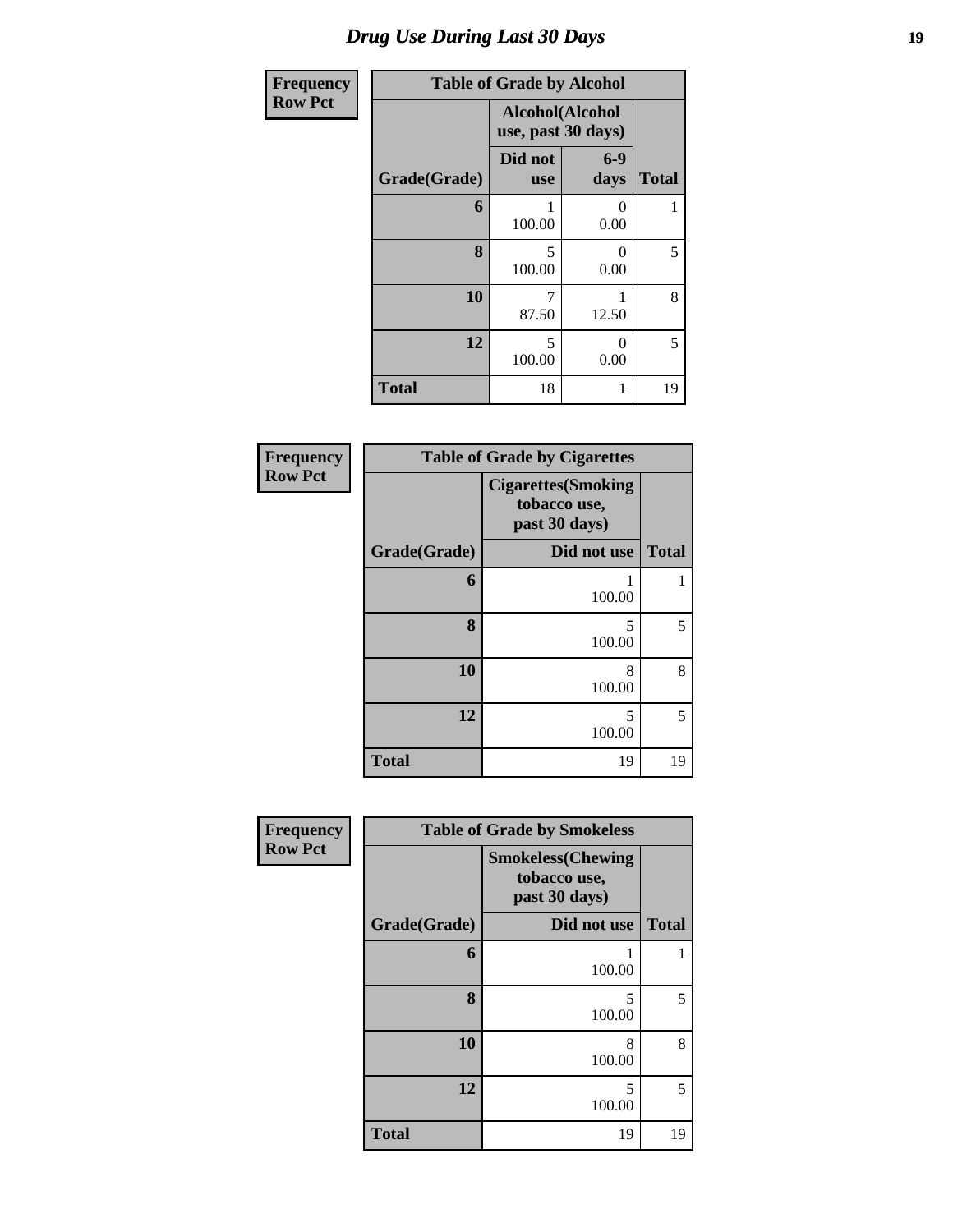# Drug Use During Last 30 Days

| Frequency Row Pct |
|---|

| Table of Grade by Alcohol | | | |
|---|---|---|---|
| | Alcohol(Alcohol use, past 30 days) | | |
| Grade(Grade) | Did not use | 6-9 days | Total |
| 6 | 1<br>100.00 | 0<br>0.00 | 1 |
| 8 | 5<br>100.00 | 0<br>0.00 | 5 |
| 10 | 7<br>87.50 | 1<br>12.50 | 8 |
| 12 | 5<br>100.00 | 0<br>0.00 | 5 |
| Total | 18 | 1 | 19 |

| Frequency Row Pct |
|---|

| Table of Grade by Cigarettes | | |
|---|---|---|
| | Cigarettes(Smoking tobacco use, past 30 days) | |
| Grade(Grade) | Did not use | Total |
| 6 | 1<br>100.00 | 1 |
| 8 | 5<br>100.00 | 5 |
| 10 | 8<br>100.00 | 8 |
| 12 | 5<br>100.00 | 5 |
| Total | 19 | 19 |

| Frequency Row Pct |
|---|

| Table of Grade by Smokeless | | |
|---|---|---|
| | Smokeless(Chewing tobacco use, past 30 days) | |
| Grade(Grade) | Did not use | Total |
| 6 | 1<br>100.00 | 1 |
| 8 | 5<br>100.00 | 5 |
| 10 | 8<br>100.00 | 8 |
| 12 | 5<br>100.00 | 5 |
| Total | 19 | 19 |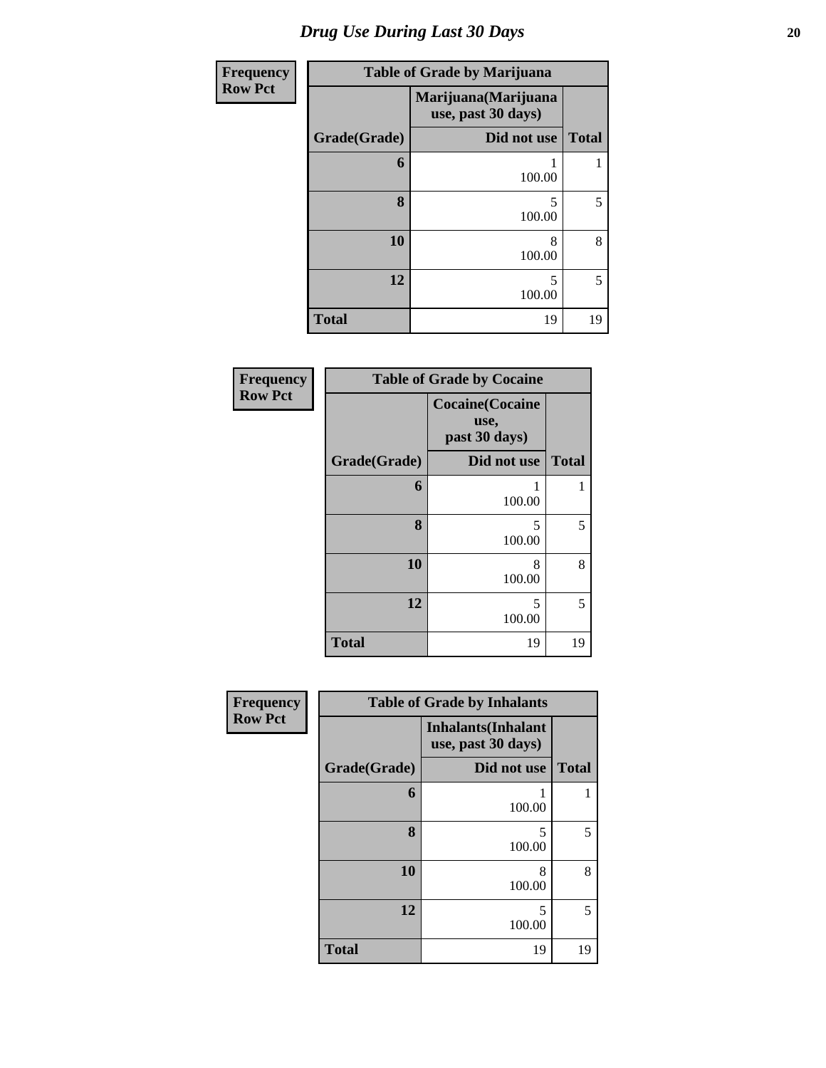# *Drug Use During Last 30 Days*

**Frequency**
**Row Pct**

| Table of Grade by Marijuana | | |
|---|---|---|
| | Marijuana(Marijuana use, past 30 days) | |
| Grade(Grade) | Did not use | Total |
| 6 | 1<br>100.00 | 1 |
| 8 | 5<br>100.00 | 5 |
| 10 | 8<br>100.00 | 8 |
| 12 | 5<br>100.00 | 5 |
| Total | 19 | 19 |

**Frequency**
**Row Pct**

| Table of Grade by Cocaine | | |
|---|---|---|
| | Cocaine(Cocaine use, past 30 days) | |
| Grade(Grade) | Did not use | Total |
| 6 | 1<br>100.00 | 1 |
| 8 | 5<br>100.00 | 5 |
| 10 | 8<br>100.00 | 8 |
| 12 | 5<br>100.00 | 5 |
| Total | 19 | 19 |

**Frequency**
**Row Pct**

| Table of Grade by Inhalants | | |
|---|---|---|
| | Inhalants(Inhalant use, past 30 days) | |
| Grade(Grade) | Did not use | Total |
| 6 | 1<br>100.00 | 1 |
| 8 | 5<br>100.00 | 5 |
| 10 | 8<br>100.00 | 8 |
| 12 | 5<br>100.00 | 5 |
| Total | 19 | 19 |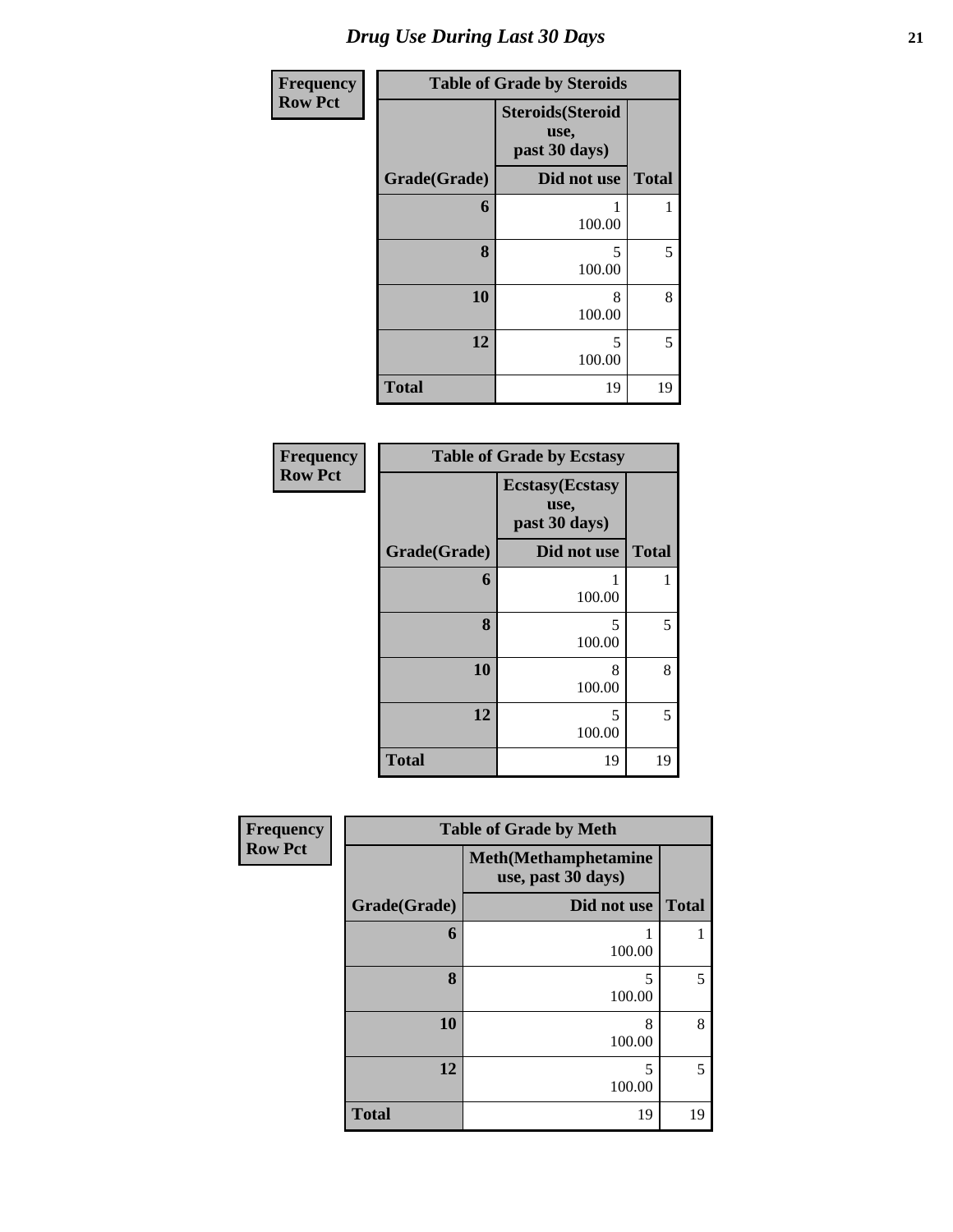# Drug Use During Last 30 Days

| Frequency<br>Row Pct | | |
|---|---|---|
| **Table of Grade by Steroids** | | |
| | **Steroids(Steroid use, past 30 days)** | |
| **Grade(Grade)** | **Did not use** | **Total** |
| **6** | 1<br>100.00 | 1 |
| **8** | 5<br>100.00 | 5 |
| **10** | 8<br>100.00 | 8 |
| **12** | 5<br>100.00 | 5 |
| **Total** | 19 | 19 |

| Frequency<br>Row Pct | | |
|---|---|---|
| **Table of Grade by Ecstasy** | | |
| | **Ecstasy(Ecstasy use, past 30 days)** | |
| **Grade(Grade)** | **Did not use** | **Total** |
| **6** | 1<br>100.00 | 1 |
| **8** | 5<br>100.00 | 5 |
| **10** | 8<br>100.00 | 8 |
| **12** | 5<br>100.00 | 5 |
| **Total** | 19 | 19 |

| Frequency<br>Row Pct | | |
|---|---|---|
| **Table of Grade by Meth** | | |
| | **Meth(Methamphetamine use, past 30 days)** | |
| **Grade(Grade)** | **Did not use** | **Total** |
| **6** | 1<br>100.00 | 1 |
| **8** | 5<br>100.00 | 5 |
| **10** | 8<br>100.00 | 8 |
| **12** | 5<br>100.00 | 5 |
| **Total** | 19 | 19 |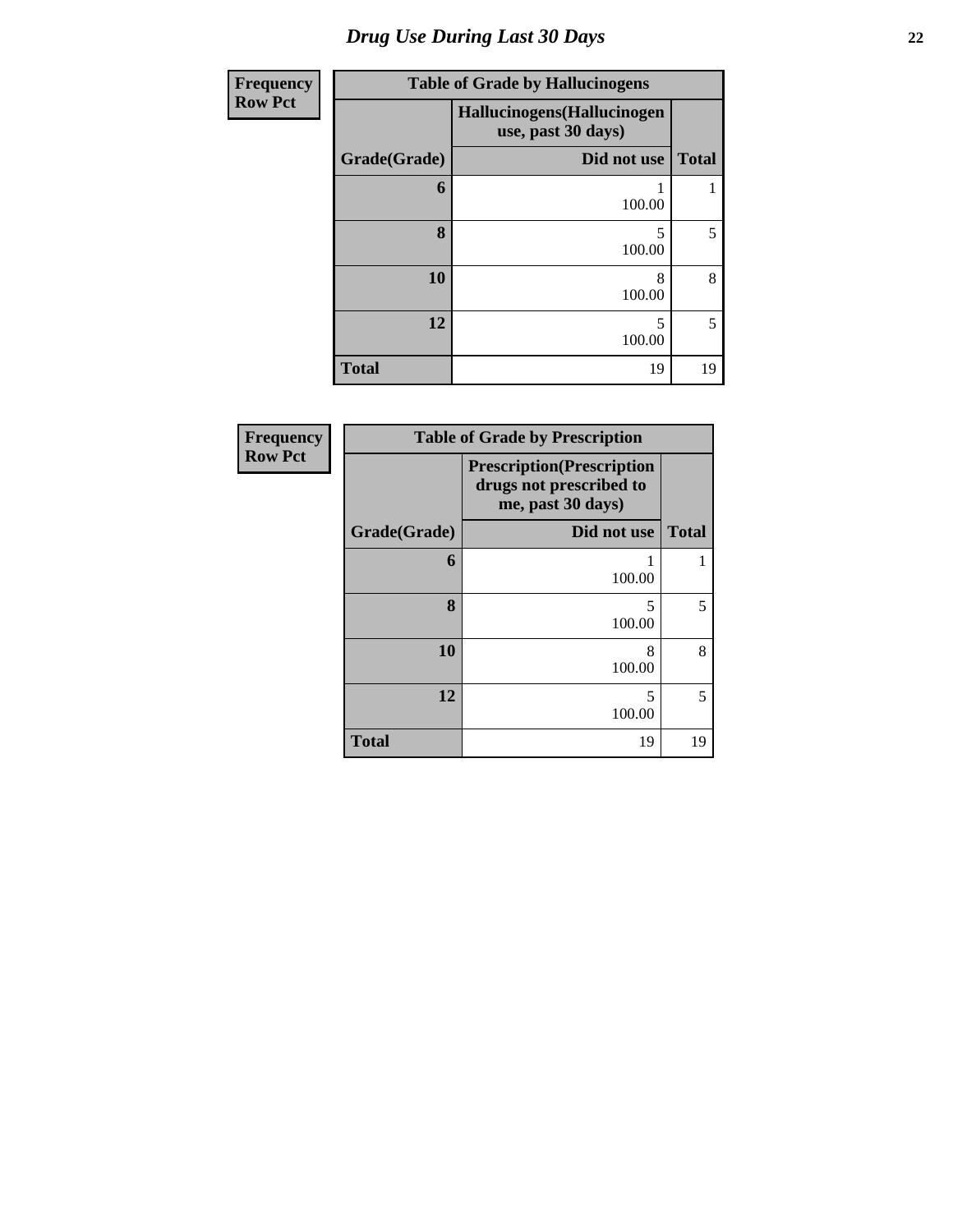# Drug Use During Last 30 Days

**Frequency**
**Row Pct**

| Table of Grade by Hallucinogens | | |
|---|---|---|
| | Hallucinogens(Hallucinogen use, past 30 days) | |
| Grade(Grade) | Did not use | Total |
| 6 | 1<br>100.00 | 1 |
| 8 | 5<br>100.00 | 5 |
| 10 | 8<br>100.00 | 8 |
| 12 | 5<br>100.00 | 5 |
| Total | 19 | 19 |

**Frequency**
**Row Pct**

| Table of Grade by Prescription | | |
|---|---|---|
| | Prescription(Prescription drugs not prescribed to me, past 30 days) | |
| Grade(Grade) | Did not use | Total |
| 6 | 1<br>100.00 | 1 |
| 8 | 5<br>100.00 | 5 |
| 10 | 8<br>100.00 | 8 |
| 12 | 5<br>100.00 | 5 |
| Total | 19 | 19 |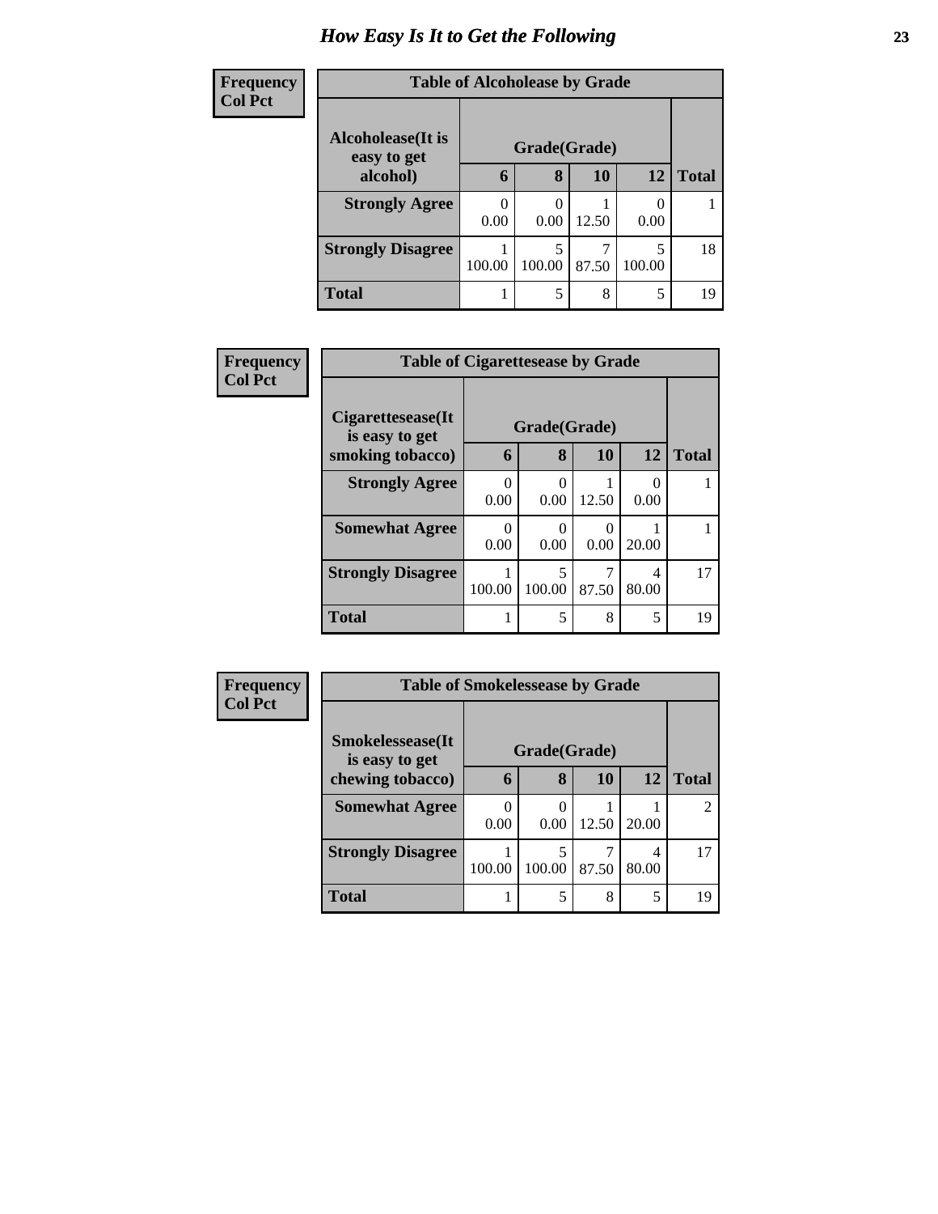# How Easy Is It to Get the Following

**Frequency**
**Col Pct**

| Table of Alcoholease by Grade | | | | | |
|---|---|---|---|---|---|
| **Alcoholease(It is easy to get alcohol)** | **Grade(Grade)** | | | | |
| | **6** | **8** | **10** | **12** | **Total** |
| **Strongly Agree** | 0<br>0.00 | 0<br>0.00 | 1<br>12.50 | 0<br>0.00 | 1 |
| **Strongly Disagree** | 1<br>100.00 | 5<br>100.00 | 7<br>87.50 | 5<br>100.00 | 18 |
| **Total** | 1 | 5 | 8 | 5 | 19 |

**Frequency**
**Col Pct**

| Table of Cigarettesease by Grade | | | | | |
|---|---|---|---|---|---|
| **Cigarettesease(It is easy to get smoking tobacco)** | **Grade(Grade)** | | | | |
| | **6** | **8** | **10** | **12** | **Total** |
| **Strongly Agree** | 0<br>0.00 | 0<br>0.00 | 1<br>12.50 | 0<br>0.00 | 1 |
| **Somewhat Agree** | 0<br>0.00 | 0<br>0.00 | 0<br>0.00 | 1<br>20.00 | 1 |
| **Strongly Disagree** | 1<br>100.00 | 5<br>100.00 | 7<br>87.50 | 4<br>80.00 | 17 |
| **Total** | 1 | 5 | 8 | 5 | 19 |

**Frequency**
**Col Pct**

| Table of Smokelessease by Grade | | | | | |
|---|---|---|---|---|---|
| **Smokelessease(It is easy to get chewing tobacco)** | **Grade(Grade)** | | | | |
| | **6** | **8** | **10** | **12** | **Total** |
| **Somewhat Agree** | 0<br>0.00 | 0<br>0.00 | 1<br>12.50 | 1<br>20.00 | 2 |
| **Strongly Disagree** | 1<br>100.00 | 5<br>100.00 | 7<br>87.50 | 4<br>80.00 | 17 |
| **Total** | 1 | 5 | 8 | 5 | 19 |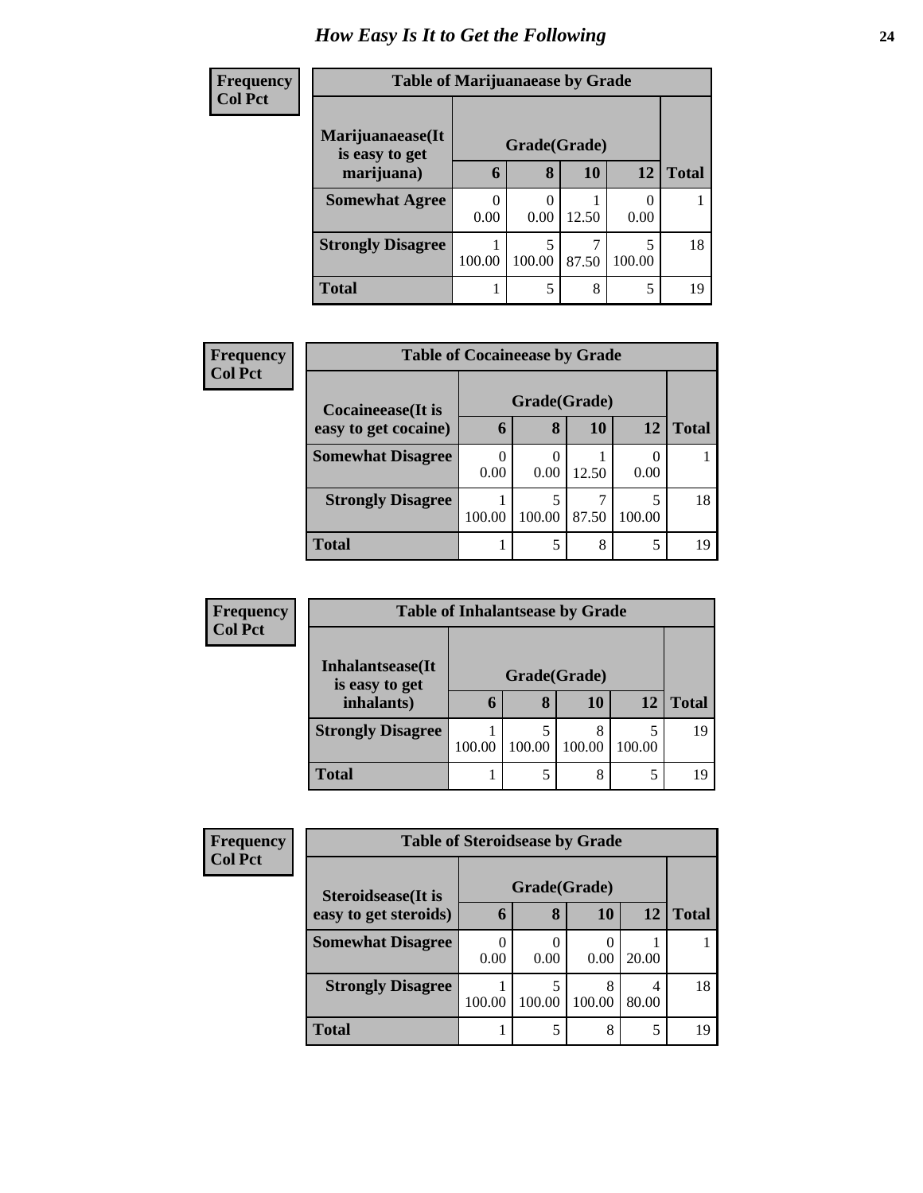# How Easy Is It to Get the Following

**Frequency**
**Col Pct**

**Table of Marijuanaease by Grade**

| Marijuanaease(It is easy to get marijuana) | Grade(Grade) | | | | |
|---|---|---|---|---|---|
| | 6 | 8 | 10 | 12 | Total |
| **Somewhat Agree** | 0<br>0.00 | 0<br>0.00 | 1<br>12.50 | 0<br>0.00 | 1 |
| **Strongly Disagree** | 1<br>100.00 | 5<br>100.00 | 7<br>87.50 | 5<br>100.00 | 18 |
| **Total** | 1 | 5 | 8 | 5 | 19 |

**Frequency**
**Col Pct**

**Table of Cocaineease by Grade**

| Cocaineease(It is easy to get cocaine) | Grade(Grade) | | | | |
|---|---|---|---|---|---|
| | 6 | 8 | 10 | 12 | Total |
| **Somewhat Disagree** | 0<br>0.00 | 0<br>0.00 | 1<br>12.50 | 0<br>0.00 | 1 |
| **Strongly Disagree** | 1<br>100.00 | 5<br>100.00 | 7<br>87.50 | 5<br>100.00 | 18 |
| **Total** | 1 | 5 | 8 | 5 | 19 |

**Frequency**
**Col Pct**

**Table of Inhalantsease by Grade**

| Inhalantsease(It is easy to get inhalants) | Grade(Grade) | | | | |
|---|---|---|---|---|---|
| | 6 | 8 | 10 | 12 | Total |
| **Strongly Disagree** | 1<br>100.00 | 5<br>100.00 | 8<br>100.00 | 5<br>100.00 | 19 |
| **Total** | 1 | 5 | 8 | 5 | 19 |

**Frequency**
**Col Pct**

**Table of Steroidsease by Grade**

| Steroidsease(It is easy to get steroids) | Grade(Grade) | | | | |
|---|---|---|---|---|---|
| | 6 | 8 | 10 | 12 | Total |
| **Somewhat Disagree** | 0<br>0.00 | 0<br>0.00 | 0<br>0.00 | 1<br>20.00 | 1 |
| **Strongly Disagree** | 1<br>100.00 | 5<br>100.00 | 8<br>100.00 | 4<br>80.00 | 18 |
| **Total** | 1 | 5 | 8 | 5 | 19 |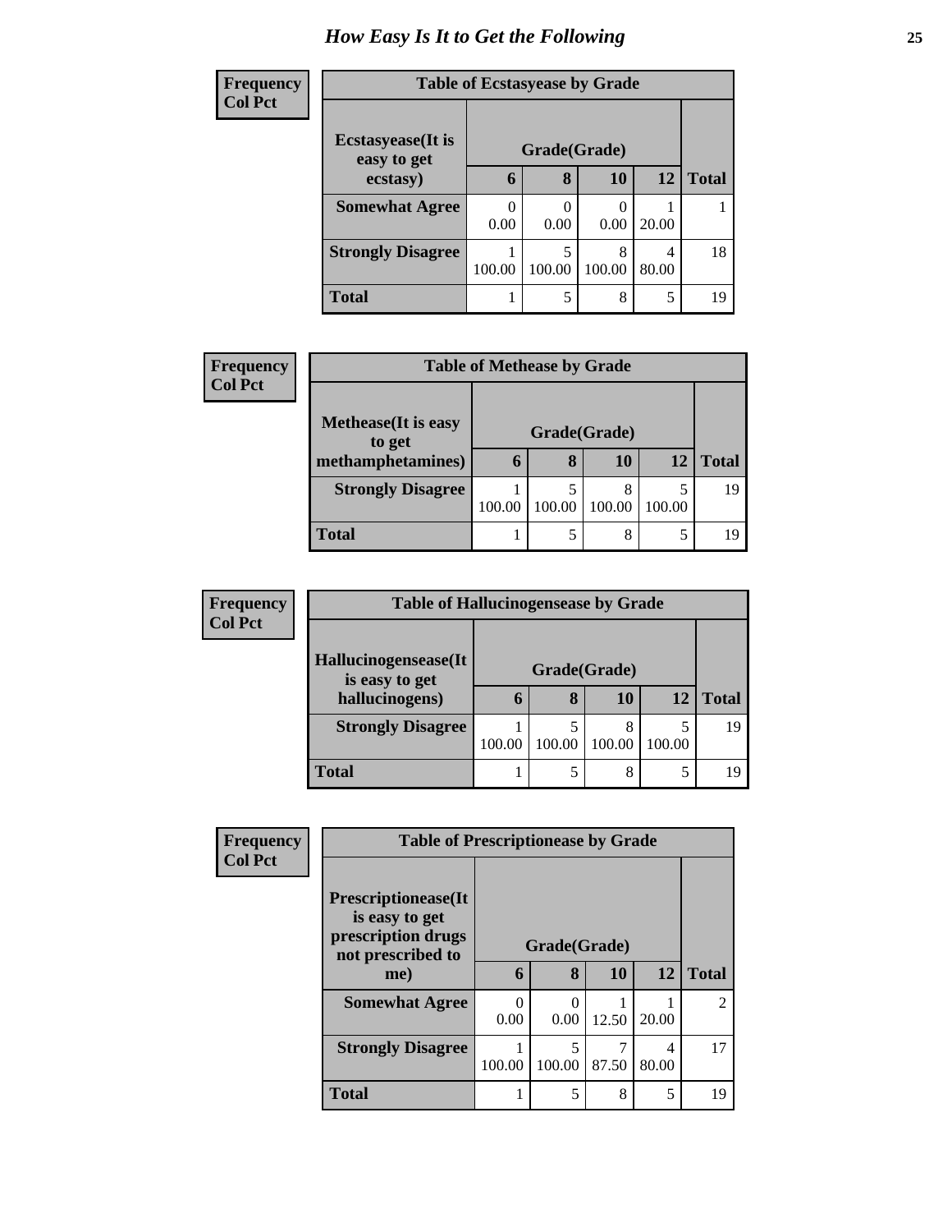# How Easy Is It to Get the Following

**Frequency**
**Col Pct**

| Table of Ecstasyease by Grade | | | | | |
|---|---|---|---|---|---|
| **Ecstasyease(It is easy to get ecstasy)** | **Grade(Grade)** | | | | |
| | **6** | **8** | **10** | **12** | **Total** |
| **Somewhat Agree** | 0<br>0.00 | 0<br>0.00 | 0<br>0.00 | 1<br>20.00 | 1 |
| **Strongly Disagree** | 1<br>100.00 | 5<br>100.00 | 8<br>100.00 | 4<br>80.00 | 18 |
| **Total** | 1 | 5 | 8 | 5 | 19 |

**Frequency**
**Col Pct**

| Table of Methease by Grade | | | | | |
|---|---|---|---|---|---|
| **Methease(It is easy to get methamphetamines)** | **Grade(Grade)** | | | | |
| | **6** | **8** | **10** | **12** | **Total** |
| **Strongly Disagree** | 1<br>100.00 | 5<br>100.00 | 8<br>100.00 | 5<br>100.00 | 19 |
| **Total** | 1 | 5 | 8 | 5 | 19 |

**Frequency**
**Col Pct**

| Table of Hallucinogensease by Grade | | | | | |
|---|---|---|---|---|---|
| **Hallucinogensease(It is easy to get hallucinogens)** | **Grade(Grade)** | | | | |
| | **6** | **8** | **10** | **12** | **Total** |
| **Strongly Disagree** | 1<br>100.00 | 5<br>100.00 | 8<br>100.00 | 5<br>100.00 | 19 |
| **Total** | 1 | 5 | 8 | 5 | 19 |

**Frequency**
**Col Pct**

| Table of Prescriptionease by Grade | | | | | |
|---|---|---|---|---|---|
| **Prescriptionease(It is easy to get prescription drugs not prescribed to me)** | **Grade(Grade)** | | | | |
| | **6** | **8** | **10** | **12** | **Total** |
| **Somewhat Agree** | 0<br>0.00 | 0<br>0.00 | 1<br>12.50 | 1<br>20.00 | 2 |
| **Strongly Disagree** | 1<br>100.00 | 5<br>100.00 | 7<br>87.50 | 4<br>80.00 | 17 |
| **Total** | 1 | 5 | 8 | 5 | 19 |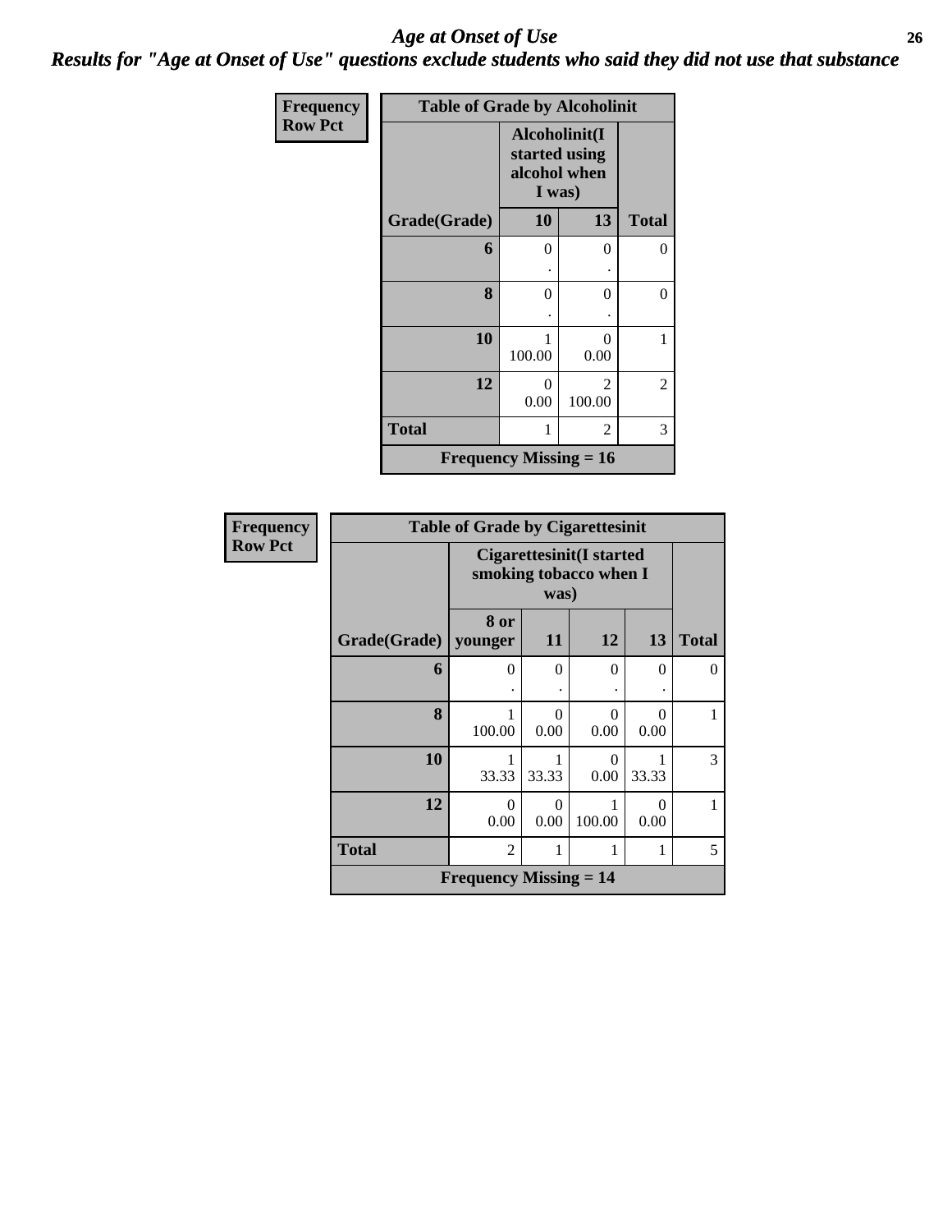# Age at Onset of Use

## Results for "Age at Onset of Use" questions exclude students who said they did not use that substance

**Frequency**
**Row Pct**

| Table of Grade by Alcoholinit | | | |
|---|---|---|---|
| | Alcoholinit(I started using alcohol when I was) | | |
| Grade(Grade) | 10 | 13 | Total |
| 6 | 0<br>. | 0<br>. | 0 |
| 8 | 0<br>. | 0<br>. | 0 |
| 10 | 1<br>100.00 | 0<br>0.00 | 1 |
| 12 | 0<br>0.00 | 2<br>100.00 | 2 |
| Total | 1 | 2 | 3 |
| Frequency Missing = 16 | | | |

**Frequency**
**Row Pct**

| Table of Grade by Cigarettesinit | | | | | |
|---|---|---|---|---|---|
| | Cigarettesinit(I started smoking tobacco when I was) | | | | |
| Grade(Grade) | 8 or younger | 11 | 12 | 13 | Total |
| 6 | 0<br>. | 0<br>. | 0<br>. | 0<br>. | 0 |
| 8 | 1<br>100.00 | 0<br>0.00 | 0<br>0.00 | 0<br>0.00 | 1 |
| 10 | 1<br>33.33 | 1<br>33.33 | 0<br>0.00 | 1<br>33.33 | 3 |
| 12 | 0<br>0.00 | 0<br>0.00 | 1<br>100.00 | 0<br>0.00 | 1 |
| Total | 2 | 1 | 1 | 1 | 5 |
| Frequency Missing = 14 | | | | | |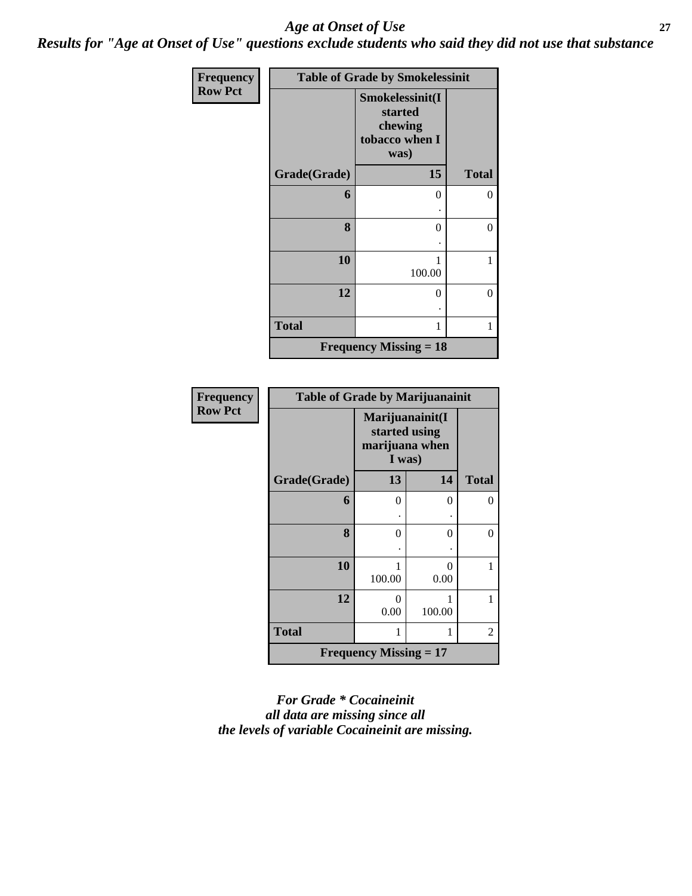# *Age at Onset of Use*

## *Results for "Age at Onset of Use" questions exclude students who said they did not use that substance*

**Frequency**
**Row Pct**

| Table of Grade by Smokelessinit | | |
|---|---|---|
| | **Smokelessinit(I started chewing tobacco when I was)** | |
| **Grade(Grade)** | **15** | **Total** |
| **6** | 0<br>. | 0 |
| **8** | 0<br>. | 0 |
| **10** | 1<br>100.00 | 1 |
| **12** | 0<br>. | 0 |
| **Total** | 1 | 1 |
| **Frequency Missing = 18** | | |

**Frequency**
**Row Pct**

| Table of Grade by Marijuanainit | | | |
|---|---|---|---|
| | **Marijuanainit(I started using marijuana when I was)** | | |
| **Grade(Grade)** | **13** | **14** | **Total** |
| **6** | 0<br>. | 0<br>. | 0 |
| **8** | 0<br>. | 0<br>. | 0 |
| **10** | 1<br>100.00 | 0<br>0.00 | 1 |
| **12** | 0<br>0.00 | 1<br>100.00 | 1 |
| **Total** | 1 | 1 | 2 |
| **Frequency Missing = 17** | | | |

***For Grade * Cocaineinit all data are missing since all the levels of variable Cocaineinit are missing.***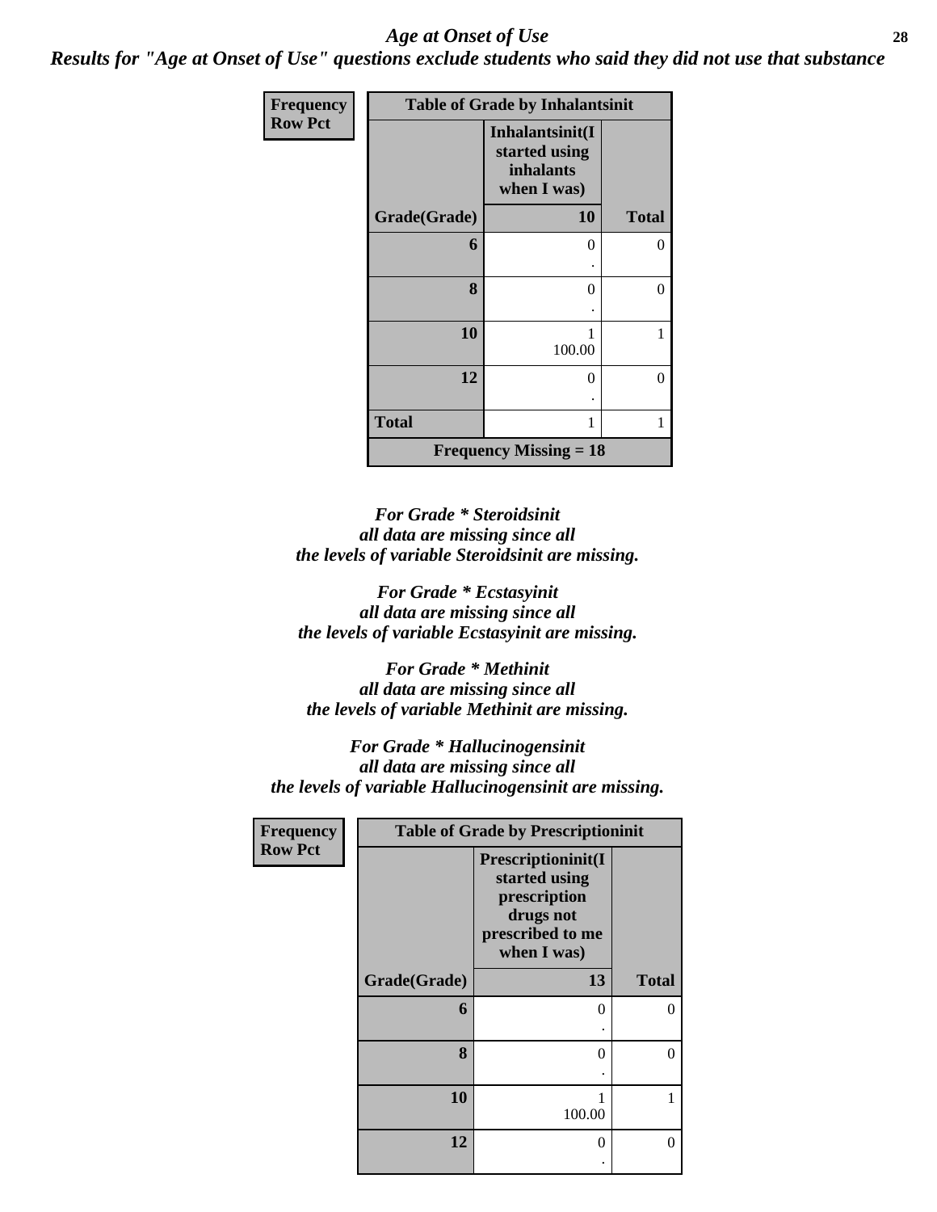## *Age at Onset of Use*

***Results for "Age at Onset of Use" questions exclude students who said they did not use that substance***

| Frequency<br>Row Pct | Table of Grade by Inhalantsinit | |
|---|---|---|
| | **Inhalantsinit(I started using inhalants when I was)** | |
| **Grade(Grade)** | **10** | **Total** |
| **6** | 0<br>. | 0 |
| **8** | 0<br>. | 0 |
| **10** | 1<br>100.00 | 1 |
| **12** | 0<br>. | 0 |
| **Total** | 1 | 1 |
| **Frequency Missing = 18** | | |

*For Grade * Steroidsinit all data are missing since all the levels of variable Steroidsinit are missing.*

*For Grade * Ecstasyinit all data are missing since all the levels of variable Ecstasyinit are missing.*

*For Grade * Methinit all data are missing since all the levels of variable Methinit are missing.*

*For Grade * Hallucinogensinit all data are missing since all the levels of variable Hallucinogensinit are missing.*

| Frequency<br>Row Pct | Table of Grade by Prescriptioninit | |
|---|---|---|
| | **Prescriptioninit(I started using prescription drugs not prescribed to me when I was)** | |
| **Grade(Grade)** | **13** | **Total** |
| **6** | 0<br>. | 0 |
| **8** | 0<br>. | 0 |
| **10** | 1<br>100.00 | 1 |
| **12** | 0<br>. | 0 |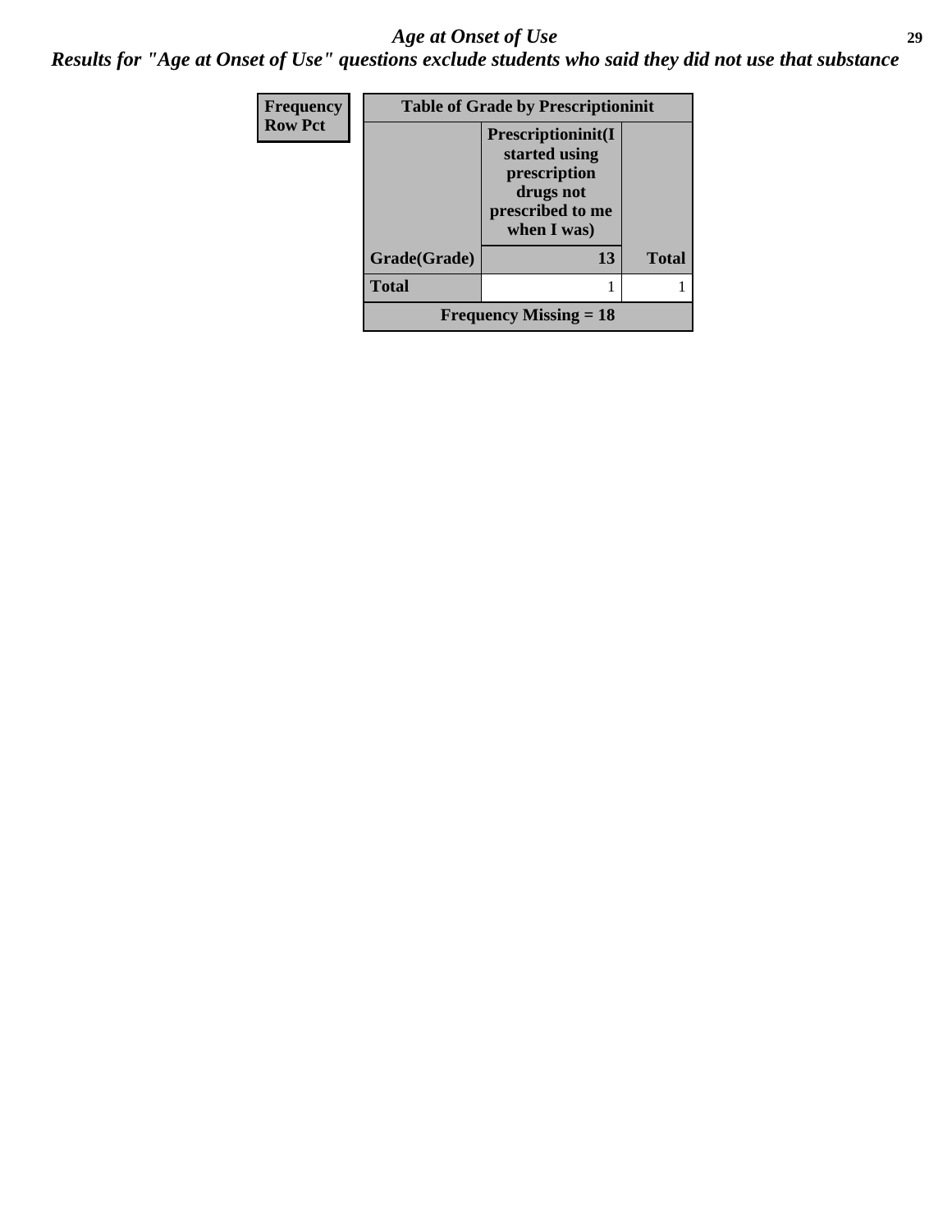*Age at Onset of Use*

***Results for "Age at Onset of Use" questions exclude students who said they did not use that substance***

| Frequency<br>Row Pct |
|---|

| Table of Grade by Prescriptioninit | | |
|---|---|---|
| | **Prescriptioninit(I started using prescription drugs not prescribed to me when I was)** | |
| **Grade(Grade)** | **13** | **Total** |
| **Total** | 1 | 1 |
| **Frequency Missing = 18** | | |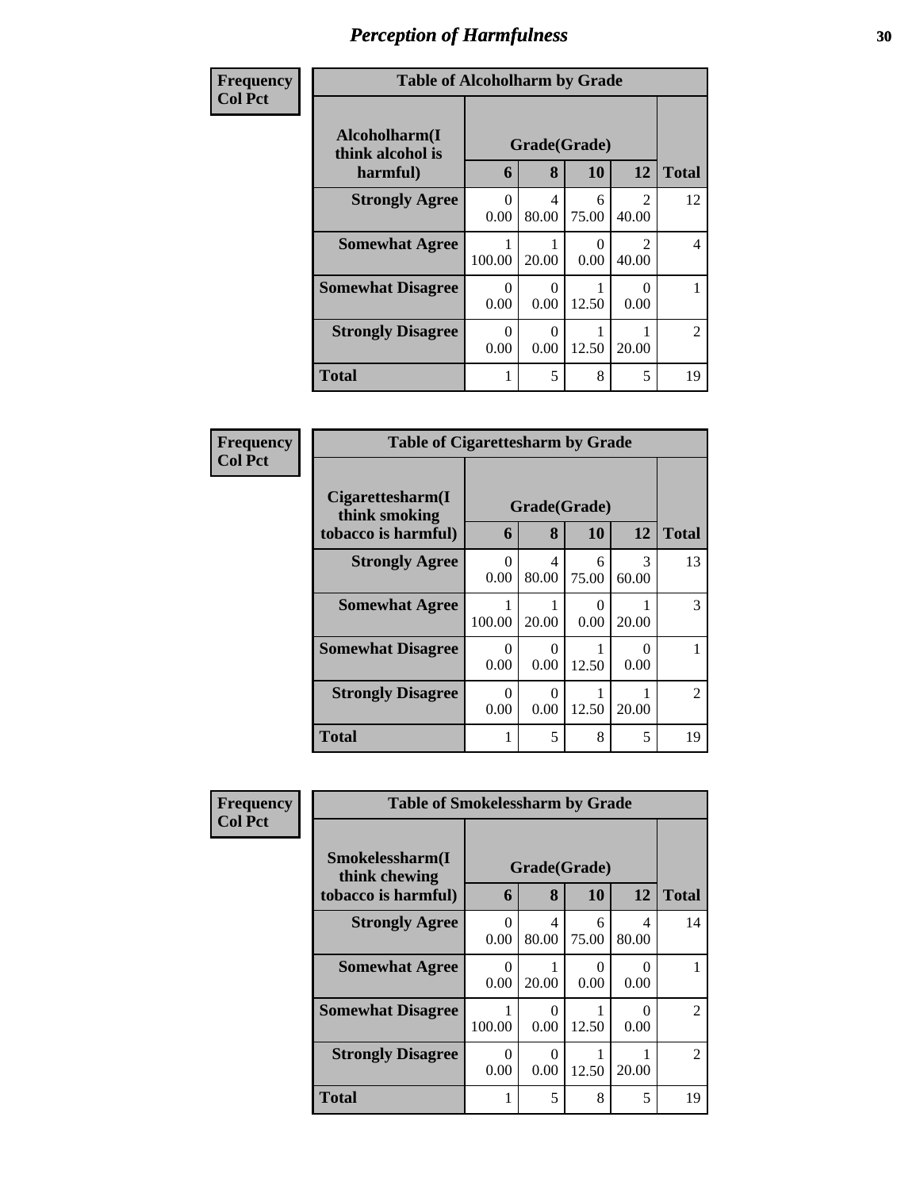# Perception of Harmfulness

**Frequency**
**Col Pct**

| Table of Alcoholharm by Grade | | | | | |
|---|---|---|---|---|---|
| **Alcoholharm(I think alcohol is harmful)** | **Grade(Grade)** | | | | **Total** |
| | **6** | **8** | **10** | **12** | |
| **Strongly Agree** | 0<br>0.00 | 4<br>80.00 | 6<br>75.00 | 2<br>40.00 | 12 |
| **Somewhat Agree** | 1<br>100.00 | 1<br>20.00 | 0<br>0.00 | 2<br>40.00 | 4 |
| **Somewhat Disagree** | 0<br>0.00 | 0<br>0.00 | 1<br>12.50 | 0<br>0.00 | 1 |
| **Strongly Disagree** | 0<br>0.00 | 0<br>0.00 | 1<br>12.50 | 1<br>20.00 | 2 |
| **Total** | 1 | 5 | 8 | 5 | 19 |

**Frequency**
**Col Pct**

| Table of Cigarettesharm by Grade | | | | | |
|---|---|---|---|---|---|
| **Cigarettesharm(I think smoking tobacco is harmful)** | **Grade(Grade)** | | | | **Total** |
| | **6** | **8** | **10** | **12** | |
| **Strongly Agree** | 0<br>0.00 | 4<br>80.00 | 6<br>75.00 | 3<br>60.00 | 13 |
| **Somewhat Agree** | 1<br>100.00 | 1<br>20.00 | 0<br>0.00 | 1<br>20.00 | 3 |
| **Somewhat Disagree** | 0<br>0.00 | 0<br>0.00 | 1<br>12.50 | 0<br>0.00 | 1 |
| **Strongly Disagree** | 0<br>0.00 | 0<br>0.00 | 1<br>12.50 | 1<br>20.00 | 2 |
| **Total** | 1 | 5 | 8 | 5 | 19 |

**Frequency**
**Col Pct**

| Table of Smokelessharm by Grade | | | | | |
|---|---|---|---|---|---|
| **Smokelessharm(I think chewing tobacco is harmful)** | **Grade(Grade)** | | | | **Total** |
| | **6** | **8** | **10** | **12** | |
| **Strongly Agree** | 0<br>0.00 | 4<br>80.00 | 6<br>75.00 | 4<br>80.00 | 14 |
| **Somewhat Agree** | 0<br>0.00 | 1<br>20.00 | 0<br>0.00 | 0<br>0.00 | 1 |
| **Somewhat Disagree** | 1<br>100.00 | 0<br>0.00 | 1<br>12.50 | 0<br>0.00 | 2 |
| **Strongly Disagree** | 0<br>0.00 | 0<br>0.00 | 1<br>12.50 | 1<br>20.00 | 2 |
| **Total** | 1 | 5 | 8 | 5 | 19 |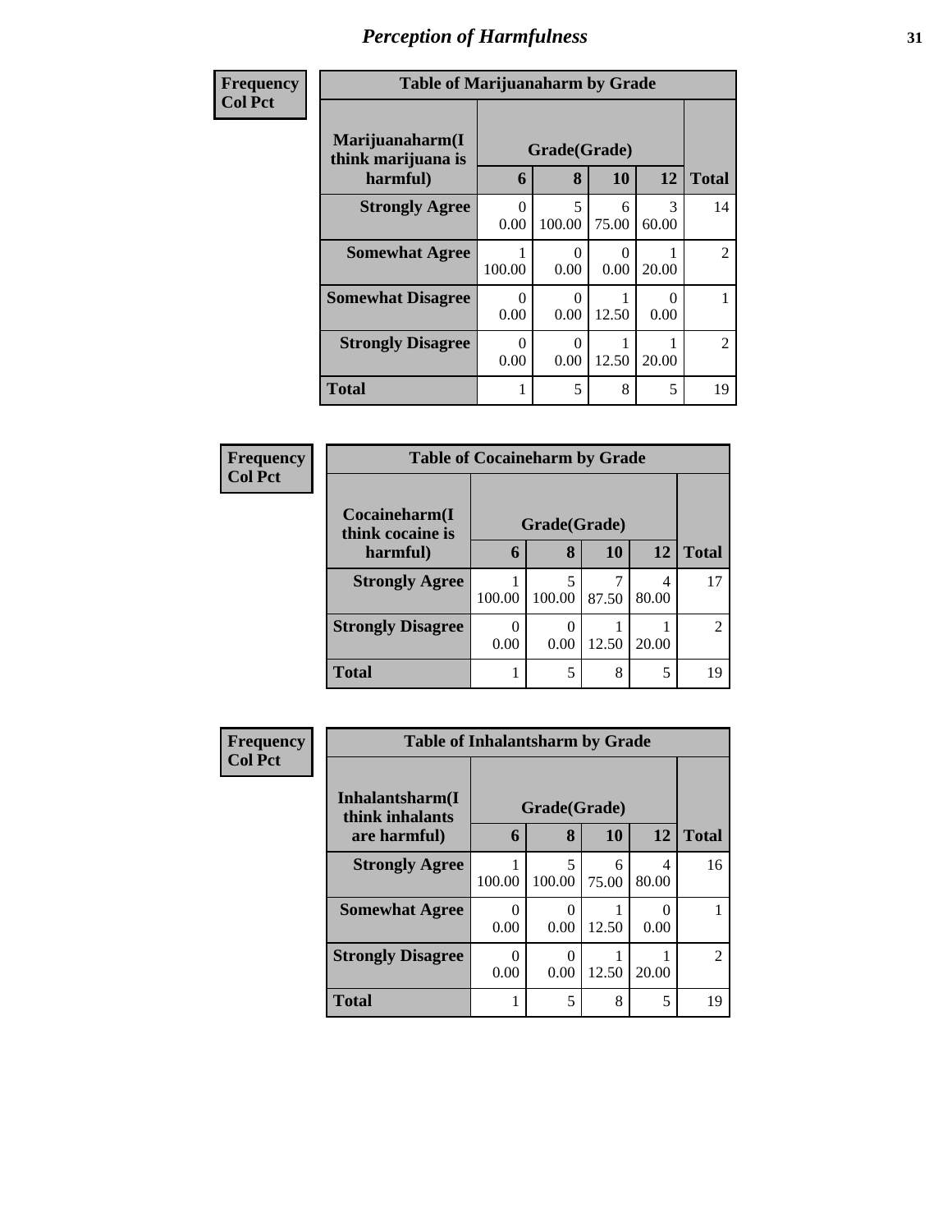# *Perception of Harmfulness*

| Frequency<br>Col Pct |
|---|

| Table of Marijuanaharm by Grade | | | | | |
|---|---|---|---|---|---|
| **Marijuanaharm(I think marijuana is harmful)** | **Grade(Grade)** | | | | |
| | **6** | **8** | **10** | **12** | **Total** |
| **Strongly Agree** | 0<br>0.00 | 5<br>100.00 | 6<br>75.00 | 3<br>60.00 | 14 |
| **Somewhat Agree** | 1<br>100.00 | 0<br>0.00 | 0<br>0.00 | 1<br>20.00 | 2 |
| **Somewhat Disagree** | 0<br>0.00 | 0<br>0.00 | 1<br>12.50 | 0<br>0.00 | 1 |
| **Strongly Disagree** | 0<br>0.00 | 0<br>0.00 | 1<br>12.50 | 1<br>20.00 | 2 |
| **Total** | 1 | 5 | 8 | 5 | 19 |

| Frequency<br>Col Pct |
|---|

| Table of Cocaineharm by Grade | | | | | |
|---|---|---|---|---|---|
| **Cocaineharm(I think cocaine is harmful)** | **Grade(Grade)** | | | | |
| | **6** | **8** | **10** | **12** | **Total** |
| **Strongly Agree** | 1<br>100.00 | 5<br>100.00 | 7<br>87.50 | 4<br>80.00 | 17 |
| **Strongly Disagree** | 0<br>0.00 | 0<br>0.00 | 1<br>12.50 | 1<br>20.00 | 2 |
| **Total** | 1 | 5 | 8 | 5 | 19 |

| Frequency<br>Col Pct |
|---|

| Table of Inhalantsharm by Grade | | | | | |
|---|---|---|---|---|---|
| **Inhalantsharm(I think inhalants are harmful)** | **Grade(Grade)** | | | | |
| | **6** | **8** | **10** | **12** | **Total** |
| **Strongly Agree** | 1<br>100.00 | 5<br>100.00 | 6<br>75.00 | 4<br>80.00 | 16 |
| **Somewhat Agree** | 0<br>0.00 | 0<br>0.00 | 1<br>12.50 | 0<br>0.00 | 1 |
| **Strongly Disagree** | 0<br>0.00 | 0<br>0.00 | 1<br>12.50 | 1<br>20.00 | 2 |
| **Total** | 1 | 5 | 8 | 5 | 19 |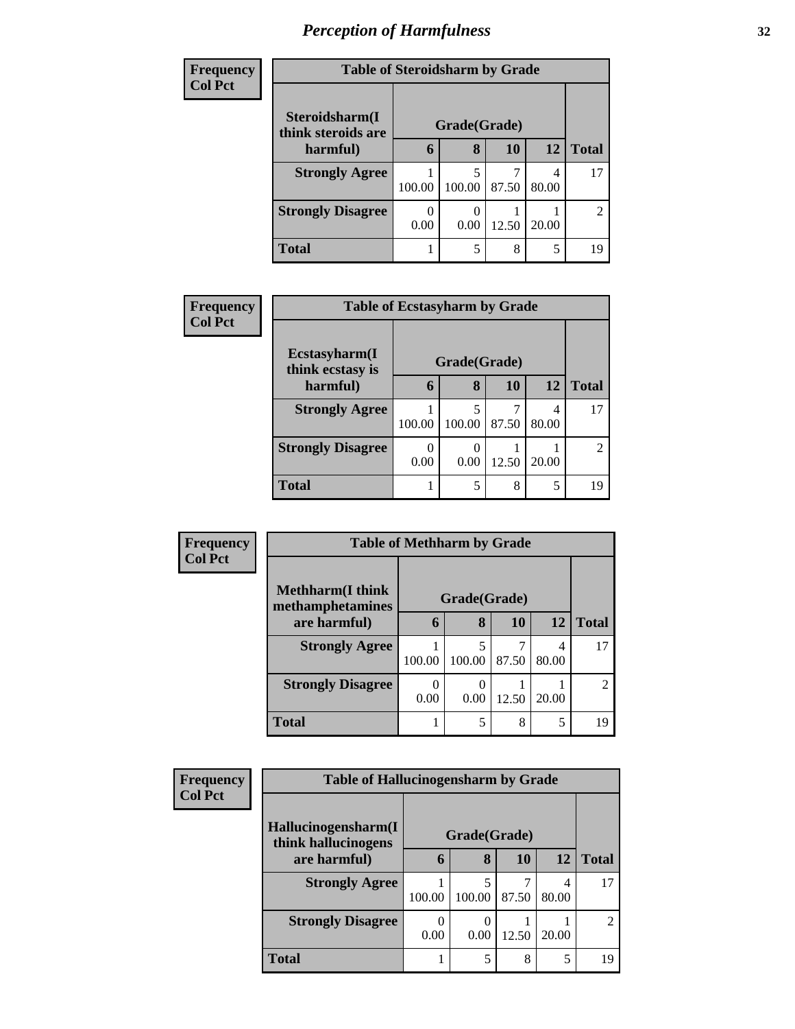# Perception of Harmfulness

**Frequency**
**Col Pct**

| Table of Steroidsharm by Grade | | | | | |
|---|---|---|---|---|---|
| Steroidsharm(I think steroids are harmful) | Grade(Grade) | | | | |
| | 6 | 8 | 10 | 12 | Total |
| **Strongly Agree** | 1<br>100.00 | 5<br>100.00 | 7<br>87.50 | 4<br>80.00 | 17 |
| **Strongly Disagree** | 0<br>0.00 | 0<br>0.00 | 1<br>12.50 | 1<br>20.00 | 2 |
| **Total** | 1 | 5 | 8 | 5 | 19 |

**Frequency**
**Col Pct**

| Table of Ecstasyharm by Grade | | | | | |
|---|---|---|---|---|---|
| Ecstasyharm(I think ecstasy is harmful) | Grade(Grade) | | | | |
| | 6 | 8 | 10 | 12 | Total |
| **Strongly Agree** | 1<br>100.00 | 5<br>100.00 | 7<br>87.50 | 4<br>80.00 | 17 |
| **Strongly Disagree** | 0<br>0.00 | 0<br>0.00 | 1<br>12.50 | 1<br>20.00 | 2 |
| **Total** | 1 | 5 | 8 | 5 | 19 |

**Frequency**
**Col Pct**

| Table of Methharm by Grade | | | | | |
|---|---|---|---|---|---|
| Methharm(I think methamphetamines are harmful) | Grade(Grade) | | | | |
| | 6 | 8 | 10 | 12 | Total |
| **Strongly Agree** | 1<br>100.00 | 5<br>100.00 | 7<br>87.50 | 4<br>80.00 | 17 |
| **Strongly Disagree** | 0<br>0.00 | 0<br>0.00 | 1<br>12.50 | 1<br>20.00 | 2 |
| **Total** | 1 | 5 | 8 | 5 | 19 |

**Frequency**
**Col Pct**

| Table of Hallucinogensharm by Grade | | | | | |
|---|---|---|---|---|---|
| Hallucinogensharm(I think hallucinogens are harmful) | Grade(Grade) | | | | |
| | 6 | 8 | 10 | 12 | Total |
| **Strongly Agree** | 1<br>100.00 | 5<br>100.00 | 7<br>87.50 | 4<br>80.00 | 17 |
| **Strongly Disagree** | 0<br>0.00 | 0<br>0.00 | 1<br>12.50 | 1<br>20.00 | 2 |
| **Total** | 1 | 5 | 8 | 5 | 19 |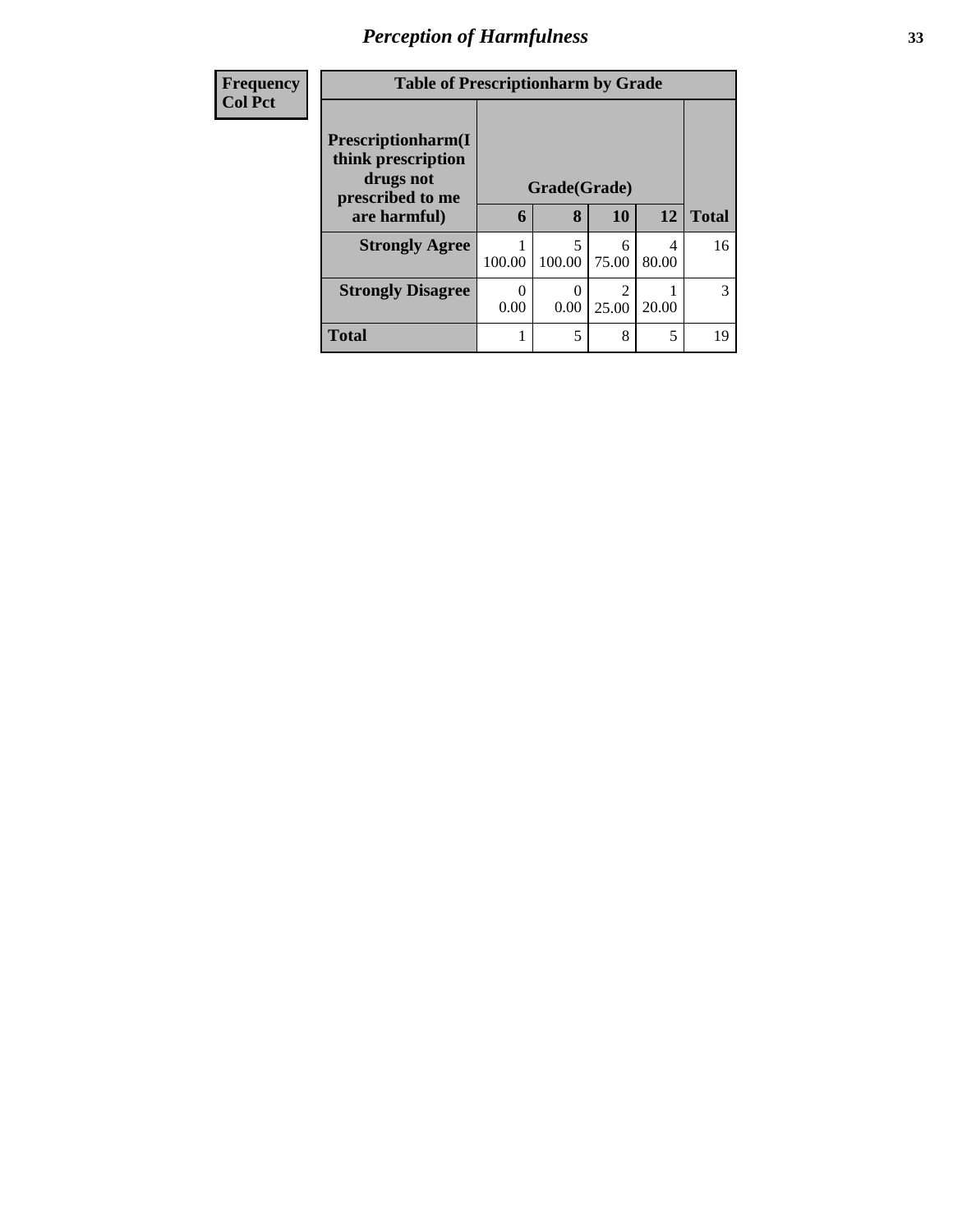## *Perception of Harmfulness*

| Frequency Col Pct | | | | | |
|---|---|---|---|---|---|

**Table of Prescriptionharm by Grade**

| Prescriptionharm(I think prescription drugs not prescribed to me are harmful) | Grade(Grade) | | | | |
|---|---|---|---|---|---|
| | 6 | 8 | 10 | 12 | Total |
| **Strongly Agree** | 1<br>100.00 | 5<br>100.00 | 6<br>75.00 | 4<br>80.00 | 16 |
| **Strongly Disagree** | 0<br>0.00 | 0<br>0.00 | 2<br>25.00 | 1<br>20.00 | 3 |
| **Total** | 1 | 5 | 8 | 5 | 19 |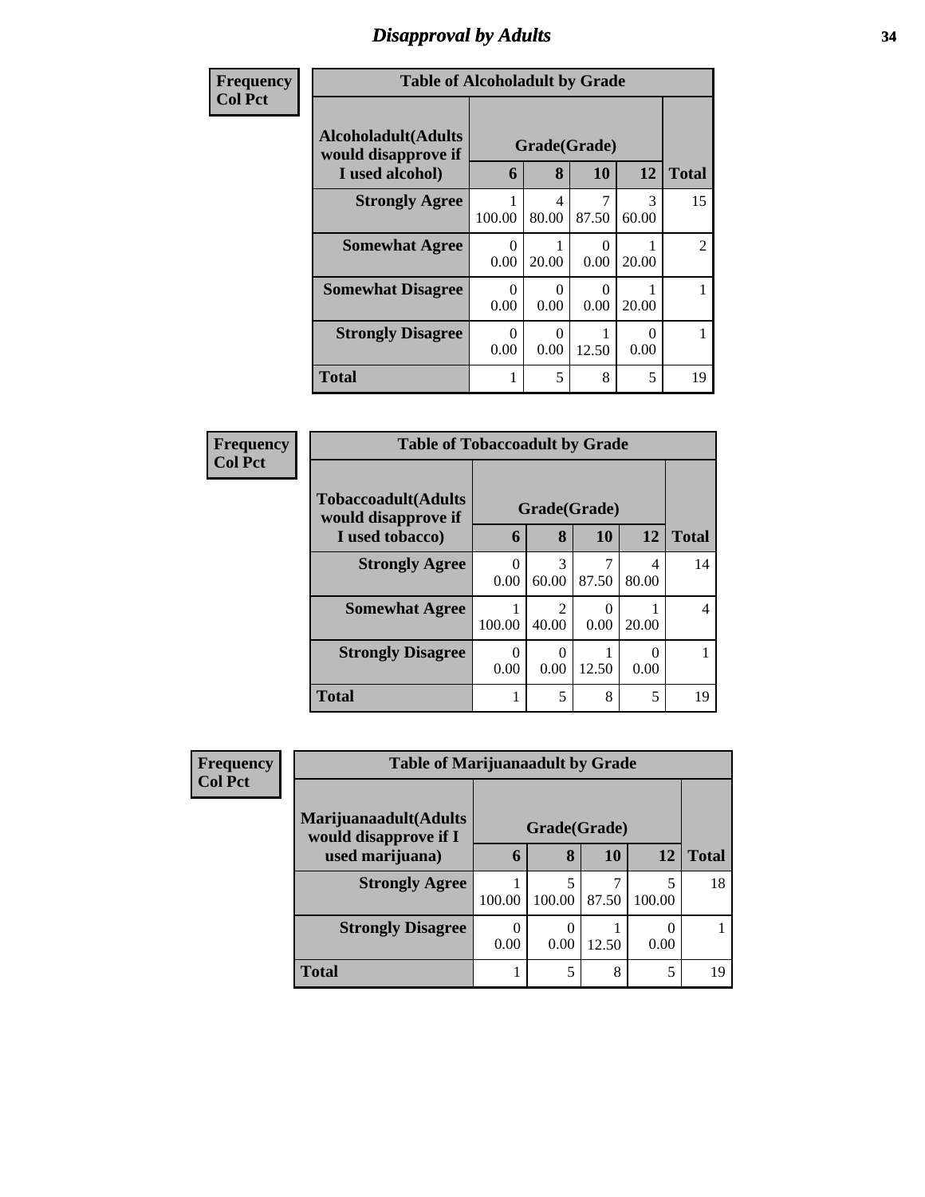# *Disapproval by Adults*

**Frequency**
**Col Pct**

| Table of Alcoholadult by Grade | | | | | |
|---|---|---|---|---|---|
| Alcoholadult(Adults would disapprove if I used alcohol) | Grade(Grade) | | | | Total |
| | 6 | 8 | 10 | 12 | |
| **Strongly Agree** | 1<br>100.00 | 4<br>80.00 | 7<br>87.50 | 3<br>60.00 | 15 |
| **Somewhat Agree** | 0<br>0.00 | 1<br>20.00 | 0<br>0.00 | 1<br>20.00 | 2 |
| **Somewhat Disagree** | 0<br>0.00 | 0<br>0.00 | 0<br>0.00 | 1<br>20.00 | 1 |
| **Strongly Disagree** | 0<br>0.00 | 0<br>0.00 | 1<br>12.50 | 0<br>0.00 | 1 |
| **Total** | 1 | 5 | 8 | 5 | 19 |

**Frequency**
**Col Pct**

| Table of Tobaccoadult by Grade | | | | | |
|---|---|---|---|---|---|
| Tobaccoadult(Adults would disapprove if I used tobacco) | Grade(Grade) | | | | Total |
| | 6 | 8 | 10 | 12 | |
| **Strongly Agree** | 0<br>0.00 | 3<br>60.00 | 7<br>87.50 | 4<br>80.00 | 14 |
| **Somewhat Agree** | 1<br>100.00 | 2<br>40.00 | 0<br>0.00 | 1<br>20.00 | 4 |
| **Strongly Disagree** | 0<br>0.00 | 0<br>0.00 | 1<br>12.50 | 0<br>0.00 | 1 |
| **Total** | 1 | 5 | 8 | 5 | 19 |

**Frequency**
**Col Pct**

| Table of Marijuanaadult by Grade | | | | | |
|---|---|---|---|---|---|
| Marijuanaadult(Adults would disapprove if I used marijuana) | Grade(Grade) | | | | Total |
| | 6 | 8 | 10 | 12 | |
| **Strongly Agree** | 1<br>100.00 | 5<br>100.00 | 7<br>87.50 | 5<br>100.00 | 18 |
| **Strongly Disagree** | 0<br>0.00 | 0<br>0.00 | 1<br>12.50 | 0<br>0.00 | 1 |
| **Total** | 1 | 5 | 8 | 5 | 19 |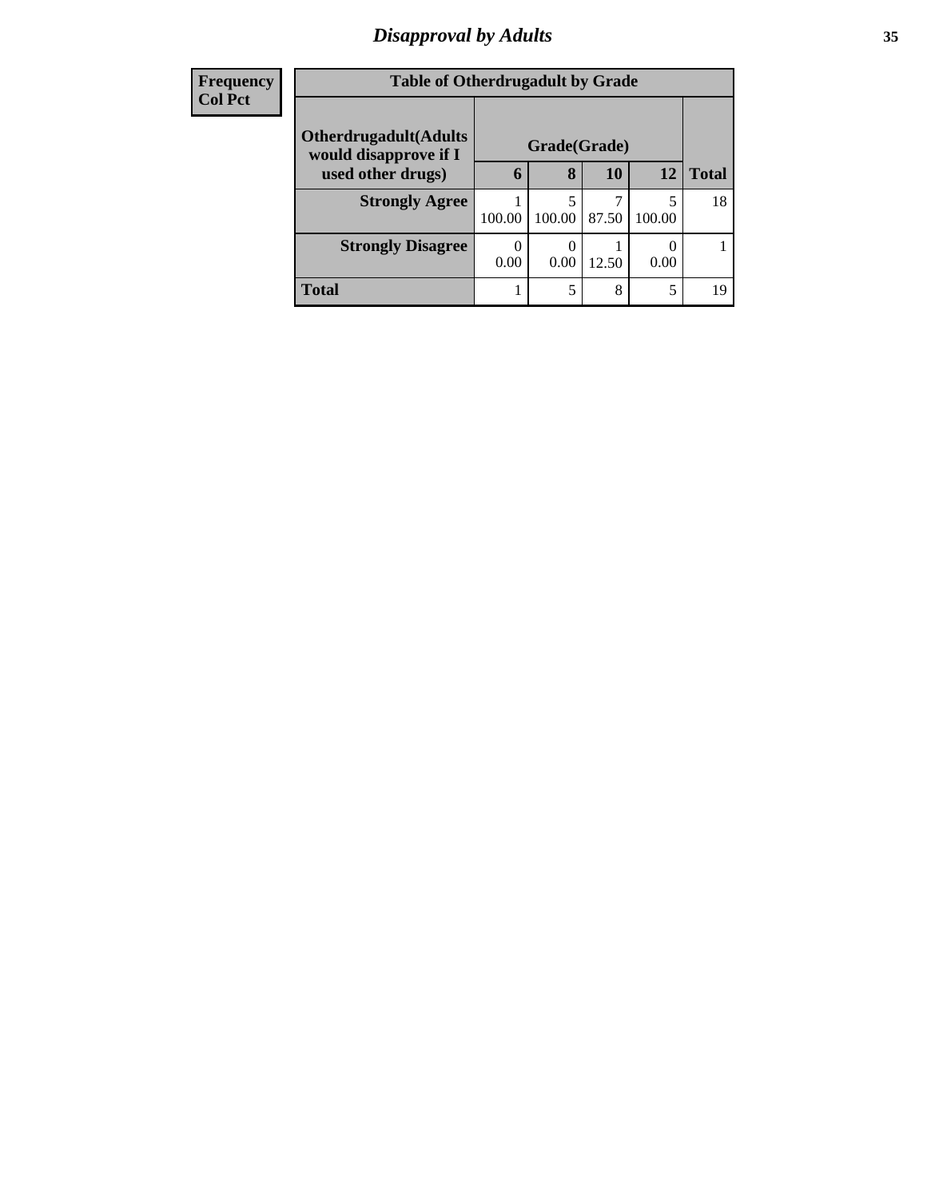## Disapproval by Adults

| Frequency<br>Col Pct |
|---|

**Table of Otherdrugadult by Grade**

| Otherdrugadult(Adults would disapprove if I used other drugs) | Grade(Grade) | | | | Total |
|---|---|---|---|---|---|
| | 6 | 8 | 10 | 12 | |
| **Strongly Agree** | 1<br>100.00 | 5<br>100.00 | 7<br>87.50 | 5<br>100.00 | 18 |
| **Strongly Disagree** | 0<br>0.00 | 0<br>0.00 | 1<br>12.50 | 0<br>0.00 | 1 |
| **Total** | 1 | 5 | 8 | 5 | 19 |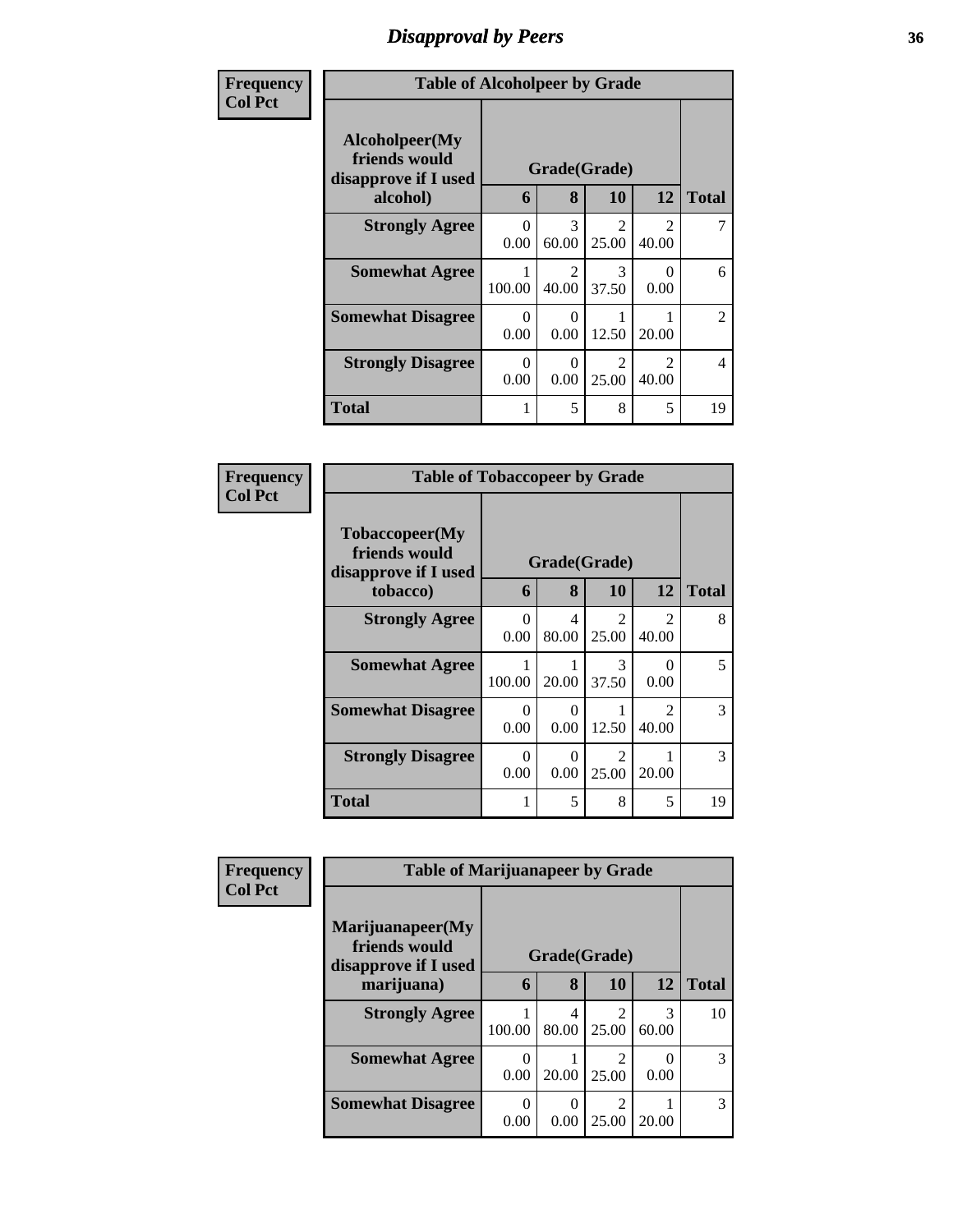# Disapproval by Peers

| Frequency<br>Col Pct | Table of Alcoholpeer by Grade | | | | |
|---|---|---|---|---|---|
| **Alcoholpeer(My friends would disapprove if I used alcohol)** | **Grade(Grade)** | | | | **Total** |
| | **6** | **8** | **10** | **12** | |
| **Strongly Agree** | 0<br>0.00 | 3<br>60.00 | 2<br>25.00 | 2<br>40.00 | 7 |
| **Somewhat Agree** | 1<br>100.00 | 2<br>40.00 | 3<br>37.50 | 0<br>0.00 | 6 |
| **Somewhat Disagree** | 0<br>0.00 | 0<br>0.00 | 1<br>12.50 | 1<br>20.00 | 2 |
| **Strongly Disagree** | 0<br>0.00 | 0<br>0.00 | 2<br>25.00 | 2<br>40.00 | 4 |
| **Total** | 1 | 5 | 8 | 5 | 19 |

| Frequency<br>Col Pct | Table of Tobaccopeer by Grade | | | | |
|---|---|---|---|---|---|
| **Tobaccopeer(My friends would disapprove if I used tobacco)** | **Grade(Grade)** | | | | **Total** |
| | **6** | **8** | **10** | **12** | |
| **Strongly Agree** | 0<br>0.00 | 4<br>80.00 | 2<br>25.00 | 2<br>40.00 | 8 |
| **Somewhat Agree** | 1<br>100.00 | 1<br>20.00 | 3<br>37.50 | 0<br>0.00 | 5 |
| **Somewhat Disagree** | 0<br>0.00 | 0<br>0.00 | 1<br>12.50 | 2<br>40.00 | 3 |
| **Strongly Disagree** | 0<br>0.00 | 0<br>0.00 | 2<br>25.00 | 1<br>20.00 | 3 |
| **Total** | 1 | 5 | 8 | 5 | 19 |

| Frequency<br>Col Pct | Table of Marijuanapeer by Grade | | | | |
|---|---|---|---|---|---|
| **Marijuanapeer(My friends would disapprove if I used marijuana)** | **Grade(Grade)** | | | | **Total** |
| | **6** | **8** | **10** | **12** | |
| **Strongly Agree** | 1<br>100.00 | 4<br>80.00 | 2<br>25.00 | 3<br>60.00 | 10 |
| **Somewhat Agree** | 0<br>0.00 | 1<br>20.00 | 2<br>25.00 | 0<br>0.00 | 3 |
| **Somewhat Disagree** | 0<br>0.00 | 0<br>0.00 | 2<br>25.00 | 1<br>20.00 | 3 |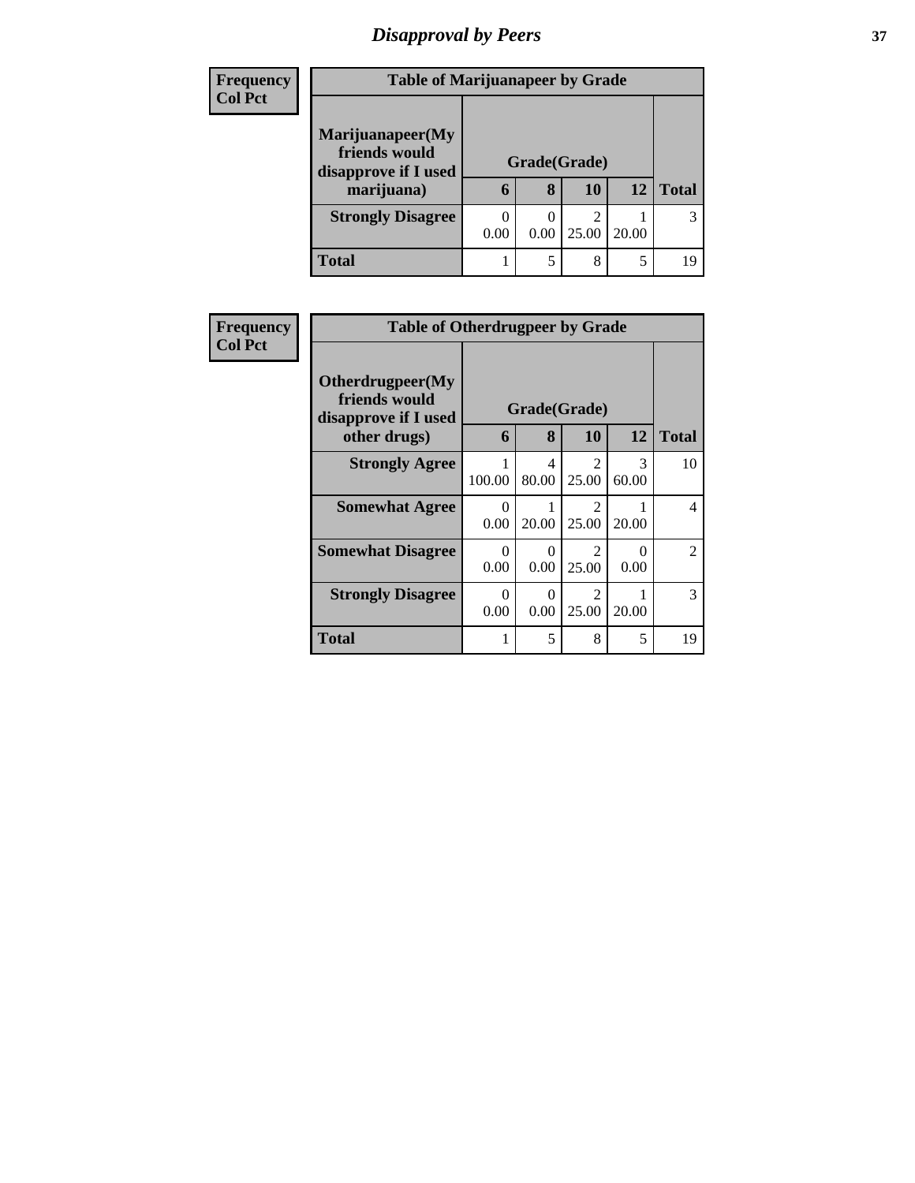## Disapproval by Peers

Frequency
Col Pct

| Table of Marijuanapeer by Grade | | | | | |
|---|---|---|---|---|---|
| **Marijuanapeer(My friends would disapprove if I used marijuana)** | **Grade(Grade)** | | | | **Total** |
| | **6** | **8** | **10** | **12** | |
| **Strongly Disagree** | 0<br>0.00 | 0<br>0.00 | 2<br>25.00 | 1<br>20.00 | 3 |
| **Total** | 1 | 5 | 8 | 5 | 19 |

Frequency
Col Pct

| Table of Otherdrugpeer by Grade | | | | | |
|---|---|---|---|---|---|
| **Otherdrugpeer(My friends would disapprove if I used other drugs)** | **Grade(Grade)** | | | | **Total** |
| | **6** | **8** | **10** | **12** | |
| **Strongly Agree** | 1<br>100.00 | 4<br>80.00 | 2<br>25.00 | 3<br>60.00 | 10 |
| **Somewhat Agree** | 0<br>0.00 | 1<br>20.00 | 2<br>25.00 | 1<br>20.00 | 4 |
| **Somewhat Disagree** | 0<br>0.00 | 0<br>0.00 | 2<br>25.00 | 0<br>0.00 | 2 |
| **Strongly Disagree** | 0<br>0.00 | 0<br>0.00 | 2<br>25.00 | 1<br>20.00 | 3 |
| **Total** | 1 | 5 | 8 | 5 | 19 |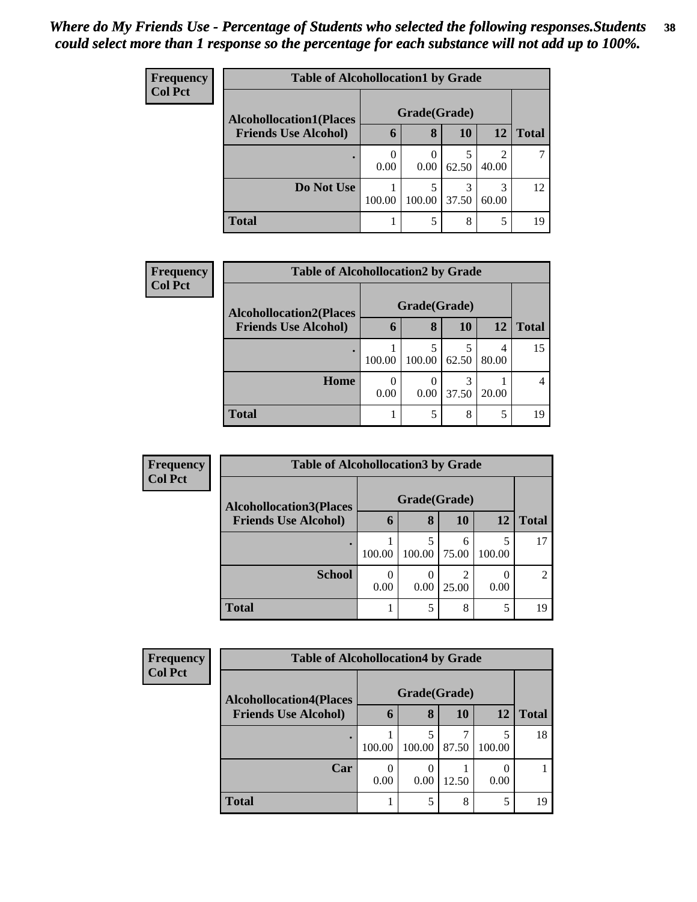*Where do My Friends Use - Percentage of Students who selected the following responses.Students could select more than 1 response so the percentage for each substance will not add up to 100%.*

**Frequency / Col Pct**

**Table of Alcohollocation1 by Grade**

| Alcohollocation1(Places Friends Use Alcohol) | Grade(Grade) 6 | 8 | 10 | 12 | Total |
|---|---|---|---|---|---|
| . | 0<br>0.00 | 0<br>0.00 | 5<br>62.50 | 2<br>40.00 | 7 |
| Do Not Use | 1<br>100.00 | 5<br>100.00 | 3<br>37.50 | 3<br>60.00 | 12 |
| Total | 1 | 5 | 8 | 5 | 19 |

**Frequency / Col Pct**

**Table of Alcohollocation2 by Grade**

| Alcohollocation2(Places Friends Use Alcohol) | Grade(Grade) 6 | 8 | 10 | 12 | Total |
|---|---|---|---|---|---|
| . | 1<br>100.00 | 5<br>100.00 | 5<br>62.50 | 4<br>80.00 | 15 |
| Home | 0<br>0.00 | 0<br>0.00 | 3<br>37.50 | 1<br>20.00 | 4 |
| Total | 1 | 5 | 8 | 5 | 19 |

**Frequency / Col Pct**

**Table of Alcohollocation3 by Grade**

| Alcohollocation3(Places Friends Use Alcohol) | Grade(Grade) 6 | 8 | 10 | 12 | Total |
|---|---|---|---|---|---|
| . | 1<br>100.00 | 5<br>100.00 | 6<br>75.00 | 5<br>100.00 | 17 |
| School | 0<br>0.00 | 0<br>0.00 | 2<br>25.00 | 0<br>0.00 | 2 |
| Total | 1 | 5 | 8 | 5 | 19 |

**Frequency / Col Pct**

**Table of Alcohollocation4 by Grade**

| Alcohollocation4(Places Friends Use Alcohol) | Grade(Grade) 6 | 8 | 10 | 12 | Total |
|---|---|---|---|---|---|
| . | 1<br>100.00 | 5<br>100.00 | 7<br>87.50 | 5<br>100.00 | 18 |
| Car | 0<br>0.00 | 0<br>0.00 | 1<br>12.50 | 0<br>0.00 | 1 |
| Total | 1 | 5 | 8 | 5 | 19 |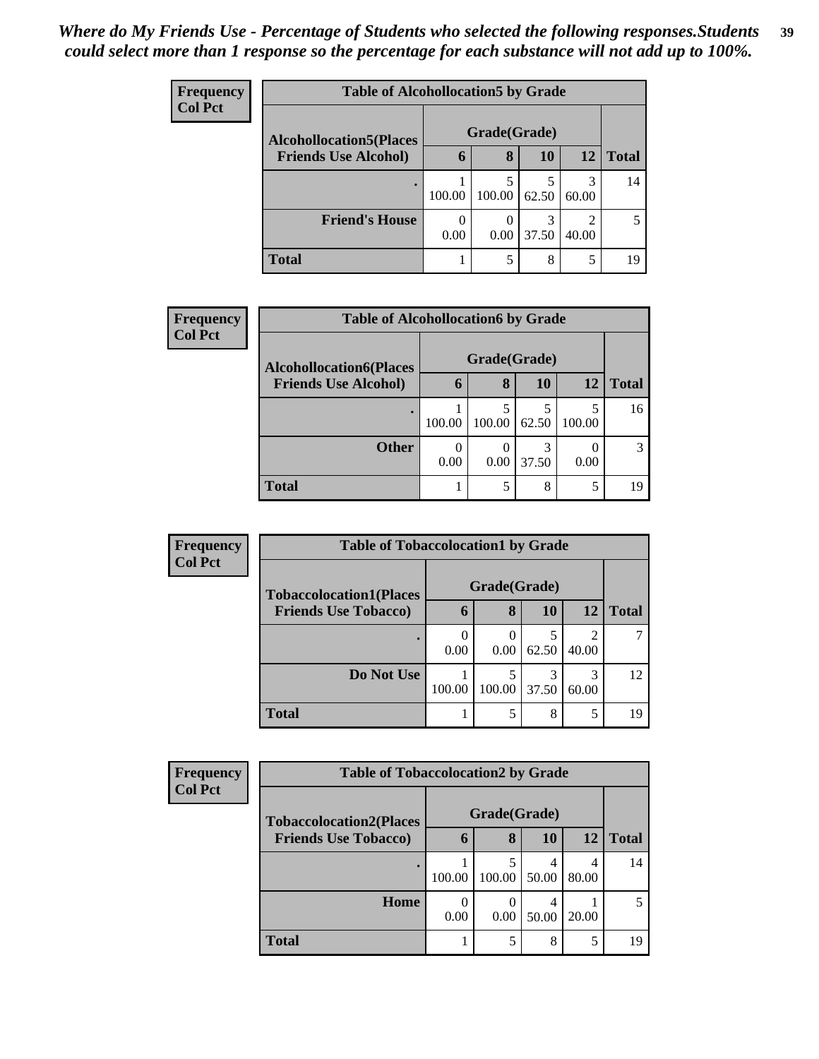*Where do My Friends Use - Percentage of Students who selected the following responses.Students could select more than 1 response so the percentage for each substance will not add up to 100%.*

| Frequency<br>Col Pct | Table of Alcohollocation5 by Grade | | | | |
|---|---|---|---|---|---|
| Alcohollocation5(Places Friends Use Alcohol) | Grade(Grade) | | | | Total |
| | 6 | 8 | 10 | 12 | |
| . | 1<br>100.00 | 5<br>100.00 | 5<br>62.50 | 3<br>60.00 | 14 |
| Friend's House | 0<br>0.00 | 0<br>0.00 | 3<br>37.50 | 2<br>40.00 | 5 |
| Total | 1 | 5 | 8 | 5 | 19 |

| Frequency<br>Col Pct | Table of Alcohollocation6 by Grade | | | | |
|---|---|---|---|---|---|
| Alcohollocation6(Places Friends Use Alcohol) | Grade(Grade) | | | | Total |
| | 6 | 8 | 10 | 12 | |
| . | 1<br>100.00 | 5<br>100.00 | 5<br>62.50 | 5<br>100.00 | 16 |
| Other | 0<br>0.00 | 0<br>0.00 | 3<br>37.50 | 0<br>0.00 | 3 |
| Total | 1 | 5 | 8 | 5 | 19 |

| Frequency<br>Col Pct | Table of Tobaccolocation1 by Grade | | | | |
|---|---|---|---|---|---|
| Tobaccolocation1(Places Friends Use Tobacco) | Grade(Grade) | | | | Total |
| | 6 | 8 | 10 | 12 | |
| . | 0<br>0.00 | 0<br>0.00 | 5<br>62.50 | 2<br>40.00 | 7 |
| Do Not Use | 1<br>100.00 | 5<br>100.00 | 3<br>37.50 | 3<br>60.00 | 12 |
| Total | 1 | 5 | 8 | 5 | 19 |

| Frequency<br>Col Pct | Table of Tobaccolocation2 by Grade | | | | |
|---|---|---|---|---|---|
| Tobaccolocation2(Places Friends Use Tobacco) | Grade(Grade) | | | | Total |
| | 6 | 8 | 10 | 12 | |
| . | 1<br>100.00 | 5<br>100.00 | 4<br>50.00 | 4<br>80.00 | 14 |
| Home | 0<br>0.00 | 0<br>0.00 | 4<br>50.00 | 1<br>20.00 | 5 |
| Total | 1 | 5 | 8 | 5 | 19 |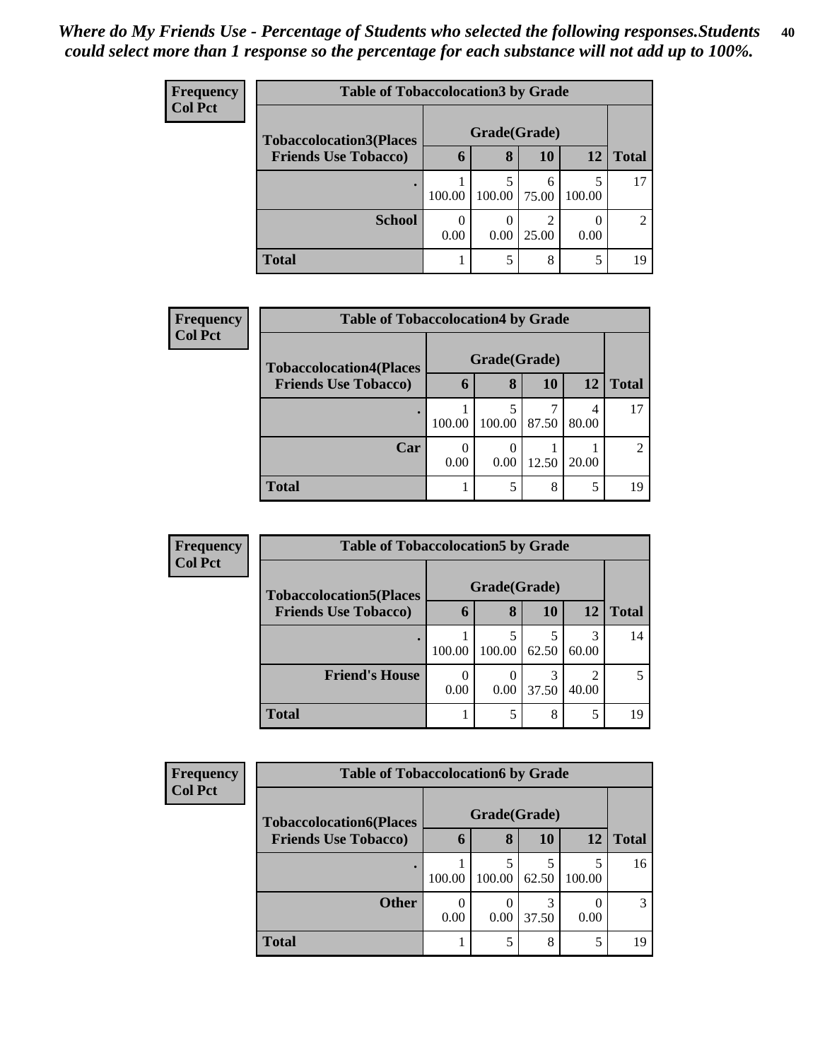*Where do My Friends Use - Percentage of Students who selected the following responses.Students could select more than 1 response so the percentage for each substance will not add up to 100%.*

**Frequency**
**Col Pct**

| Table of Tobaccolocation3 by Grade | | | | | |
|---|---|---|---|---|---|
| **Tobaccolocation3(Places Friends Use Tobacco)** | **Grade(Grade)** | | | | |
| | **6** | **8** | **10** | **12** | **Total** |
| **.** | 1<br>100.00 | 5<br>100.00 | 6<br>75.00 | 5<br>100.00 | 17 |
| **School** | 0<br>0.00 | 0<br>0.00 | 2<br>25.00 | 0<br>0.00 | 2 |
| **Total** | 1 | 5 | 8 | 5 | 19 |

**Frequency**
**Col Pct**

| Table of Tobaccolocation4 by Grade | | | | | |
|---|---|---|---|---|---|
| **Tobaccolocation4(Places Friends Use Tobacco)** | **Grade(Grade)** | | | | |
| | **6** | **8** | **10** | **12** | **Total** |
| **.** | 1<br>100.00 | 5<br>100.00 | 7<br>87.50 | 4<br>80.00 | 17 |
| **Car** | 0<br>0.00 | 0<br>0.00 | 1<br>12.50 | 1<br>20.00 | 2 |
| **Total** | 1 | 5 | 8 | 5 | 19 |

**Frequency**
**Col Pct**

| Table of Tobaccolocation5 by Grade | | | | | |
|---|---|---|---|---|---|
| **Tobaccolocation5(Places Friends Use Tobacco)** | **Grade(Grade)** | | | | |
| | **6** | **8** | **10** | **12** | **Total** |
| **.** | 1<br>100.00 | 5<br>100.00 | 5<br>62.50 | 3<br>60.00 | 14 |
| **Friend's House** | 0<br>0.00 | 0<br>0.00 | 3<br>37.50 | 2<br>40.00 | 5 |
| **Total** | 1 | 5 | 8 | 5 | 19 |

**Frequency**
**Col Pct**

| Table of Tobaccolocation6 by Grade | | | | | |
|---|---|---|---|---|---|
| **Tobaccolocation6(Places Friends Use Tobacco)** | **Grade(Grade)** | | | | |
| | **6** | **8** | **10** | **12** | **Total** |
| **.** | 1<br>100.00 | 5<br>100.00 | 5<br>62.50 | 5<br>100.00 | 16 |
| **Other** | 0<br>0.00 | 0<br>0.00 | 3<br>37.50 | 0<br>0.00 | 3 |
| **Total** | 1 | 5 | 8 | 5 | 19 |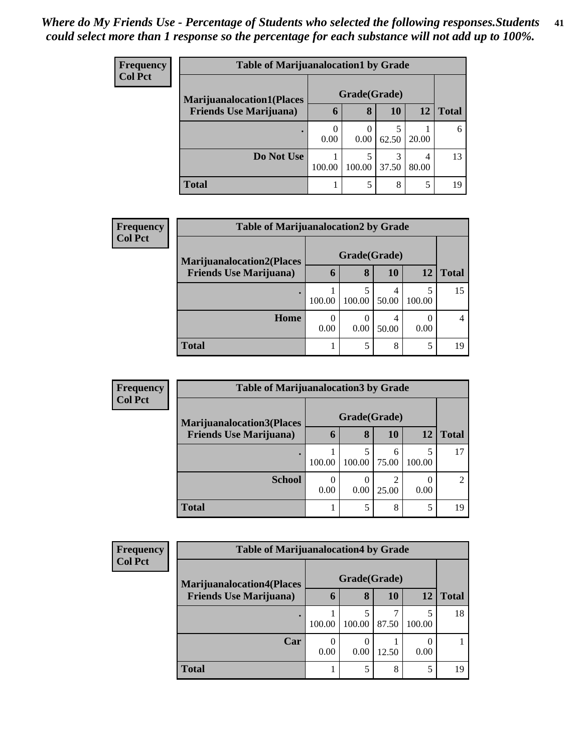*Where do My Friends Use - Percentage of Students who selected the following responses.Students could select more than 1 response so the percentage for each substance will not add up to 100%.*

**Frequency**
**Col Pct**

| Table of Marijuanalocation1 by Grade | | | | | |
|---|---|---|---|---|---|
| **Marijuanalocation1(Places Friends Use Marijuana)** | **Grade(Grade)** | | | | |
| | **6** | **8** | **10** | **12** | **Total** |
| **.** | 0<br>0.00 | 0<br>0.00 | 5<br>62.50 | 1<br>20.00 | 6 |
| **Do Not Use** | 1<br>100.00 | 5<br>100.00 | 3<br>37.50 | 4<br>80.00 | 13 |
| **Total** | 1 | 5 | 8 | 5 | 19 |

**Frequency**
**Col Pct**

| Table of Marijuanalocation2 by Grade | | | | | |
|---|---|---|---|---|---|
| **Marijuanalocation2(Places Friends Use Marijuana)** | **Grade(Grade)** | | | | |
| | **6** | **8** | **10** | **12** | **Total** |
| **.** | 1<br>100.00 | 5<br>100.00 | 4<br>50.00 | 5<br>100.00 | 15 |
| **Home** | 0<br>0.00 | 0<br>0.00 | 4<br>50.00 | 0<br>0.00 | 4 |
| **Total** | 1 | 5 | 8 | 5 | 19 |

**Frequency**
**Col Pct**

| Table of Marijuanalocation3 by Grade | | | | | |
|---|---|---|---|---|---|
| **Marijuanalocation3(Places Friends Use Marijuana)** | **Grade(Grade)** | | | | |
| | **6** | **8** | **10** | **12** | **Total** |
| **.** | 1<br>100.00 | 5<br>100.00 | 6<br>75.00 | 5<br>100.00 | 17 |
| **School** | 0<br>0.00 | 0<br>0.00 | 2<br>25.00 | 0<br>0.00 | 2 |
| **Total** | 1 | 5 | 8 | 5 | 19 |

**Frequency**
**Col Pct**

| Table of Marijuanalocation4 by Grade | | | | | |
|---|---|---|---|---|---|
| **Marijuanalocation4(Places Friends Use Marijuana)** | **Grade(Grade)** | | | | |
| | **6** | **8** | **10** | **12** | **Total** |
| **.** | 1<br>100.00 | 5<br>100.00 | 7<br>87.50 | 5<br>100.00 | 18 |
| **Car** | 0<br>0.00 | 0<br>0.00 | 1<br>12.50 | 0<br>0.00 | 1 |
| **Total** | 1 | 5 | 8 | 5 | 19 |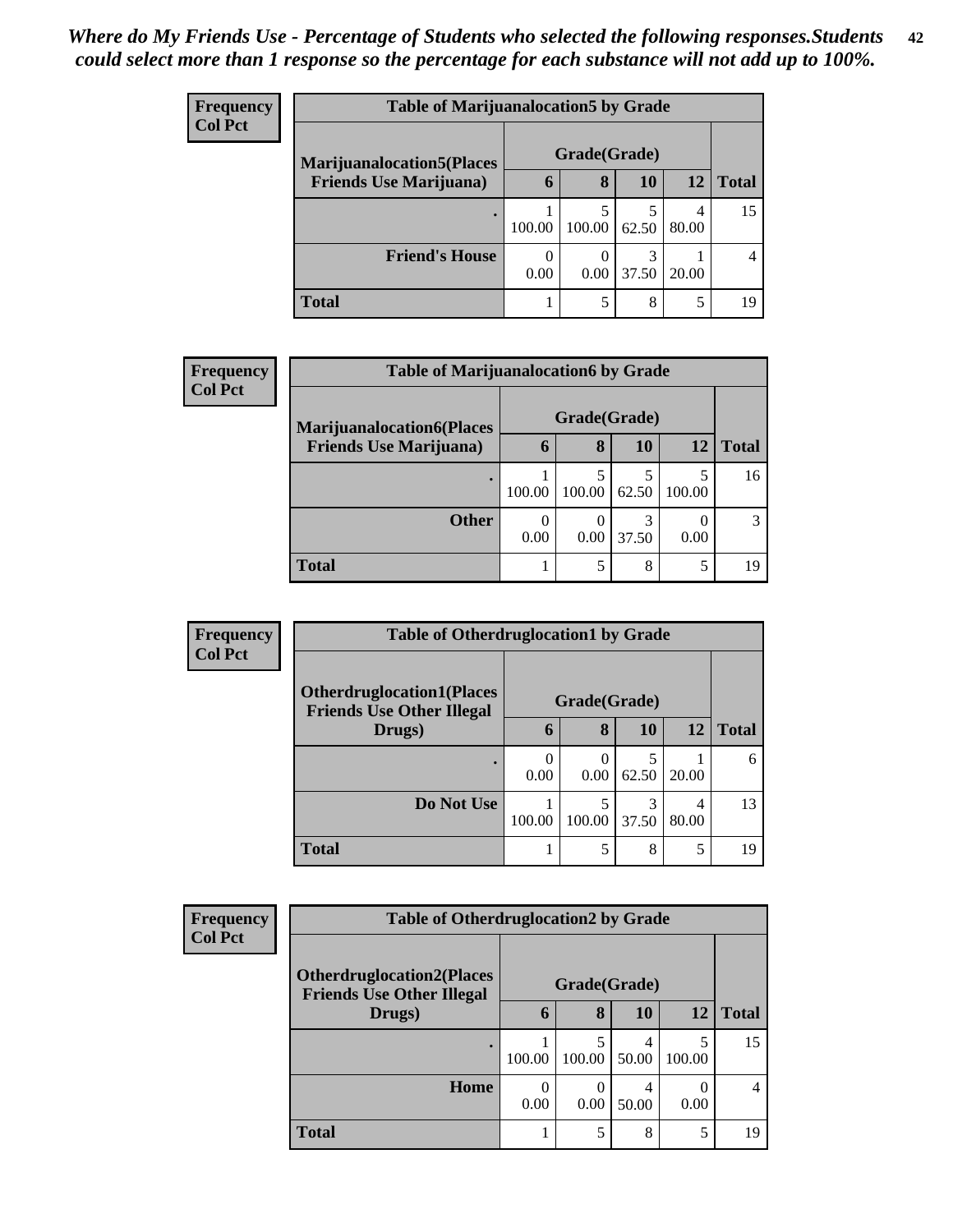*Where do My Friends Use - Percentage of Students who selected the following responses.Students could select more than 1 response so the percentage for each substance will not add up to 100%.*

**Frequency**
**Col Pct**

| Table of Marijuanalocation5 by Grade | | | | | |
|---|---|---|---|---|---|
| Marijuanalocation5(Places Friends Use Marijuana) | Grade(Grade) | | | | |
| | 6 | 8 | 10 | 12 | Total |
| . | 1<br>100.00 | 5<br>100.00 | 5<br>62.50 | 4<br>80.00 | 15 |
| Friend's House | 0<br>0.00 | 0<br>0.00 | 3<br>37.50 | 1<br>20.00 | 4 |
| Total | 1 | 5 | 8 | 5 | 19 |

**Frequency**
**Col Pct**

| Table of Marijuanalocation6 by Grade | | | | | |
|---|---|---|---|---|---|
| Marijuanalocation6(Places Friends Use Marijuana) | Grade(Grade) | | | | |
| | 6 | 8 | 10 | 12 | Total |
| . | 1<br>100.00 | 5<br>100.00 | 5<br>62.50 | 5<br>100.00 | 16 |
| Other | 0<br>0.00 | 0<br>0.00 | 3<br>37.50 | 0<br>0.00 | 3 |
| Total | 1 | 5 | 8 | 5 | 19 |

**Frequency**
**Col Pct**

| Table of Otherdruglocation1 by Grade | | | | | |
|---|---|---|---|---|---|
| Otherdruglocation1(Places Friends Use Other Illegal Drugs) | Grade(Grade) | | | | |
| | 6 | 8 | 10 | 12 | Total |
| . | 0<br>0.00 | 0<br>0.00 | 5<br>62.50 | 1<br>20.00 | 6 |
| Do Not Use | 1<br>100.00 | 5<br>100.00 | 3<br>37.50 | 4<br>80.00 | 13 |
| Total | 1 | 5 | 8 | 5 | 19 |

**Frequency**
**Col Pct**

| Table of Otherdruglocation2 by Grade | | | | | |
|---|---|---|---|---|---|
| Otherdruglocation2(Places Friends Use Other Illegal Drugs) | Grade(Grade) | | | | |
| | 6 | 8 | 10 | 12 | Total |
| . | 1<br>100.00 | 5<br>100.00 | 4<br>50.00 | 5<br>100.00 | 15 |
| Home | 0<br>0.00 | 0<br>0.00 | 4<br>50.00 | 0<br>0.00 | 4 |
| Total | 1 | 5 | 8 | 5 | 19 |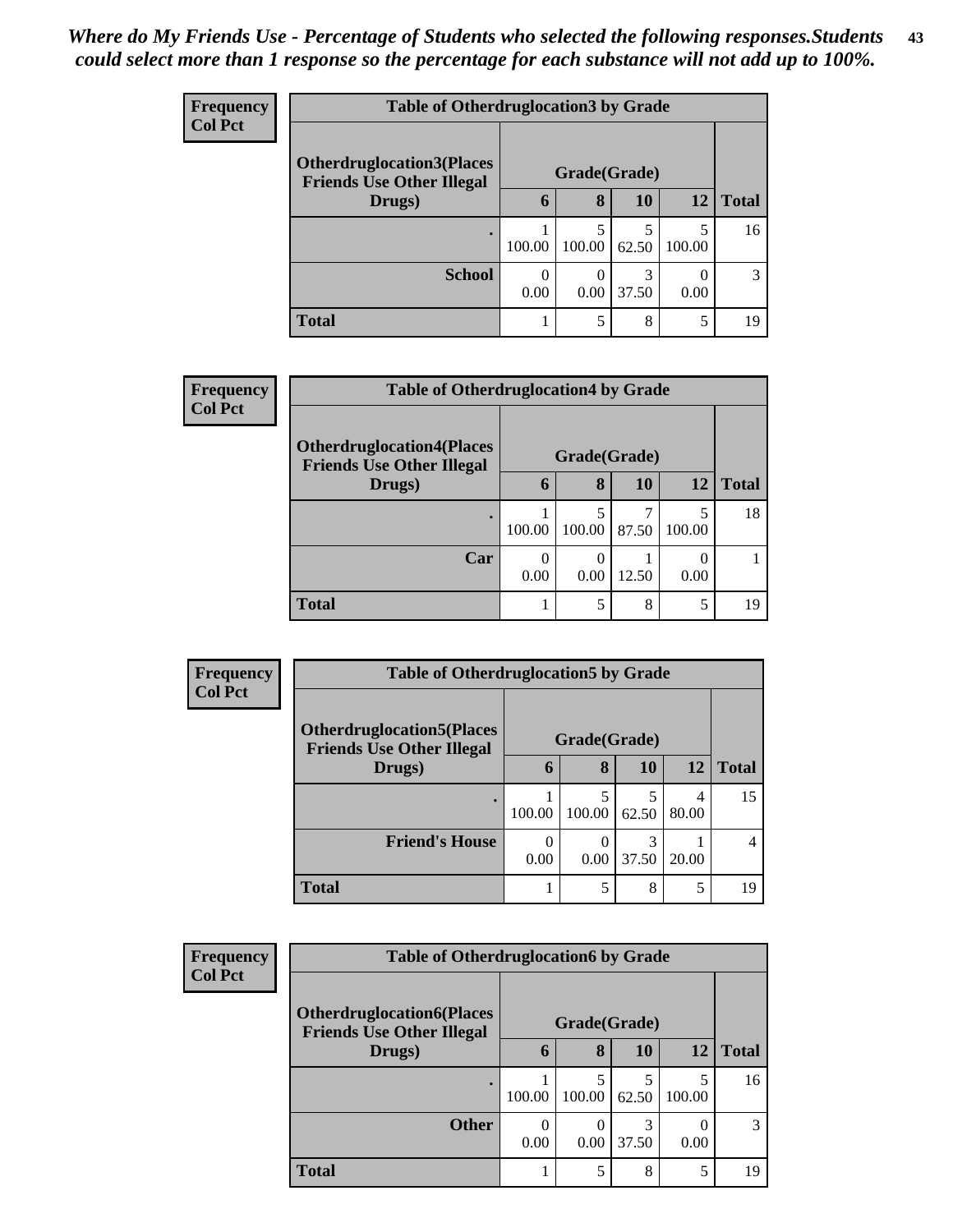*Where do My Friends Use - Percentage of Students who selected the following responses.Students could select more than 1 response so the percentage for each substance will not add up to 100%.*

**Frequency**
**Col Pct**

| Table of Otherdruglocation3 by Grade | | | | | |
|---|---|---|---|---|---|
| Otherdruglocation3(Places Friends Use Other Illegal Drugs) | Grade(Grade) | | | | |
| | 6 | 8 | 10 | 12 | Total |
| . | 1<br>100.00 | 5<br>100.00 | 5<br>62.50 | 5<br>100.00 | 16 |
| School | 0<br>0.00 | 0<br>0.00 | 3<br>37.50 | 0<br>0.00 | 3 |
| Total | 1 | 5 | 8 | 5 | 19 |

**Frequency**
**Col Pct**

| Table of Otherdruglocation4 by Grade | | | | | |
|---|---|---|---|---|---|
| Otherdruglocation4(Places Friends Use Other Illegal Drugs) | Grade(Grade) | | | | |
| | 6 | 8 | 10 | 12 | Total |
| . | 1<br>100.00 | 5<br>100.00 | 7<br>87.50 | 5<br>100.00 | 18 |
| Car | 0<br>0.00 | 0<br>0.00 | 1<br>12.50 | 0<br>0.00 | 1 |
| Total | 1 | 5 | 8 | 5 | 19 |

**Frequency**
**Col Pct**

| Table of Otherdruglocation5 by Grade | | | | | |
|---|---|---|---|---|---|
| Otherdruglocation5(Places Friends Use Other Illegal Drugs) | Grade(Grade) | | | | |
| | 6 | 8 | 10 | 12 | Total |
| . | 1<br>100.00 | 5<br>100.00 | 5<br>62.50 | 4<br>80.00 | 15 |
| Friend's House | 0<br>0.00 | 0<br>0.00 | 3<br>37.50 | 1<br>20.00 | 4 |
| Total | 1 | 5 | 8 | 5 | 19 |

**Frequency**
**Col Pct**

| Table of Otherdruglocation6 by Grade | | | | | |
|---|---|---|---|---|---|
| Otherdruglocation6(Places Friends Use Other Illegal Drugs) | Grade(Grade) | | | | |
| | 6 | 8 | 10 | 12 | Total |
| . | 1<br>100.00 | 5<br>100.00 | 5<br>62.50 | 5<br>100.00 | 16 |
| Other | 0<br>0.00 | 0<br>0.00 | 3<br>37.50 | 0<br>0.00 | 3 |
| Total | 1 | 5 | 8 | 5 | 19 |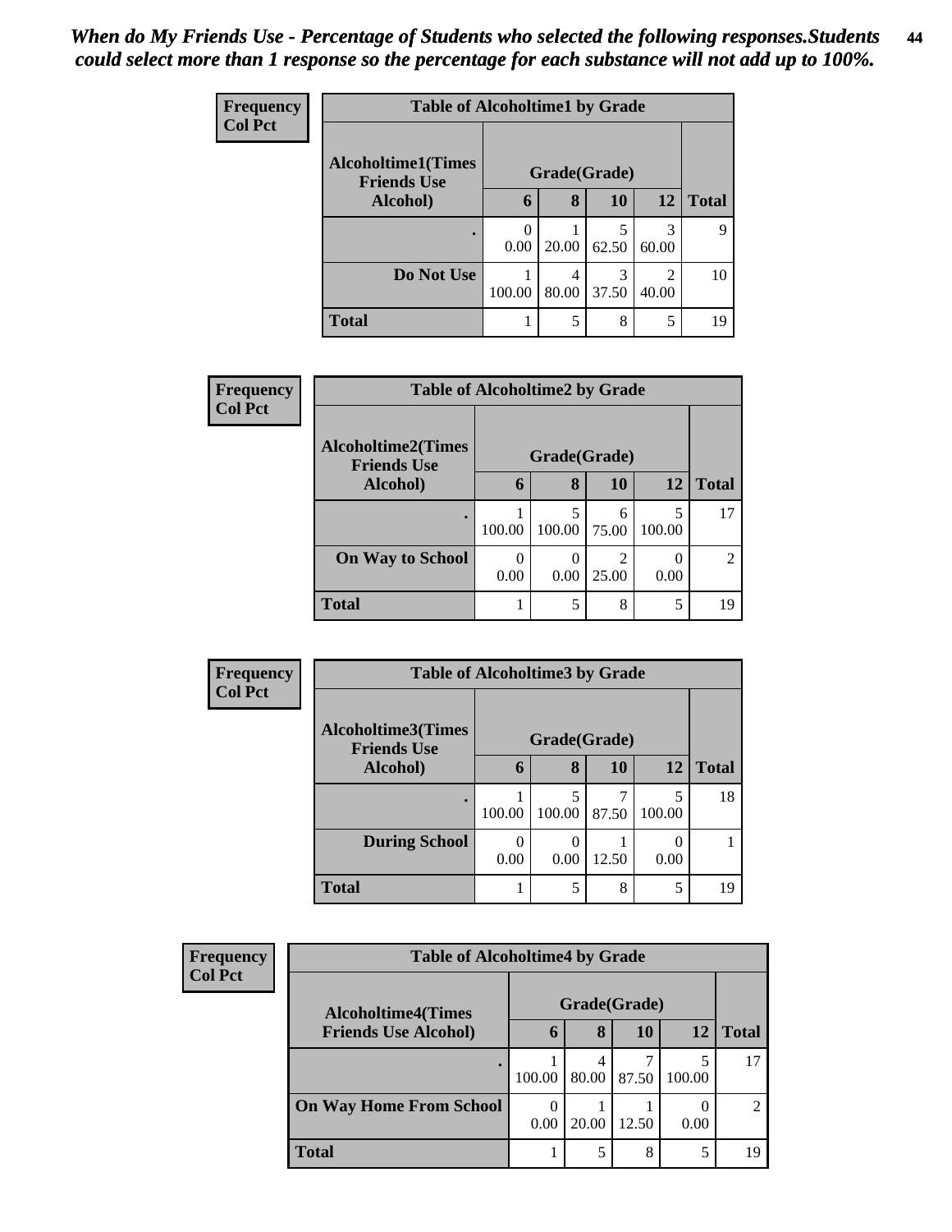*When do My Friends Use - Percentage of Students who selected the following responses.Students could select more than 1 response so the percentage for each substance will not add up to 100%.*

**Frequency**
**Col Pct**

| Table of Alcoholtime1 by Grade | | | | | |
|---|---|---|---|---|---|
| Alcoholtime1(Times Friends Use Alcohol) | Grade(Grade) | | | | Total |
| | 6 | 8 | 10 | 12 | |
| . | 0<br>0.00 | 1<br>20.00 | 5<br>62.50 | 3<br>60.00 | 9 |
| Do Not Use | 1<br>100.00 | 4<br>80.00 | 3<br>37.50 | 2<br>40.00 | 10 |
| Total | 1 | 5 | 8 | 5 | 19 |

**Frequency**
**Col Pct**

| Table of Alcoholtime2 by Grade | | | | | |
|---|---|---|---|---|---|
| Alcoholtime2(Times Friends Use Alcohol) | Grade(Grade) | | | | Total |
| | 6 | 8 | 10 | 12 | |
| . | 1<br>100.00 | 5<br>100.00 | 6<br>75.00 | 5<br>100.00 | 17 |
| On Way to School | 0<br>0.00 | 0<br>0.00 | 2<br>25.00 | 0<br>0.00 | 2 |
| Total | 1 | 5 | 8 | 5 | 19 |

**Frequency**
**Col Pct**

| Table of Alcoholtime3 by Grade | | | | | |
|---|---|---|---|---|---|
| Alcoholtime3(Times Friends Use Alcohol) | Grade(Grade) | | | | Total |
| | 6 | 8 | 10 | 12 | |
| . | 1<br>100.00 | 5<br>100.00 | 7<br>87.50 | 5<br>100.00 | 18 |
| During School | 0<br>0.00 | 0<br>0.00 | 1<br>12.50 | 0<br>0.00 | 1 |
| Total | 1 | 5 | 8 | 5 | 19 |

**Frequency**
**Col Pct**

| Table of Alcoholtime4 by Grade | | | | | |
|---|---|---|---|---|---|
| Alcoholtime4(Times Friends Use Alcohol) | Grade(Grade) | | | | Total |
| | 6 | 8 | 10 | 12 | |
| . | 1<br>100.00 | 4<br>80.00 | 7<br>87.50 | 5<br>100.00 | 17 |
| On Way Home From School | 0<br>0.00 | 1<br>20.00 | 1<br>12.50 | 0<br>0.00 | 2 |
| Total | 1 | 5 | 8 | 5 | 19 |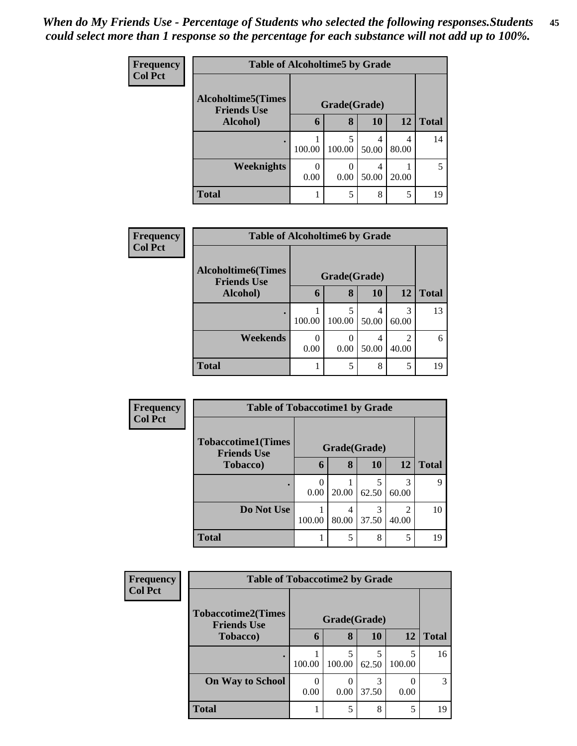*When do My Friends Use - Percentage of Students who selected the following responses.Students could select more than 1 response so the percentage for each substance will not add up to 100%.*

**Frequency**
**Col Pct**

| Table of Alcoholtime5 by Grade | | | | | |
|---|---|---|---|---|---|
| **Alcoholtime5(Times Friends Use Alcohol)** | **Grade(Grade)** | | | | |
| | **6** | **8** | **10** | **12** | **Total** |
| **.** | 1<br>100.00 | 5<br>100.00 | 4<br>50.00 | 4<br>80.00 | 14 |
| **Weeknights** | 0<br>0.00 | 0<br>0.00 | 4<br>50.00 | 1<br>20.00 | 5 |
| **Total** | 1 | 5 | 8 | 5 | 19 |

**Frequency**
**Col Pct**

| Table of Alcoholtime6 by Grade | | | | | |
|---|---|---|---|---|---|
| **Alcoholtime6(Times Friends Use Alcohol)** | **Grade(Grade)** | | | | |
| | **6** | **8** | **10** | **12** | **Total** |
| **.** | 1<br>100.00 | 5<br>100.00 | 4<br>50.00 | 3<br>60.00 | 13 |
| **Weekends** | 0<br>0.00 | 0<br>0.00 | 4<br>50.00 | 2<br>40.00 | 6 |
| **Total** | 1 | 5 | 8 | 5 | 19 |

**Frequency**
**Col Pct**

| Table of Tobaccotime1 by Grade | | | | | |
|---|---|---|---|---|---|
| **Tobaccotime1(Times Friends Use Tobacco)** | **Grade(Grade)** | | | | |
| | **6** | **8** | **10** | **12** | **Total** |
| **.** | 0<br>0.00 | 1<br>20.00 | 5<br>62.50 | 3<br>60.00 | 9 |
| **Do Not Use** | 1<br>100.00 | 4<br>80.00 | 3<br>37.50 | 2<br>40.00 | 10 |
| **Total** | 1 | 5 | 8 | 5 | 19 |

**Frequency**
**Col Pct**

| Table of Tobaccotime2 by Grade | | | | | |
|---|---|---|---|---|---|
| **Tobaccotime2(Times Friends Use Tobacco)** | **Grade(Grade)** | | | | |
| | **6** | **8** | **10** | **12** | **Total** |
| **.** | 1<br>100.00 | 5<br>100.00 | 5<br>62.50 | 5<br>100.00 | 16 |
| **On Way to School** | 0<br>0.00 | 0<br>0.00 | 3<br>37.50 | 0<br>0.00 | 3 |
| **Total** | 1 | 5 | 8 | 5 | 19 |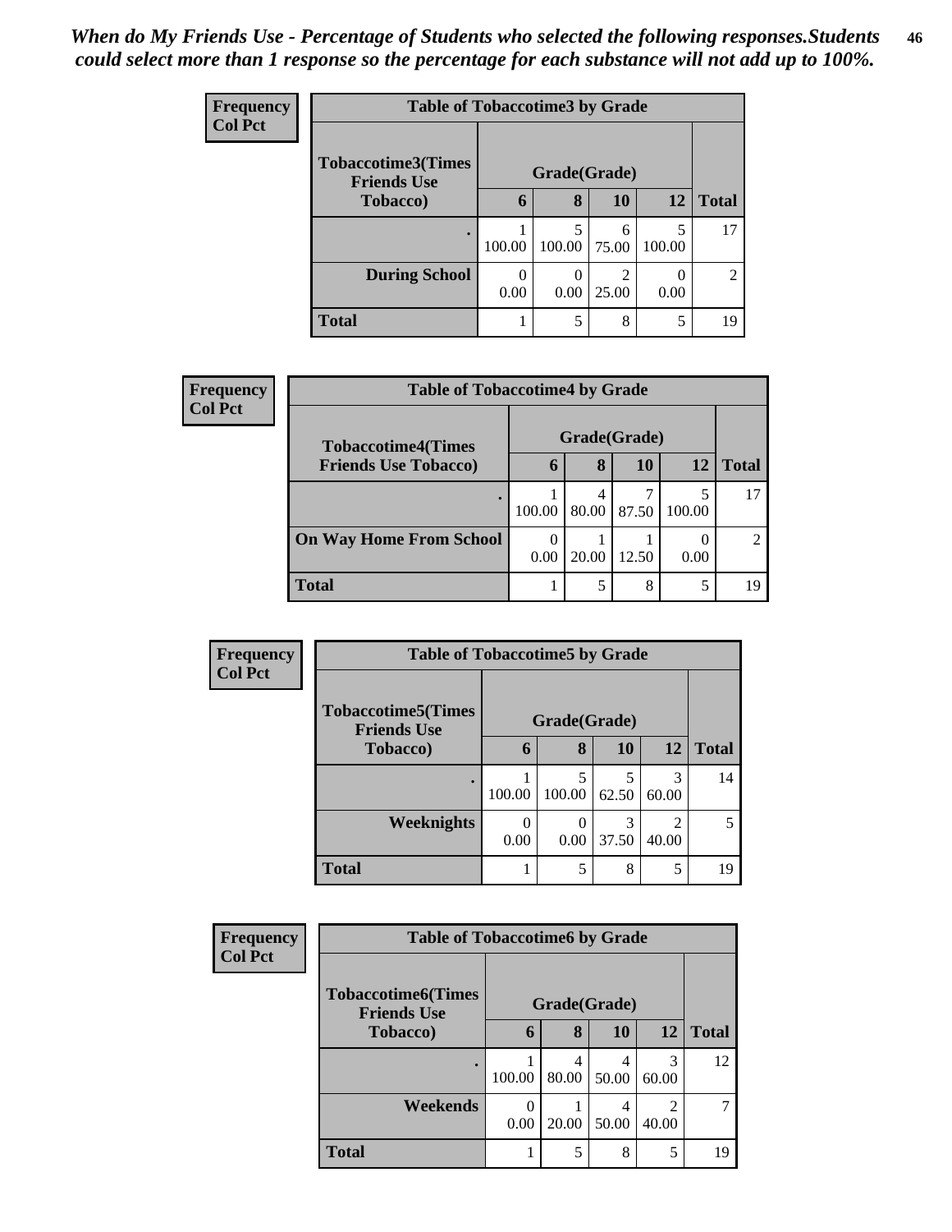*When do My Friends Use - Percentage of Students who selected the following responses.Students could select more than 1 response so the percentage for each substance will not add up to 100%.*

**Frequency**
**Col Pct**

| Table of Tobaccotime3 by Grade | | | | | |
|---|---|---|---|---|---|
| Tobaccotime3(Times Friends Use Tobacco) | Grade(Grade) | | | | |
| | 6 | 8 | 10 | 12 | Total |
| . | 1<br>100.00 | 5<br>100.00 | 6<br>75.00 | 5<br>100.00 | 17 |
| During School | 0<br>0.00 | 0<br>0.00 | 2<br>25.00 | 0<br>0.00 | 2 |
| Total | 1 | 5 | 8 | 5 | 19 |

**Frequency**
**Col Pct**

| Table of Tobaccotime4 by Grade | | | | | |
|---|---|---|---|---|---|
| Tobaccotime4(Times Friends Use Tobacco) | Grade(Grade) | | | | |
| | 6 | 8 | 10 | 12 | Total |
| . | 1<br>100.00 | 4<br>80.00 | 7<br>87.50 | 5<br>100.00 | 17 |
| On Way Home From School | 0<br>0.00 | 1<br>20.00 | 1<br>12.50 | 0<br>0.00 | 2 |
| Total | 1 | 5 | 8 | 5 | 19 |

**Frequency**
**Col Pct**

| Table of Tobaccotime5 by Grade | | | | | |
|---|---|---|---|---|---|
| Tobaccotime5(Times Friends Use Tobacco) | Grade(Grade) | | | | |
| | 6 | 8 | 10 | 12 | Total |
| . | 1<br>100.00 | 5<br>100.00 | 5<br>62.50 | 3<br>60.00 | 14 |
| Weeknights | 0<br>0.00 | 0<br>0.00 | 3<br>37.50 | 2<br>40.00 | 5 |
| Total | 1 | 5 | 8 | 5 | 19 |

**Frequency**
**Col Pct**

| Table of Tobaccotime6 by Grade | | | | | |
|---|---|---|---|---|---|
| Tobaccotime6(Times Friends Use Tobacco) | Grade(Grade) | | | | |
| | 6 | 8 | 10 | 12 | Total |
| . | 1<br>100.00 | 4<br>80.00 | 4<br>50.00 | 3<br>60.00 | 12 |
| Weekends | 0<br>0.00 | 1<br>20.00 | 4<br>50.00 | 2<br>40.00 | 7 |
| Total | 1 | 5 | 8 | 5 | 19 |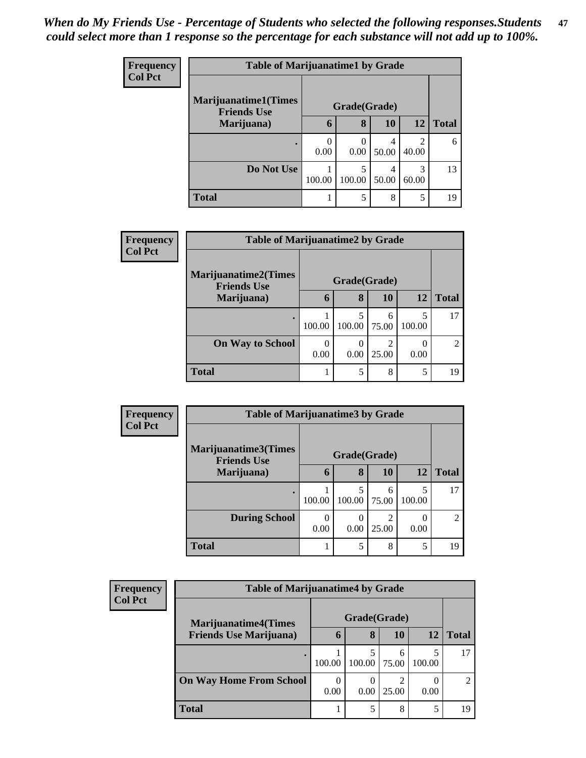*When do My Friends Use - Percentage of Students who selected the following responses.Students could select more than 1 response so the percentage for each substance will not add up to 100%.*

**Frequency**
**Col Pct**

| Table of Marijuanatime1 by Grade | | | | | |
|---|---|---|---|---|---|
| **Marijuanatime1(Times Friends Use Marijuana)** | **Grade(Grade)** | | | | |
| | **6** | **8** | **10** | **12** | **Total** |
| **.** | 0<br>0.00 | 0<br>0.00 | 4<br>50.00 | 2<br>40.00 | 6 |
| **Do Not Use** | 1<br>100.00 | 5<br>100.00 | 4<br>50.00 | 3<br>60.00 | 13 |
| **Total** | 1 | 5 | 8 | 5 | 19 |

**Frequency**
**Col Pct**

| Table of Marijuanatime2 by Grade | | | | | |
|---|---|---|---|---|---|
| **Marijuanatime2(Times Friends Use Marijuana)** | **Grade(Grade)** | | | | |
| | **6** | **8** | **10** | **12** | **Total** |
| **.** | 1<br>100.00 | 5<br>100.00 | 6<br>75.00 | 5<br>100.00 | 17 |
| **On Way to School** | 0<br>0.00 | 0<br>0.00 | 2<br>25.00 | 0<br>0.00 | 2 |
| **Total** | 1 | 5 | 8 | 5 | 19 |

**Frequency**
**Col Pct**

| Table of Marijuanatime3 by Grade | | | | | |
|---|---|---|---|---|---|
| **Marijuanatime3(Times Friends Use Marijuana)** | **Grade(Grade)** | | | | |
| | **6** | **8** | **10** | **12** | **Total** |
| **.** | 1<br>100.00 | 5<br>100.00 | 6<br>75.00 | 5<br>100.00 | 17 |
| **During School** | 0<br>0.00 | 0<br>0.00 | 2<br>25.00 | 0<br>0.00 | 2 |
| **Total** | 1 | 5 | 8 | 5 | 19 |

**Frequency**
**Col Pct**

| Table of Marijuanatime4 by Grade | | | | | |
|---|---|---|---|---|---|
| **Marijuanatime4(Times Friends Use Marijuana)** | **Grade(Grade)** | | | | |
| | **6** | **8** | **10** | **12** | **Total** |
| **.** | 1<br>100.00 | 5<br>100.00 | 6<br>75.00 | 5<br>100.00 | 17 |
| **On Way Home From School** | 0<br>0.00 | 0<br>0.00 | 2<br>25.00 | 0<br>0.00 | 2 |
| **Total** | 1 | 5 | 8 | 5 | 19 |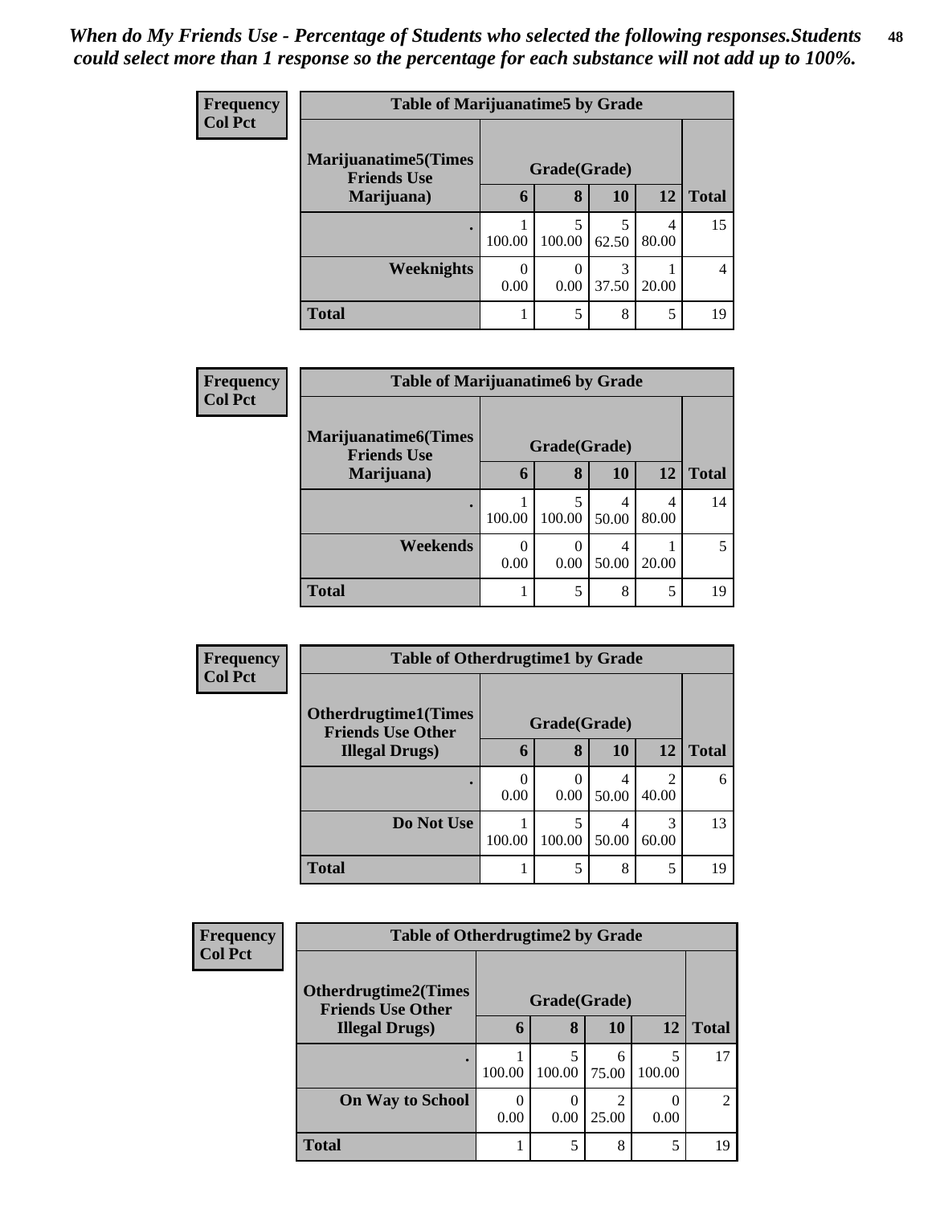*When do My Friends Use - Percentage of Students who selected the following responses.Students could select more than 1 response so the percentage for each substance will not add up to 100%.*

**Frequency**
**Col Pct**

**Table of Marijuanatime5 by Grade**

| Marijuanatime5(Times Friends Use Marijuana) | Grade(Grade) | | | | Total |
|---|---|---|---|---|---|
| | 6 | 8 | 10 | 12 | |
| . | 1<br>100.00 | 5<br>100.00 | 5<br>62.50 | 4<br>80.00 | 15 |
| Weeknights | 0<br>0.00 | 0<br>0.00 | 3<br>37.50 | 1<br>20.00 | 4 |
| Total | 1 | 5 | 8 | 5 | 19 |

**Frequency**
**Col Pct**

**Table of Marijuanatime6 by Grade**

| Marijuanatime6(Times Friends Use Marijuana) | Grade(Grade) | | | | Total |
|---|---|---|---|---|---|
| | 6 | 8 | 10 | 12 | |
| . | 1<br>100.00 | 5<br>100.00 | 4<br>50.00 | 4<br>80.00 | 14 |
| Weekends | 0<br>0.00 | 0<br>0.00 | 4<br>50.00 | 1<br>20.00 | 5 |
| Total | 1 | 5 | 8 | 5 | 19 |

**Frequency**
**Col Pct**

**Table of Otherdrugtime1 by Grade**

| Otherdrugtime1(Times Friends Use Other Illegal Drugs) | Grade(Grade) | | | | Total |
|---|---|---|---|---|---|
| | 6 | 8 | 10 | 12 | |
| . | 0<br>0.00 | 0<br>0.00 | 4<br>50.00 | 2<br>40.00 | 6 |
| Do Not Use | 1<br>100.00 | 5<br>100.00 | 4<br>50.00 | 3<br>60.00 | 13 |
| Total | 1 | 5 | 8 | 5 | 19 |

**Frequency**
**Col Pct**

**Table of Otherdrugtime2 by Grade**

| Otherdrugtime2(Times Friends Use Other Illegal Drugs) | Grade(Grade) | | | | Total |
|---|---|---|---|---|---|
| | 6 | 8 | 10 | 12 | |
| . | 1<br>100.00 | 5<br>100.00 | 6<br>75.00 | 5<br>100.00 | 17 |
| On Way to School | 0<br>0.00 | 0<br>0.00 | 2<br>25.00 | 0<br>0.00 | 2 |
| Total | 1 | 5 | 8 | 5 | 19 |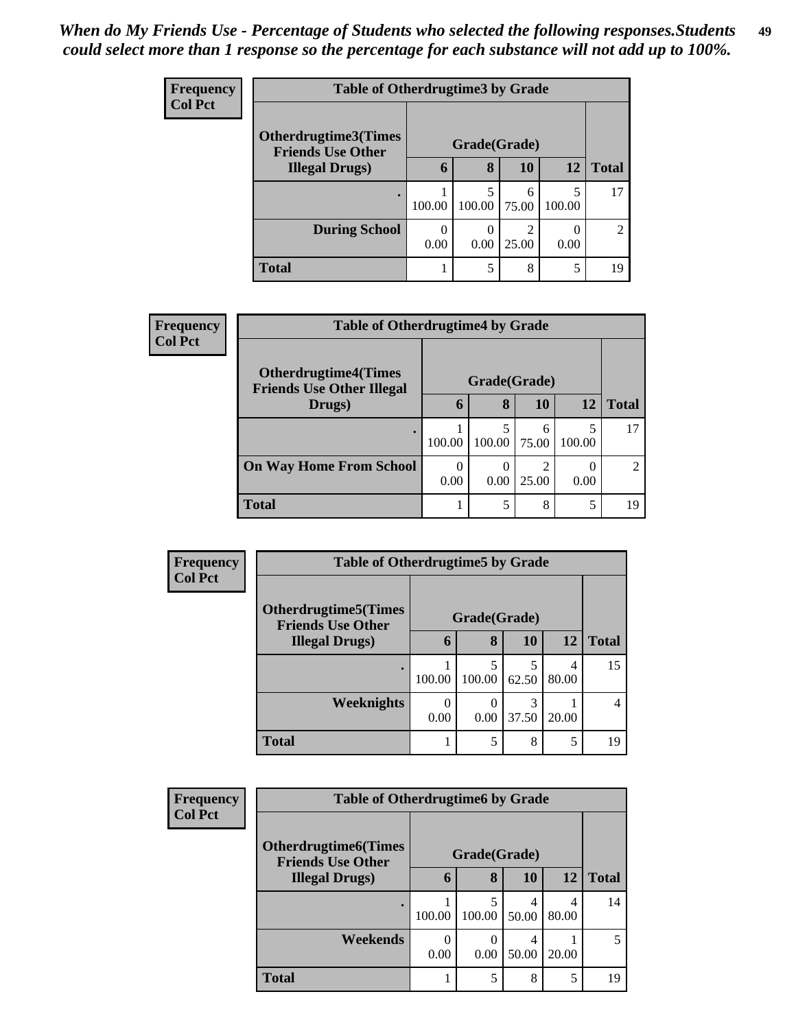*When do My Friends Use - Percentage of Students who selected the following responses.Students could select more than 1 response so the percentage for each substance will not add up to 100%.*

**Frequency**
**Col Pct**

**Table of Otherdrugtime3 by Grade**

| Otherdrugtime3(Times Friends Use Other Illegal Drugs) | Grade(Grade) | | | | Total |
|---|---|---|---|---|---|
| | 6 | 8 | 10 | 12 | |
| . | 1<br>100.00 | 5<br>100.00 | 6<br>75.00 | 5<br>100.00 | 17 |
| During School | 0<br>0.00 | 0<br>0.00 | 2<br>25.00 | 0<br>0.00 | 2 |
| Total | 1 | 5 | 8 | 5 | 19 |

**Frequency**
**Col Pct**

**Table of Otherdrugtime4 by Grade**

| Otherdrugtime4(Times Friends Use Other Illegal Drugs) | Grade(Grade) | | | | Total |
|---|---|---|---|---|---|
| | 6 | 8 | 10 | 12 | |
| . | 1<br>100.00 | 5<br>100.00 | 6<br>75.00 | 5<br>100.00 | 17 |
| On Way Home From School | 0<br>0.00 | 0<br>0.00 | 2<br>25.00 | 0<br>0.00 | 2 |
| Total | 1 | 5 | 8 | 5 | 19 |

**Frequency**
**Col Pct**

**Table of Otherdrugtime5 by Grade**

| Otherdrugtime5(Times Friends Use Other Illegal Drugs) | Grade(Grade) | | | | Total |
|---|---|---|---|---|---|
| | 6 | 8 | 10 | 12 | |
| . | 1<br>100.00 | 5<br>100.00 | 5<br>62.50 | 4<br>80.00 | 15 |
| Weeknights | 0<br>0.00 | 0<br>0.00 | 3<br>37.50 | 1<br>20.00 | 4 |
| Total | 1 | 5 | 8 | 5 | 19 |

**Frequency**
**Col Pct**

**Table of Otherdrugtime6 by Grade**

| Otherdrugtime6(Times Friends Use Other Illegal Drugs) | Grade(Grade) | | | | Total |
|---|---|---|---|---|---|
| | 6 | 8 | 10 | 12 | |
| . | 1<br>100.00 | 5<br>100.00 | 4<br>50.00 | 4<br>80.00 | 14 |
| Weekends | 0<br>0.00 | 0<br>0.00 | 4<br>50.00 | 1<br>20.00 | 5 |
| Total | 1 | 5 | 8 | 5 | 19 |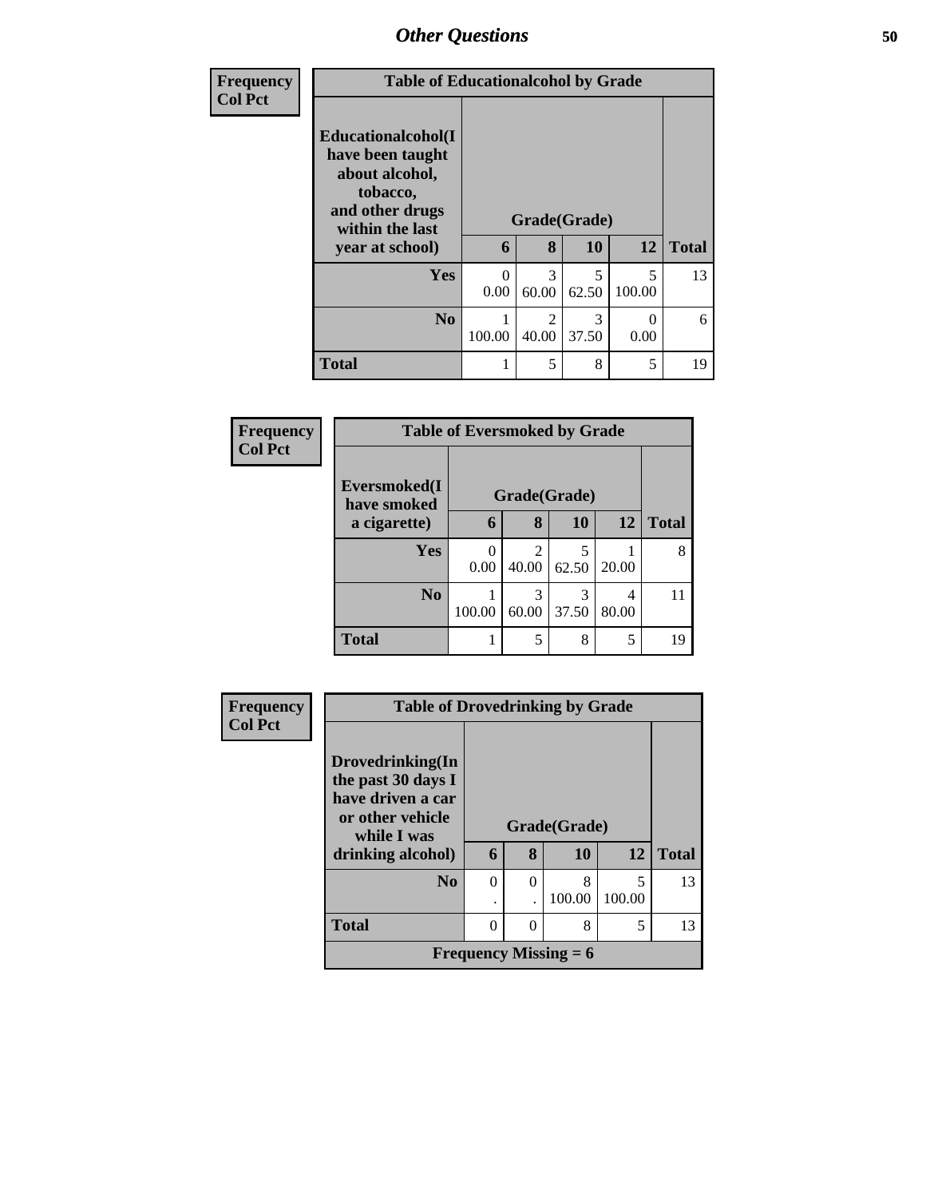| Frequency Col Pct |
|---|

| Table of Educationalcohol by Grade | | | | | |
|---|---|---|---|---|---|
| Educationalcohol(I have been taught about alcohol, tobacco, and other drugs within the last year at school) | Grade(Grade) | | | | |
| | 6 | 8 | 10 | 12 | Total |
| Yes | 0<br>0.00 | 3<br>60.00 | 5<br>62.50 | 5<br>100.00 | 13 |
| No | 1<br>100.00 | 2<br>40.00 | 3<br>37.50 | 0<br>0.00 | 6 |
| Total | 1 | 5 | 8 | 5 | 19 |

| Frequency Col Pct |
|---|

| Table of Eversmoked by Grade | | | | | |
|---|---|---|---|---|---|
| Eversmoked(I have smoked a cigarette) | Grade(Grade) | | | | |
| | 6 | 8 | 10 | 12 | Total |
| Yes | 0<br>0.00 | 2<br>40.00 | 5<br>62.50 | 1<br>20.00 | 8 |
| No | 1<br>100.00 | 3<br>60.00 | 3<br>37.50 | 4<br>80.00 | 11 |
| Total | 1 | 5 | 8 | 5 | 19 |

| Frequency Col Pct |
|---|

| Table of Drovedrinking by Grade | | | | | |
|---|---|---|---|---|---|
| Drovedrinking(In the past 30 days I have driven a car or other vehicle while I was drinking alcohol) | Grade(Grade) | | | | |
| | 6 | 8 | 10 | 12 | Total |
| No | 0<br>. | 0<br>. | 8<br>100.00 | 5<br>100.00 | 13 |
| Total | 0 | 0 | 8 | 5 | 13 |
| Frequency Missing = 6 | | | | | |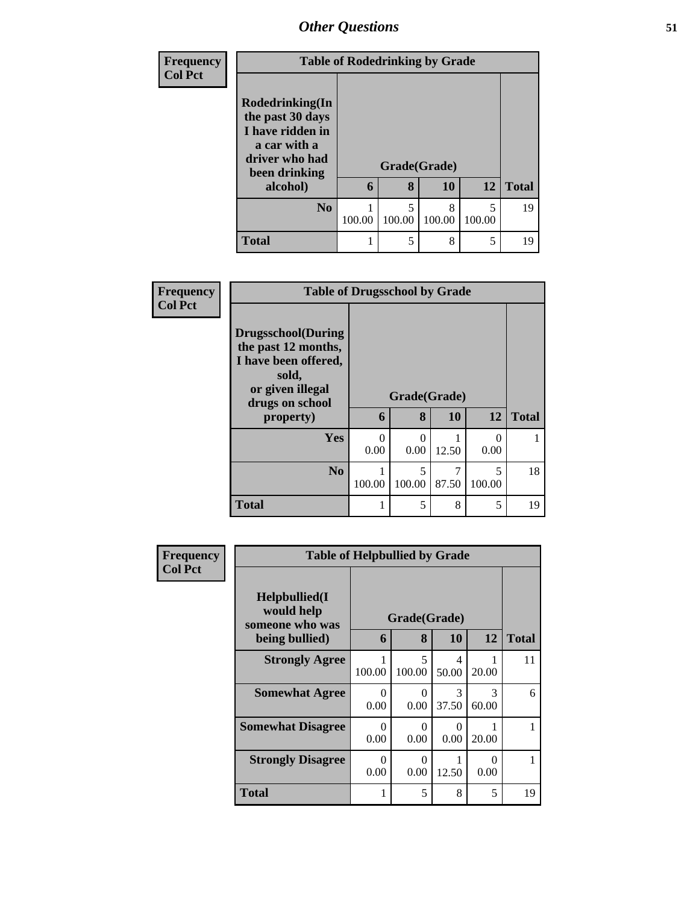| Frequency<br>Col Pct |
|---|

**Table of Rodedrinking by Grade**

| Rodedrinking(In the past 30 days I have ridden in a car with a driver who had been drinking alcohol) | Grade(Grade) | | | | Total |
|---|---|---|---|---|---|
| | 6 | 8 | 10 | 12 | |
| No | 1<br>100.00 | 5<br>100.00 | 8<br>100.00 | 5<br>100.00 | 19 |
| Total | 1 | 5 | 8 | 5 | 19 |

| Frequency<br>Col Pct |
|---|

**Table of Drugsschool by Grade**

| Drugsschool(During the past 12 months, I have been offered, sold, or given illegal drugs on school property) | Grade(Grade) | | | | Total |
|---|---|---|---|---|---|
| | 6 | 8 | 10 | 12 | |
| Yes | 0<br>0.00 | 0<br>0.00 | 1<br>12.50 | 0<br>0.00 | 1 |
| No | 1<br>100.00 | 5<br>100.00 | 7<br>87.50 | 5<br>100.00 | 18 |
| Total | 1 | 5 | 8 | 5 | 19 |

| Frequency<br>Col Pct |
|---|

**Table of Helpbullied by Grade**

| Helpbullied(I would help someone who was being bullied) | Grade(Grade) | | | | Total |
|---|---|---|---|---|---|
| | 6 | 8 | 10 | 12 | |
| Strongly Agree | 1<br>100.00 | 5<br>100.00 | 4<br>50.00 | 1<br>20.00 | 11 |
| Somewhat Agree | 0<br>0.00 | 0<br>0.00 | 3<br>37.50 | 3<br>60.00 | 6 |
| Somewhat Disagree | 0<br>0.00 | 0<br>0.00 | 0<br>0.00 | 1<br>20.00 | 1 |
| Strongly Disagree | 0<br>0.00 | 0<br>0.00 | 1<br>12.50 | 0<br>0.00 | 1 |
| Total | 1 | 5 | 8 | 5 | 19 |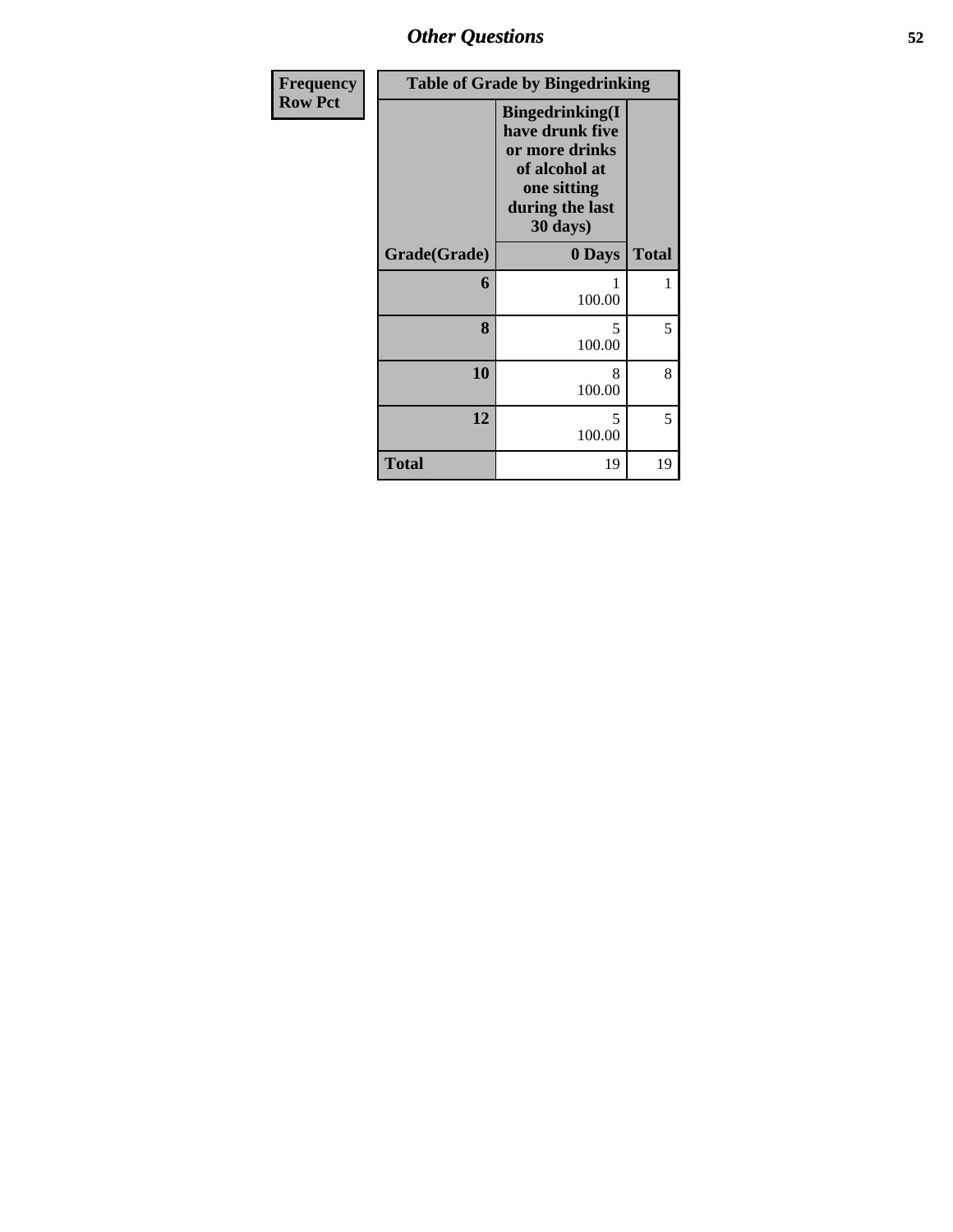| Frequency Row Pct | Table of Grade by Bingedrinking | |
|---|---|---|
| | Bingedrinking(I have drunk five or more drinks of alcohol at one sitting during the last 30 days) | |
| Grade(Grade) | 0 Days | Total |
| 6 | 1 100.00 | 1 |
| 8 | 5 100.00 | 5 |
| 10 | 8 100.00 | 8 |
| 12 | 5 100.00 | 5 |
| Total | 19 | 19 |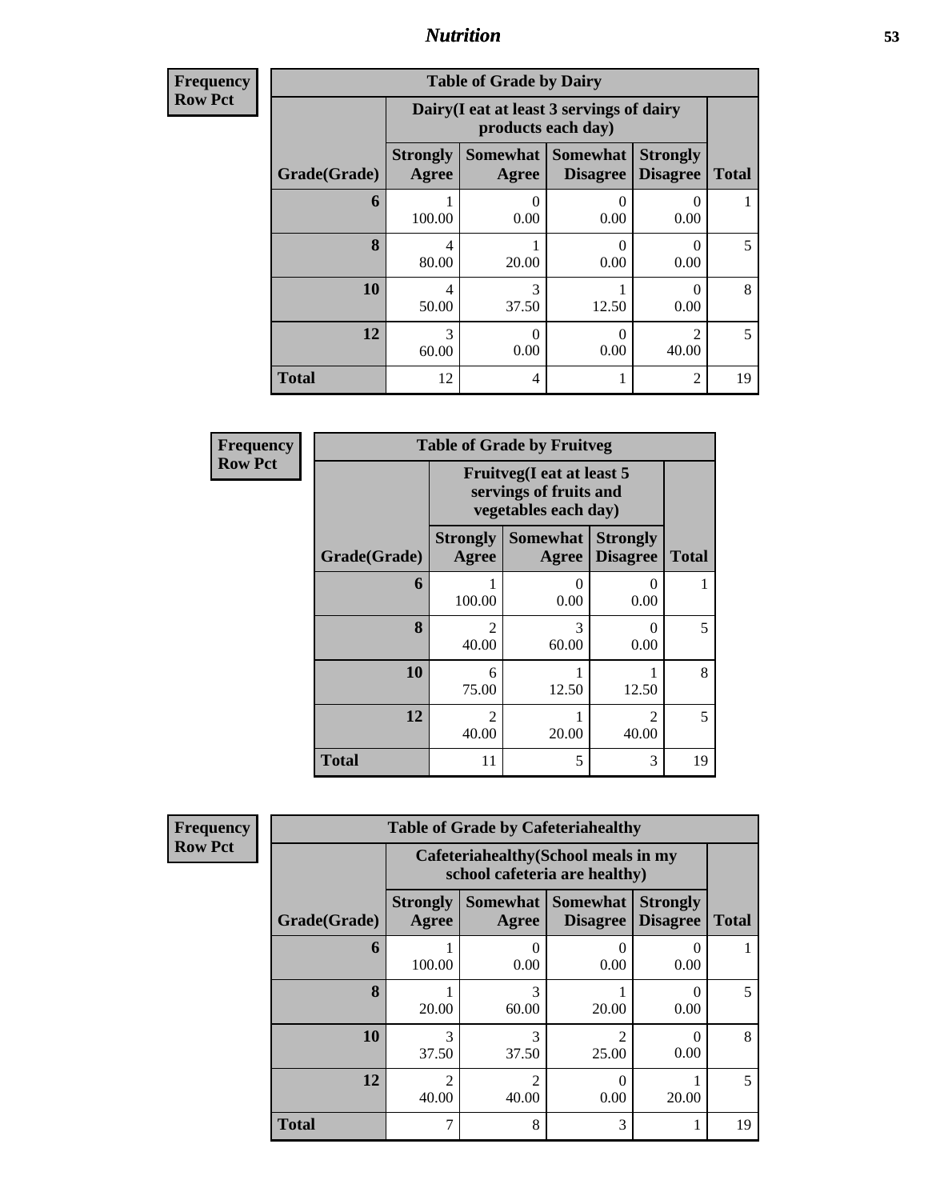| Frequency<br>Row Pct |
|---|

| Table of Grade by Dairy | | | | | |
|---|---|---|---|---|---|
| | Dairy(I eat at least 3 servings of dairy products each day) | | | | |
| Grade(Grade) | Strongly Agree | Somewhat Agree | Somewhat Disagree | Strongly Disagree | Total |
| **6** | 1<br>100.00 | 0<br>0.00 | 0<br>0.00 | 0<br>0.00 | 1 |
| **8** | 4<br>80.00 | 1<br>20.00 | 0<br>0.00 | 0<br>0.00 | 5 |
| **10** | 4<br>50.00 | 3<br>37.50 | 1<br>12.50 | 0<br>0.00 | 8 |
| **12** | 3<br>60.00 | 0<br>0.00 | 0<br>0.00 | 2<br>40.00 | 5 |
| **Total** | 12 | 4 | 1 | 2 | 19 |

| Frequency<br>Row Pct |
|---|

| Table of Grade by Fruitveg | | | | |
|---|---|---|---|---|
| | Fruitveg(I eat at least 5 servings of fruits and vegetables each day) | | | |
| Grade(Grade) | Strongly Agree | Somewhat Agree | Strongly Disagree | Total |
| **6** | 1<br>100.00 | 0<br>0.00 | 0<br>0.00 | 1 |
| **8** | 2<br>40.00 | 3<br>60.00 | 0<br>0.00 | 5 |
| **10** | 6<br>75.00 | 1<br>12.50 | 1<br>12.50 | 8 |
| **12** | 2<br>40.00 | 1<br>20.00 | 2<br>40.00 | 5 |
| **Total** | 11 | 5 | 3 | 19 |

| Frequency<br>Row Pct |
|---|

| Table of Grade by Cafeteriahealthy | | | | | |
|---|---|---|---|---|---|
| | Cafeteriahealthy(School meals in my school cafeteria are healthy) | | | | |
| Grade(Grade) | Strongly Agree | Somewhat Agree | Somewhat Disagree | Strongly Disagree | Total |
| **6** | 1<br>100.00 | 0<br>0.00 | 0<br>0.00 | 0<br>0.00 | 1 |
| **8** | 1<br>20.00 | 3<br>60.00 | 1<br>20.00 | 0<br>0.00 | 5 |
| **10** | 3<br>37.50 | 3<br>37.50 | 2<br>25.00 | 0<br>0.00 | 8 |
| **12** | 2<br>40.00 | 2<br>40.00 | 0<br>0.00 | 1<br>20.00 | 5 |
| **Total** | 7 | 8 | 3 | 1 | 19 |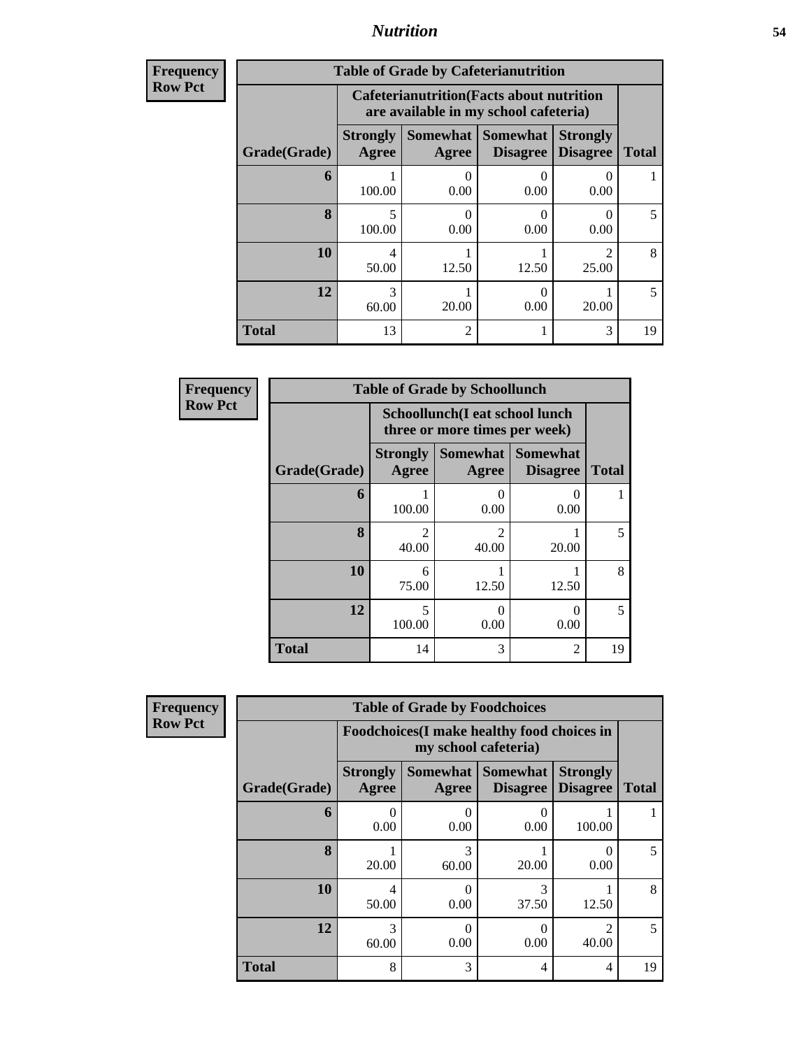## *Nutrition*

**Frequency**
**Row Pct**

| Table of Grade by Cafeterianutrition | | | | | |
|---|---|---|---|---|---|
| | Cafeterianutrition(Facts about nutrition are available in my school cafeteria) | | | | |
| Grade(Grade) | Strongly Agree | Somewhat Agree | Somewhat Disagree | Strongly Disagree | Total |
| **6** | 1<br>100.00 | 0<br>0.00 | 0<br>0.00 | 0<br>0.00 | 1 |
| **8** | 5<br>100.00 | 0<br>0.00 | 0<br>0.00 | 0<br>0.00 | 5 |
| **10** | 4<br>50.00 | 1<br>12.50 | 1<br>12.50 | 2<br>25.00 | 8 |
| **12** | 3<br>60.00 | 1<br>20.00 | 0<br>0.00 | 1<br>20.00 | 5 |
| **Total** | 13 | 2 | 1 | 3 | 19 |

**Frequency**
**Row Pct**

| Table of Grade by Schoollunch | | | | |
|---|---|---|---|---|
| | Schoollunch(I eat school lunch three or more times per week) | | | |
| Grade(Grade) | Strongly Agree | Somewhat Agree | Somewhat Disagree | Total |
| **6** | 1<br>100.00 | 0<br>0.00 | 0<br>0.00 | 1 |
| **8** | 2<br>40.00 | 2<br>40.00 | 1<br>20.00 | 5 |
| **10** | 6<br>75.00 | 1<br>12.50 | 1<br>12.50 | 8 |
| **12** | 5<br>100.00 | 0<br>0.00 | 0<br>0.00 | 5 |
| **Total** | 14 | 3 | 2 | 19 |

**Frequency**
**Row Pct**

| Table of Grade by Foodchoices | | | | | |
|---|---|---|---|---|---|
| | Foodchoices(I make healthy food choices in my school cafeteria) | | | | |
| Grade(Grade) | Strongly Agree | Somewhat Agree | Somewhat Disagree | Strongly Disagree | Total |
| **6** | 0<br>0.00 | 0<br>0.00 | 0<br>0.00 | 1<br>100.00 | 1 |
| **8** | 1<br>20.00 | 3<br>60.00 | 1<br>20.00 | 0<br>0.00 | 5 |
| **10** | 4<br>50.00 | 0<br>0.00 | 3<br>37.50 | 1<br>12.50 | 8 |
| **12** | 3<br>60.00 | 0<br>0.00 | 0<br>0.00 | 2<br>40.00 | 5 |
| **Total** | 8 | 3 | 4 | 4 | 19 |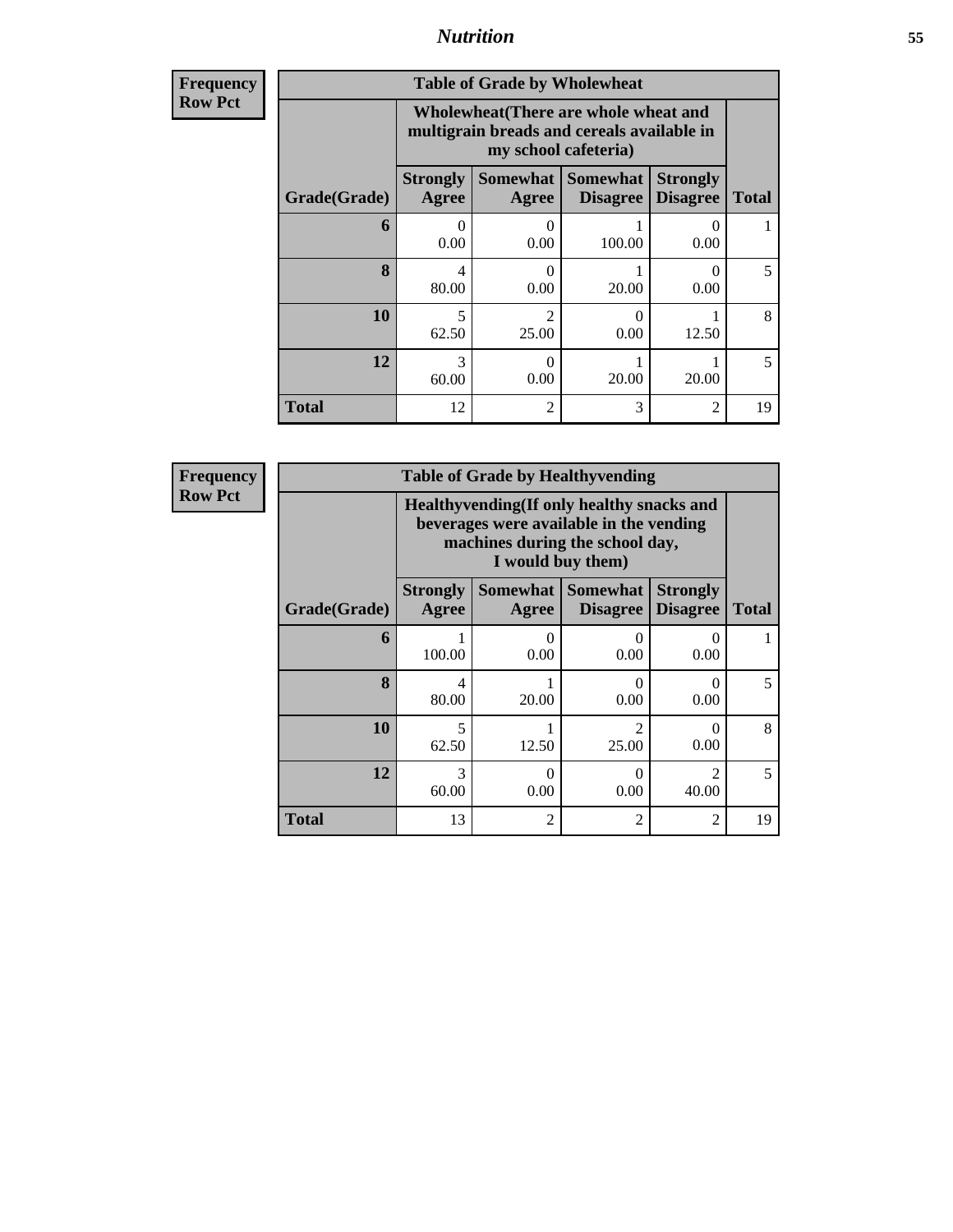| Frequency Row Pct |
|---|

| Table of Grade by Wholewheat | | | | | |
|---|---|---|---|---|---|
| | Wholewheat(There are whole wheat and multigrain breads and cereals available in my school cafeteria) | | | | |
| Grade(Grade) | Strongly Agree | Somewhat Agree | Somewhat Disagree | Strongly Disagree | Total |
| 6 | 0<br>0.00 | 0<br>0.00 | 1<br>100.00 | 0<br>0.00 | 1 |
| 8 | 4<br>80.00 | 0<br>0.00 | 1<br>20.00 | 0<br>0.00 | 5 |
| 10 | 5<br>62.50 | 2<br>25.00 | 0<br>0.00 | 1<br>12.50 | 8 |
| 12 | 3<br>60.00 | 0<br>0.00 | 1<br>20.00 | 1<br>20.00 | 5 |
| Total | 12 | 2 | 3 | 2 | 19 |

| Frequency Row Pct |
|---|

| Table of Grade by Healthyvending | | | | | |
|---|---|---|---|---|---|
| | Healthyvending(If only healthy snacks and beverages were available in the vending machines during the school day, I would buy them) | | | | |
| Grade(Grade) | Strongly Agree | Somewhat Agree | Somewhat Disagree | Strongly Disagree | Total |
| 6 | 1<br>100.00 | 0<br>0.00 | 0<br>0.00 | 0<br>0.00 | 1 |
| 8 | 4<br>80.00 | 1<br>20.00 | 0<br>0.00 | 0<br>0.00 | 5 |
| 10 | 5<br>62.50 | 1<br>12.50 | 2<br>25.00 | 0<br>0.00 | 8 |
| 12 | 3<br>60.00 | 0<br>0.00 | 0<br>0.00 | 2<br>40.00 | 5 |
| Total | 13 | 2 | 2 | 2 | 19 |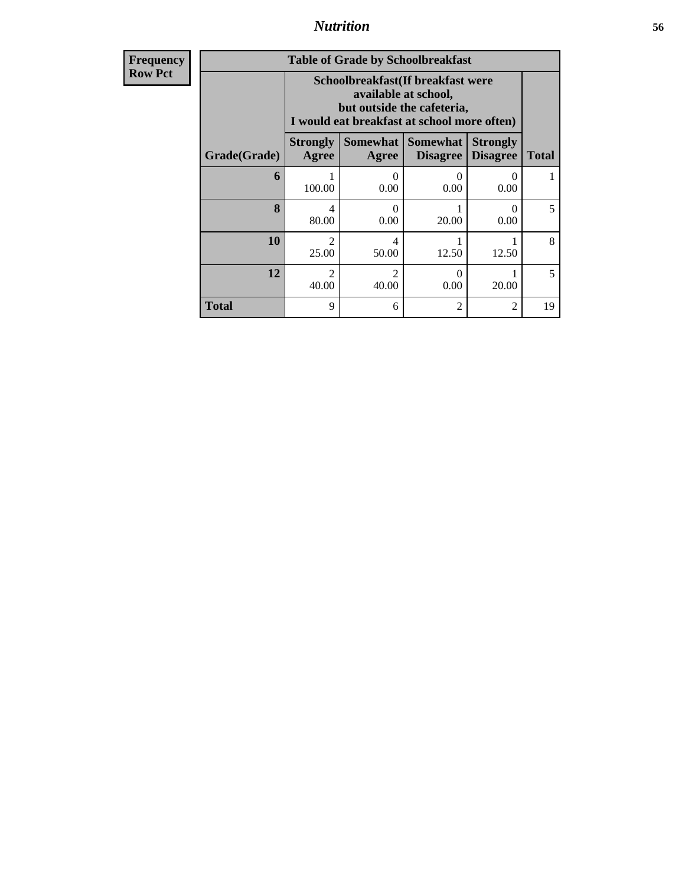| Frequency Row Pct | Table of Grade by Schoolbreakfast | | | | |
|---|---|---|---|---|---|
| | Schoolbreakfast(If breakfast were available at school, but outside the cafeteria, I would eat breakfast at school more often) | | | | |
| Grade(Grade) | Strongly Agree | Somewhat Agree | Somewhat Disagree | Strongly Disagree | Total |
| 6 | 1<br>100.00 | 0<br>0.00 | 0<br>0.00 | 0<br>0.00 | 1 |
| 8 | 4<br>80.00 | 0<br>0.00 | 1<br>20.00 | 0<br>0.00 | 5 |
| 10 | 2<br>25.00 | 4<br>50.00 | 1<br>12.50 | 1<br>12.50 | 8 |
| 12 | 2<br>40.00 | 2<br>40.00 | 0<br>0.00 | 1<br>20.00 | 5 |
| Total | 9 | 6 | 2 | 2 | 19 |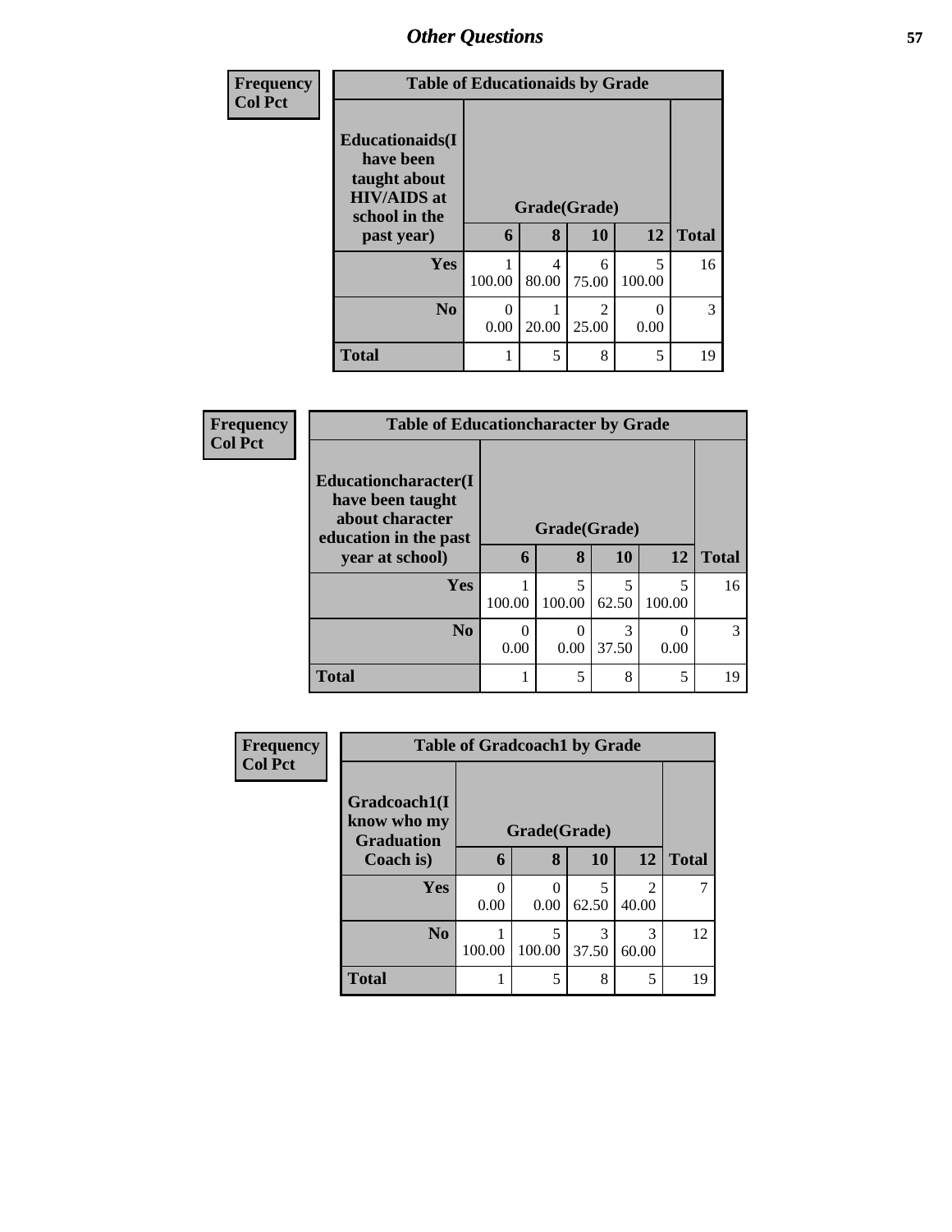## Other Questions

| Frequency<br>Col Pct | Table of Educationaids by Grade | | | | |
|---|---|---|---|---|---|
| Educationaids(I have been taught about HIV/AIDS at school in the past year) | Grade(Grade) | | | | |
| | 6 | 8 | 10 | 12 | Total |
| Yes | 1<br>100.00 | 4<br>80.00 | 6<br>75.00 | 5<br>100.00 | 16 |
| No | 0<br>0.00 | 1<br>20.00 | 2<br>25.00 | 0<br>0.00 | 3 |
| Total | 1 | 5 | 8 | 5 | 19 |

| Frequency<br>Col Pct | Table of Educationcharacter by Grade | | | | |
|---|---|---|---|---|---|
| Educationcharacter(I have been taught about character education in the past year at school) | Grade(Grade) | | | | |
| | 6 | 8 | 10 | 12 | Total |
| Yes | 1<br>100.00 | 5<br>100.00 | 5<br>62.50 | 5<br>100.00 | 16 |
| No | 0<br>0.00 | 0<br>0.00 | 3<br>37.50 | 0<br>0.00 | 3 |
| Total | 1 | 5 | 8 | 5 | 19 |

| Frequency<br>Col Pct | Table of Gradcoach1 by Grade | | | | |
|---|---|---|---|---|---|
| Gradcoach1(I know who my Graduation Coach is) | Grade(Grade) | | | | |
| | 6 | 8 | 10 | 12 | Total |
| Yes | 0<br>0.00 | 0<br>0.00 | 5<br>62.50 | 2<br>40.00 | 7 |
| No | 1<br>100.00 | 5<br>100.00 | 3<br>37.50 | 3<br>60.00 | 12 |
| Total | 1 | 5 | 8 | 5 | 19 |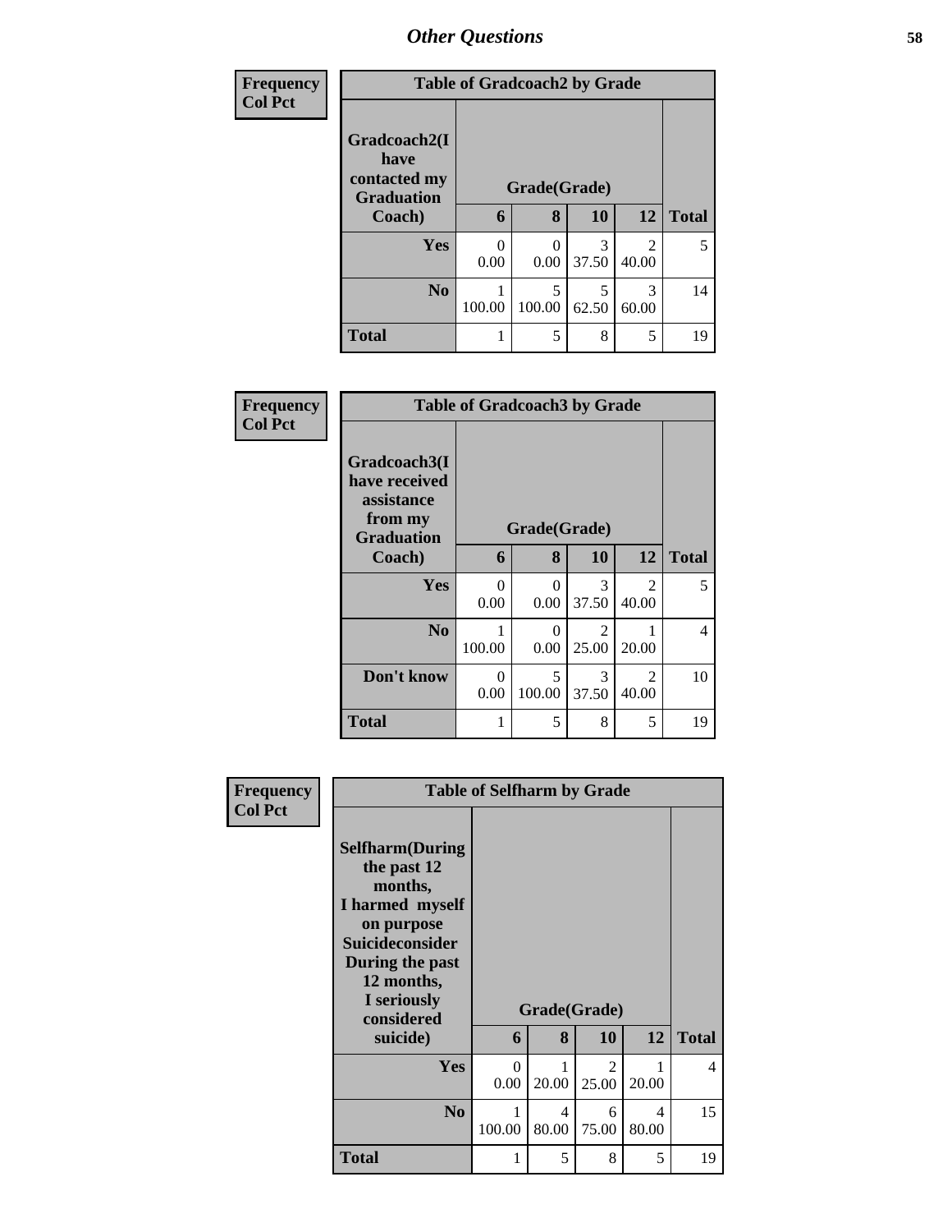# Other Questions

| Frequency<br>Col Pct | Table of Gradcoach2 by Grade | | | | |
|---|---|---|---|---|---|
| **Gradcoach2(I have contacted my Graduation Coach)** | **Grade(Grade)** | | | | |
| | **6** | **8** | **10** | **12** | **Total** |
| **Yes** | 0<br>0.00 | 0<br>0.00 | 3<br>37.50 | 2<br>40.00 | 5 |
| **No** | 1<br>100.00 | 5<br>100.00 | 5<br>62.50 | 3<br>60.00 | 14 |
| **Total** | 1 | 5 | 8 | 5 | 19 |

| Frequency<br>Col Pct | Table of Gradcoach3 by Grade | | | | |
|---|---|---|---|---|---|
| **Gradcoach3(I have received assistance from my Graduation Coach)** | **Grade(Grade)** | | | | |
| | **6** | **8** | **10** | **12** | **Total** |
| **Yes** | 0<br>0.00 | 0<br>0.00 | 3<br>37.50 | 2<br>40.00 | 5 |
| **No** | 1<br>100.00 | 0<br>0.00 | 2<br>25.00 | 1<br>20.00 | 4 |
| **Don't know** | 0<br>0.00 | 5<br>100.00 | 3<br>37.50 | 2<br>40.00 | 10 |
| **Total** | 1 | 5 | 8 | 5 | 19 |

| Frequency<br>Col Pct | Table of Selfharm by Grade | | | | |
|---|---|---|---|---|---|
| **Selfharm(During the past 12 months, I harmed myself on purpose Suicideconsider During the past 12 months, I seriously considered suicide)** | **Grade(Grade)** | | | | |
| | **6** | **8** | **10** | **12** | **Total** |
| **Yes** | 0<br>0.00 | 1<br>20.00 | 2<br>25.00 | 1<br>20.00 | 4 |
| **No** | 1<br>100.00 | 4<br>80.00 | 6<br>75.00 | 4<br>80.00 | 15 |
| **Total** | 1 | 5 | 8 | 5 | 19 |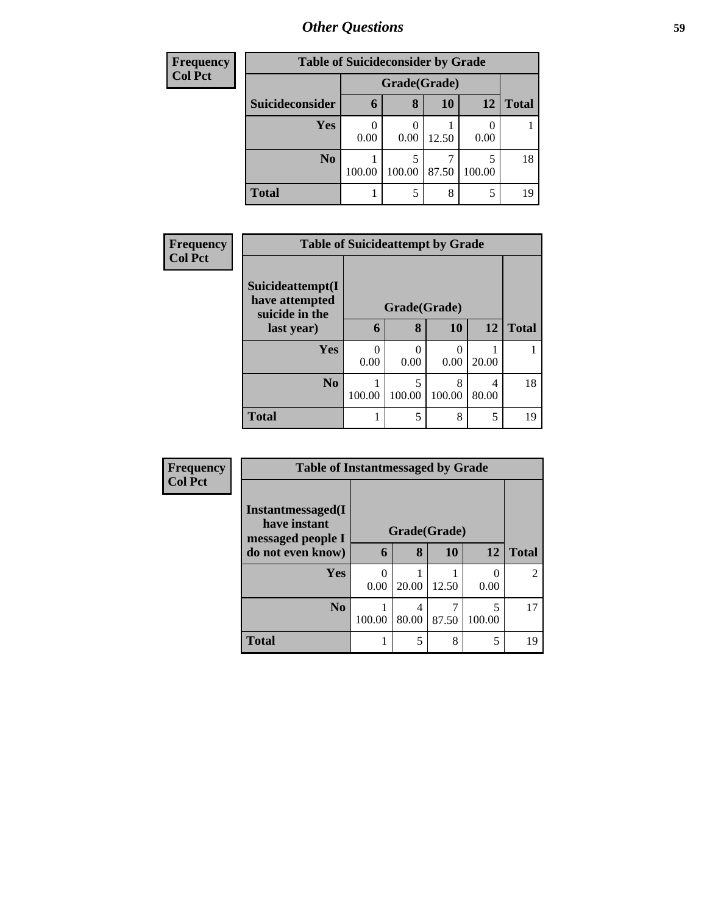| Frequency<br>Col Pct |
|---|

**Table of Suicideconsider by Grade**

| Suicideconsider | Grade(Grade) | | | | Total |
|---|---|---|---|---|---|
| | 6 | 8 | 10 | 12 | |
| Yes | 0<br>0.00 | 0<br>0.00 | 1<br>12.50 | 0<br>0.00 | 1 |
| No | 1<br>100.00 | 5<br>100.00 | 7<br>87.50 | 5<br>100.00 | 18 |
| Total | 1 | 5 | 8 | 5 | 19 |

| Frequency<br>Col Pct |
|---|

**Table of Suicideattempt by Grade**

| Suicideattempt(I have attempted suicide in the last year) | Grade(Grade) | | | | Total |
|---|---|---|---|---|---|
| | 6 | 8 | 10 | 12 | |
| Yes | 0<br>0.00 | 0<br>0.00 | 0<br>0.00 | 1<br>20.00 | 1 |
| No | 1<br>100.00 | 5<br>100.00 | 8<br>100.00 | 4<br>80.00 | 18 |
| Total | 1 | 5 | 8 | 5 | 19 |

| Frequency<br>Col Pct |
|---|

**Table of Instantmessaged by Grade**

| Instantmessaged(I have instant messaged people I do not even know) | Grade(Grade) | | | | Total |
|---|---|---|---|---|---|
| | 6 | 8 | 10 | 12 | |
| Yes | 0<br>0.00 | 1<br>20.00 | 1<br>12.50 | 0<br>0.00 | 2 |
| No | 1<br>100.00 | 4<br>80.00 | 7<br>87.50 | 5<br>100.00 | 17 |
| Total | 1 | 5 | 8 | 5 | 19 |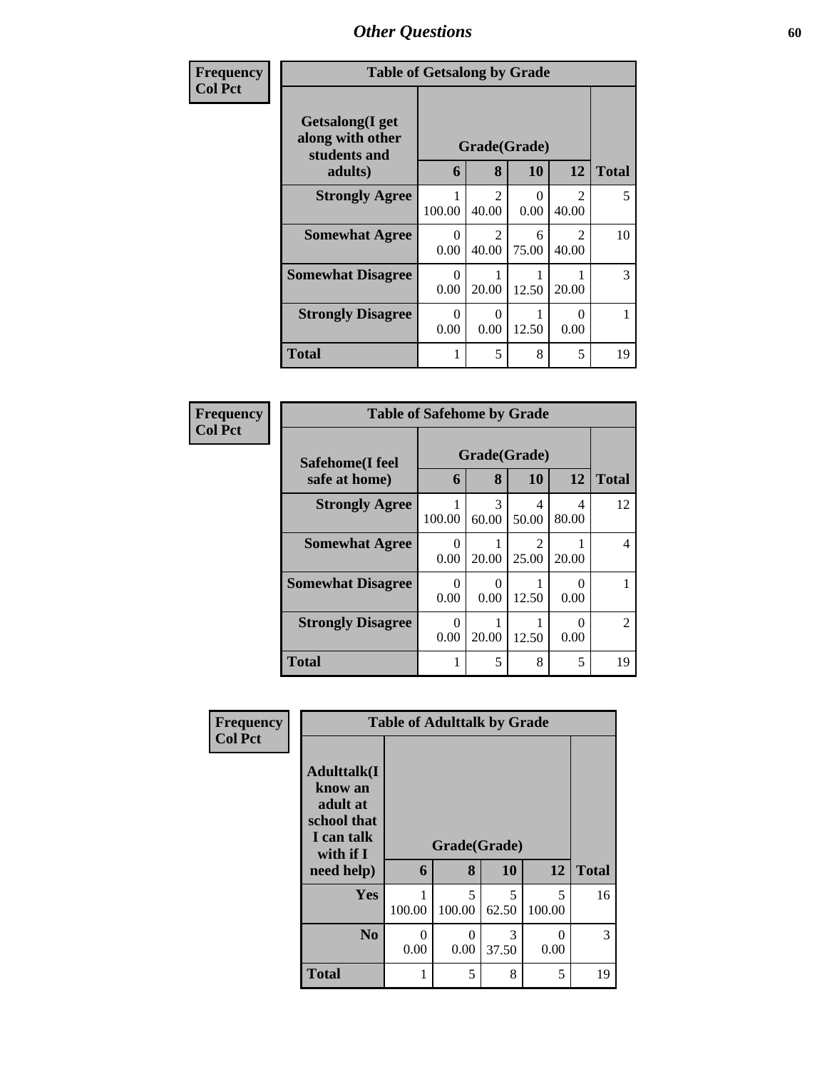## Other Questions

**Frequency**
**Col Pct**

| Table of Getsalong by Grade | | | | | |
|---|---|---|---|---|---|
| Getsalong(I get along with other students and adults) | Grade(Grade) | | | | Total |
| | 6 | 8 | 10 | 12 | |
| **Strongly Agree** | 1<br>100.00 | 2<br>40.00 | 0<br>0.00 | 2<br>40.00 | 5 |
| **Somewhat Agree** | 0<br>0.00 | 2<br>40.00 | 6<br>75.00 | 2<br>40.00 | 10 |
| **Somewhat Disagree** | 0<br>0.00 | 1<br>20.00 | 1<br>12.50 | 1<br>20.00 | 3 |
| **Strongly Disagree** | 0<br>0.00 | 0<br>0.00 | 1<br>12.50 | 0<br>0.00 | 1 |
| **Total** | 1 | 5 | 8 | 5 | 19 |

**Frequency**
**Col Pct**

| Table of Safehome by Grade | | | | | |
|---|---|---|---|---|---|
| Safehome(I feel safe at home) | Grade(Grade) | | | | Total |
| | 6 | 8 | 10 | 12 | |
| **Strongly Agree** | 1<br>100.00 | 3<br>60.00 | 4<br>50.00 | 4<br>80.00 | 12 |
| **Somewhat Agree** | 0<br>0.00 | 1<br>20.00 | 2<br>25.00 | 1<br>20.00 | 4 |
| **Somewhat Disagree** | 0<br>0.00 | 0<br>0.00 | 1<br>12.50 | 0<br>0.00 | 1 |
| **Strongly Disagree** | 0<br>0.00 | 1<br>20.00 | 1<br>12.50 | 0<br>0.00 | 2 |
| **Total** | 1 | 5 | 8 | 5 | 19 |

**Frequency**
**Col Pct**

| Table of Adulttalk by Grade | | | | | |
|---|---|---|---|---|---|
| Adulttalk(I know an adult at school that I can talk with if I need help) | Grade(Grade) | | | | Total |
| | 6 | 8 | 10 | 12 | |
| **Yes** | 1<br>100.00 | 5<br>100.00 | 5<br>62.50 | 5<br>100.00 | 16 |
| **No** | 0<br>0.00 | 0<br>0.00 | 3<br>37.50 | 0<br>0.00 | 3 |
| **Total** | 1 | 5 | 8 | 5 | 19 |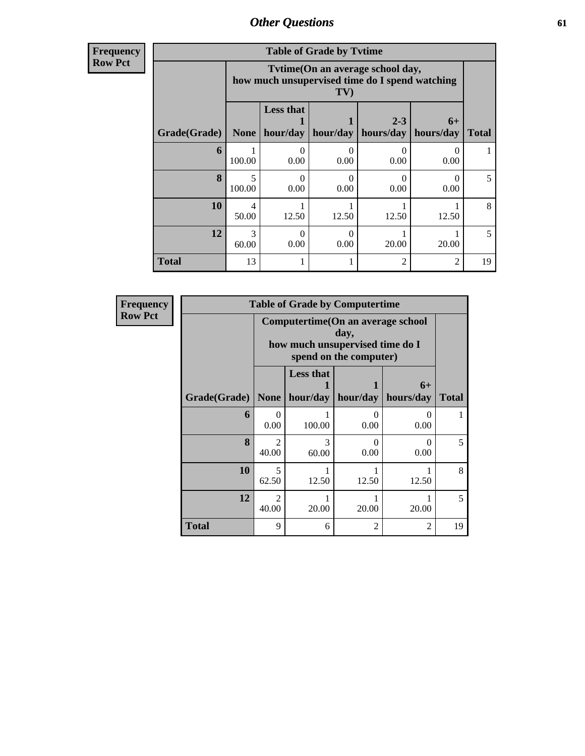| Frequency<br>Row Pct |
|---|

| Table of Grade by Tvtime | | | | | | |
|---|---|---|---|---|---|---|
| | Tvtime(On an average school day, how much unsupervised time do I spend watching TV) | | | | | |
| Grade(Grade) | None | Less that 1 hour/day | 1 hour/day | 2-3 hours/day | 6+ hours/day | Total |
| **6** | 1<br>100.00 | 0<br>0.00 | 0<br>0.00 | 0<br>0.00 | 0<br>0.00 | 1 |
| **8** | 5<br>100.00 | 0<br>0.00 | 0<br>0.00 | 0<br>0.00 | 0<br>0.00 | 5 |
| **10** | 4<br>50.00 | 1<br>12.50 | 1<br>12.50 | 1<br>12.50 | 1<br>12.50 | 8 |
| **12** | 3<br>60.00 | 0<br>0.00 | 0<br>0.00 | 1<br>20.00 | 1<br>20.00 | 5 |
| **Total** | 13 | 1 | 1 | 2 | 2 | 19 |

| Frequency<br>Row Pct |
|---|

| Table of Grade by Computertime | | | | | |
|---|---|---|---|---|---|
| | Computertime(On an average school day, how much unsupervised time do I spend on the computer) | | | | |
| Grade(Grade) | None | Less that 1 hour/day | 1 hour/day | 6+ hours/day | Total |
| **6** | 0<br>0.00 | 1<br>100.00 | 0<br>0.00 | 0<br>0.00 | 1 |
| **8** | 2<br>40.00 | 3<br>60.00 | 0<br>0.00 | 0<br>0.00 | 5 |
| **10** | 5<br>62.50 | 1<br>12.50 | 1<br>12.50 | 1<br>12.50 | 8 |
| **12** | 2<br>40.00 | 1<br>20.00 | 1<br>20.00 | 1<br>20.00 | 5 |
| **Total** | 9 | 6 | 2 | 2 | 19 |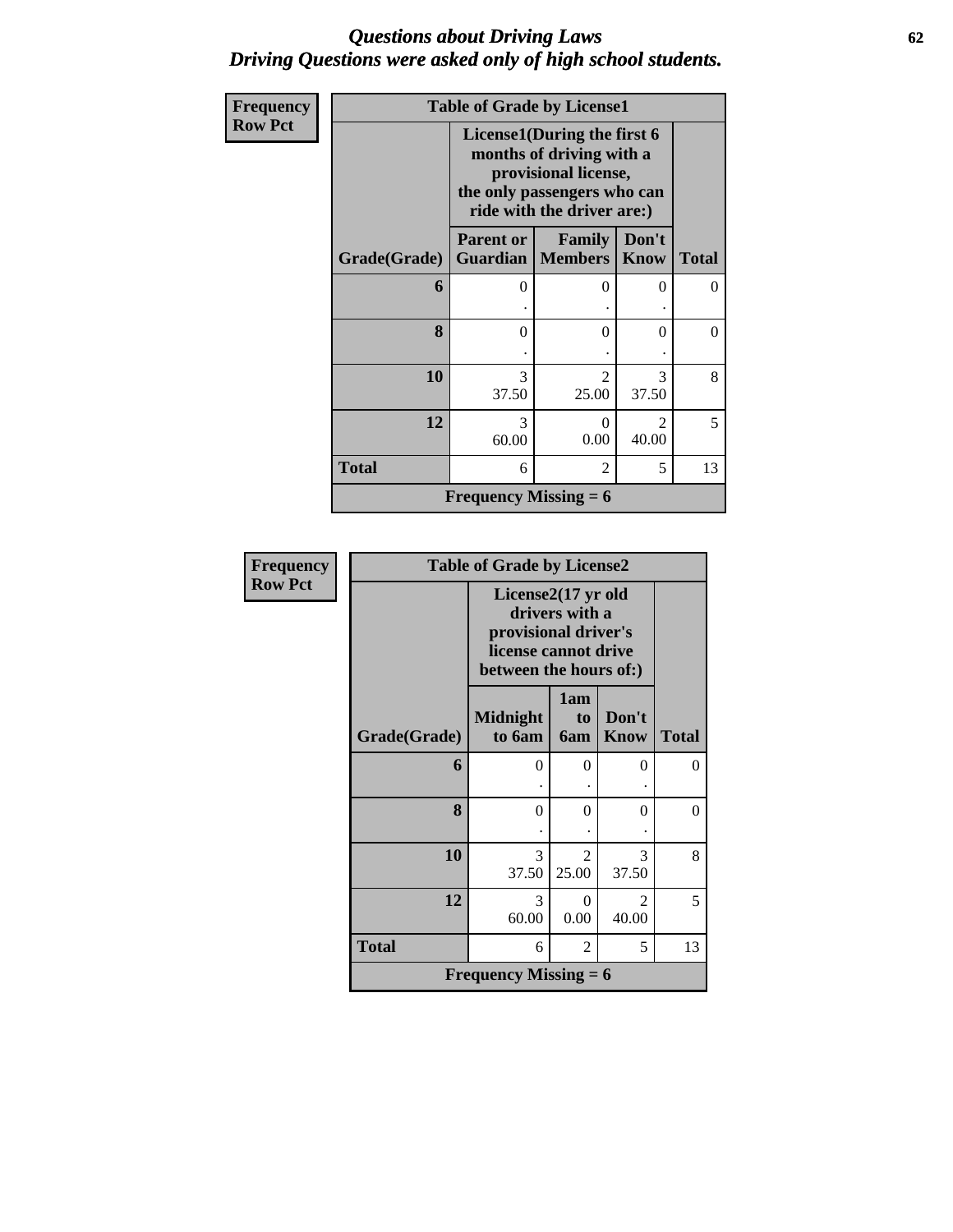# *Questions about Driving Laws*
# *Driving Questions were asked only of high school students.*

**Frequency**
**Row Pct**

**Table of Grade by License1**

| Grade(Grade) | License1(During the first 6 months of driving with a provisional license, the only passengers who can ride with the driver are:) Parent or Guardian | Family Members | Don't Know | Total |
|---|---|---|---|---|
| **6** | 0<br>. | 0<br>. | 0<br>. | 0 |
| **8** | 0<br>. | 0<br>. | 0<br>. | 0 |
| **10** | 3<br>37.50 | 2<br>25.00 | 3<br>37.50 | 8 |
| **12** | 3<br>60.00 | 0<br>0.00 | 2<br>40.00 | 5 |
| **Total** | 6 | 2 | 5 | 13 |

**Frequency Missing = 6**

**Frequency**
**Row Pct**

**Table of Grade by License2**

| Grade(Grade) | License2(17 yr old drivers with a provisional driver's license cannot drive between the hours of:) Midnight to 6am | 1am to 6am | Don't Know | Total |
|---|---|---|---|---|
| **6** | 0<br>. | 0<br>. | 0<br>. | 0 |
| **8** | 0<br>. | 0<br>. | 0<br>. | 0 |
| **10** | 3<br>37.50 | 2<br>25.00 | 3<br>37.50 | 8 |
| **12** | 3<br>60.00 | 0<br>0.00 | 2<br>40.00 | 5 |
| **Total** | 6 | 2 | 5 | 13 |

**Frequency Missing = 6**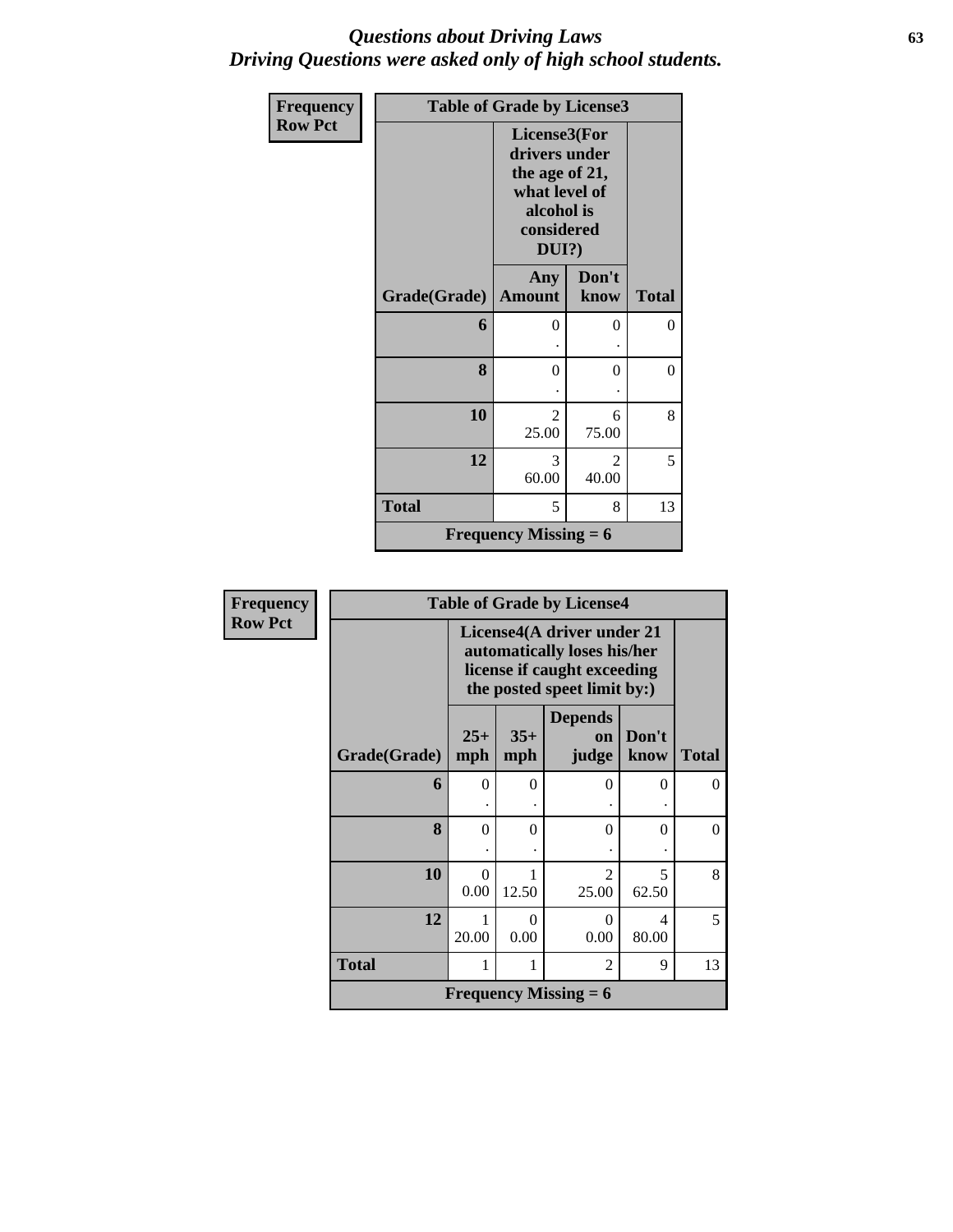*Questions about Driving Laws*
*Driving Questions were asked only of high school students.*

| Frequency Row Pct | Table of Grade by License3 | | |
|---|---|---|---|
| | License3(For drivers under the age of 21, what level of alcohol is considered DUI?) | | |
| Grade(Grade) | Any Amount | Don't know | Total |
| 6 | 0 . | 0 . | 0 |
| 8 | 0 . | 0 . | 0 |
| 10 | 2 25.00 | 6 75.00 | 8 |
| 12 | 3 60.00 | 2 40.00 | 5 |
| Total | 5 | 8 | 13 |
| Frequency Missing = 6 | | | |

| Frequency Row Pct | Table of Grade by License4 | | | | |
|---|---|---|---|---|---|
| | License4(A driver under 21 automatically loses his/her license if caught exceeding the posted speet limit by:) | | | | |
| Grade(Grade) | 25+ mph | 35+ mph | Depends on judge | Don't know | Total |
| 6 | 0 . | 0 . | 0 . | 0 . | 0 |
| 8 | 0 . | 0 . | 0 . | 0 . | 0 |
| 10 | 0 0.00 | 1 12.50 | 2 25.00 | 5 62.50 | 8 |
| 12 | 1 20.00 | 0 0.00 | 0 0.00 | 4 80.00 | 5 |
| Total | 1 | 1 | 2 | 9 | 13 |
| Frequency Missing = 6 | | | | | |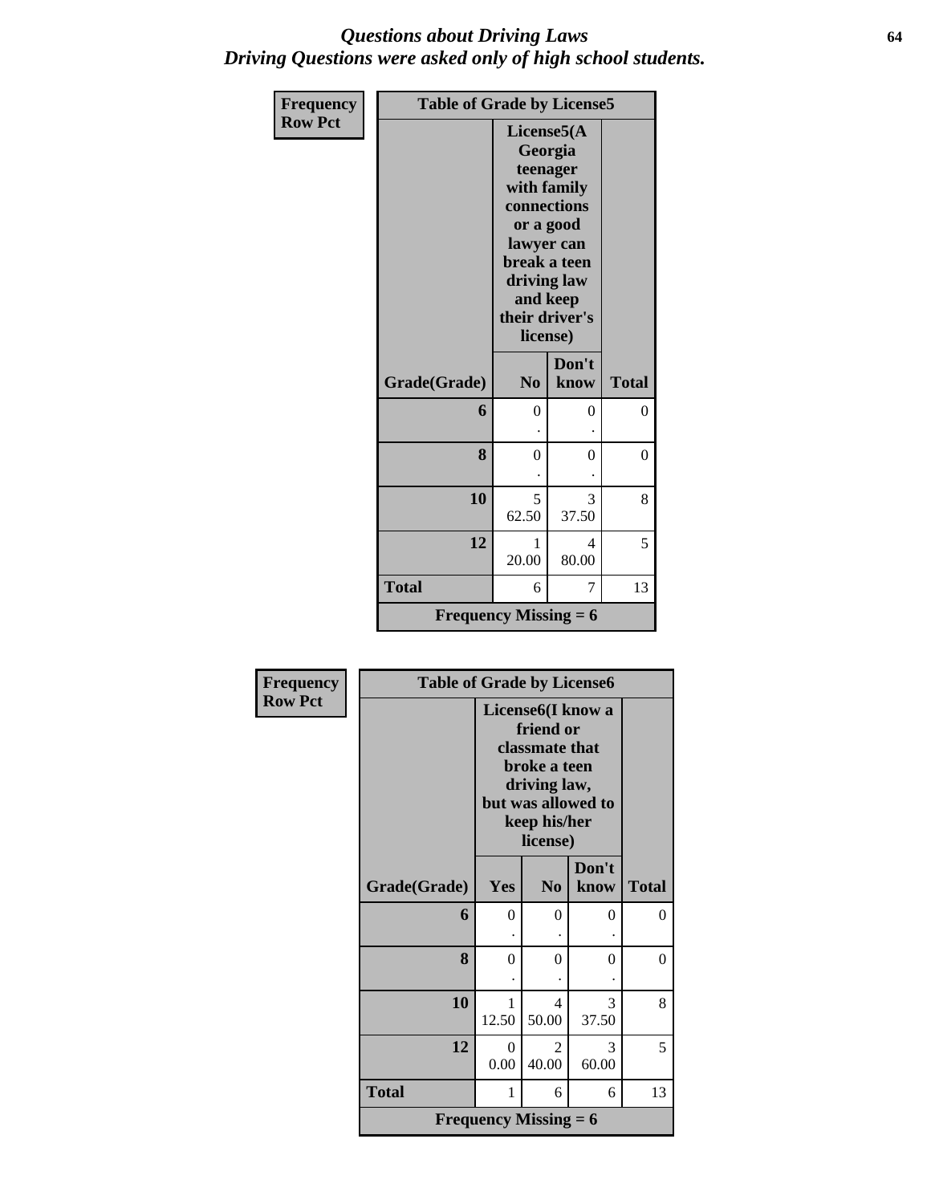# *Questions about Driving Laws*
## *Driving Questions were asked only of high school students.*

| Frequency Row Pct | Table of Grade by License5 | | |
|---|---|---|---|
| | License5(A Georgia teenager with family connections or a good lawyer can break a teen driving law and keep their driver's license) | | |
| Grade(Grade) | No | Don't know | Total |
| 6 | 0 . | 0 . | 0 |
| 8 | 0 . | 0 . | 0 |
| 10 | 5 62.50 | 3 37.50 | 8 |
| 12 | 1 20.00 | 4 80.00 | 5 |
| Total | 6 | 7 | 13 |
| Frequency Missing = 6 | | | |

| Frequency Row Pct | Table of Grade by License6 | | | |
|---|---|---|---|---|
| | License6(I know a friend or classmate that broke a teen driving law, but was allowed to keep his/her license) | | | |
| Grade(Grade) | Yes | No | Don't know | Total |
| 6 | 0 . | 0 . | 0 . | 0 |
| 8 | 0 . | 0 . | 0 . | 0 |
| 10 | 1 12.50 | 4 50.00 | 3 37.50 | 8 |
| 12 | 0 0.00 | 2 40.00 | 3 60.00 | 5 |
| Total | 1 | 6 | 6 | 13 |
| Frequency Missing = 6 | | | | |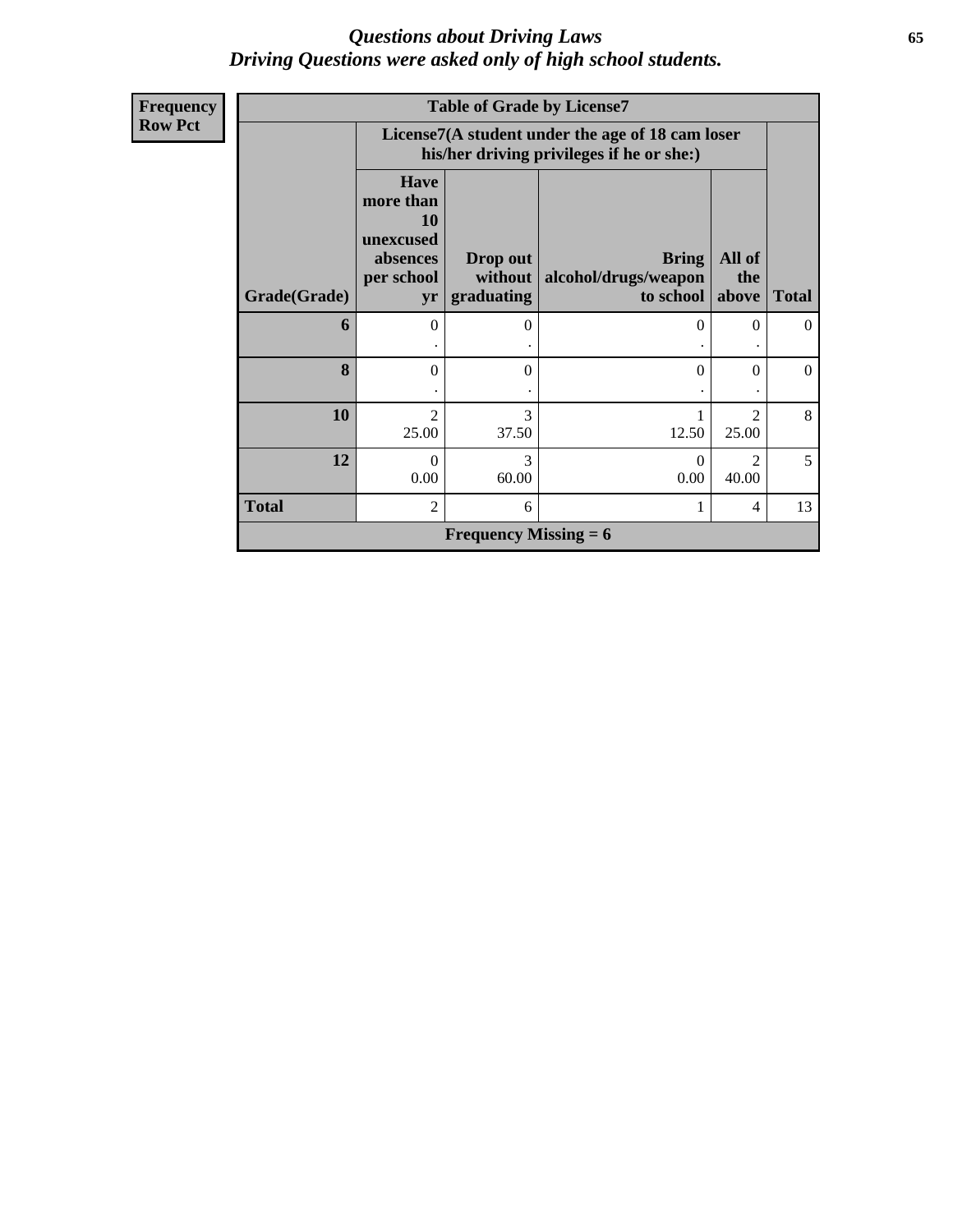# *Questions about Driving Laws*
## *Driving Questions were asked only of high school students.*

| Frequency<br>Row Pct |
|---|

**Table of Grade by License7**

| | License7(A student under the age of 18 cam loser his/her driving privileges if he or she:) | | | | |
|---|---|---|---|---|---|
| **Grade(Grade)** | **Have more than 10 unexcused absences per school yr** | **Drop out without graduating** | **Bring alcohol/drugs/weapon to school** | **All of the above** | **Total** |
| **6** | 0<br>. | 0<br>. | 0<br>. | 0<br>. | 0 |
| **8** | 0<br>. | 0<br>. | 0<br>. | 0<br>. | 0 |
| **10** | 2<br>25.00 | 3<br>37.50 | 1<br>12.50 | 2<br>25.00 | 8 |
| **12** | 0<br>0.00 | 3<br>60.00 | 0<br>0.00 | 2<br>40.00 | 5 |
| **Total** | 2 | 6 | 1 | 4 | 13 |

**Frequency Missing = 6**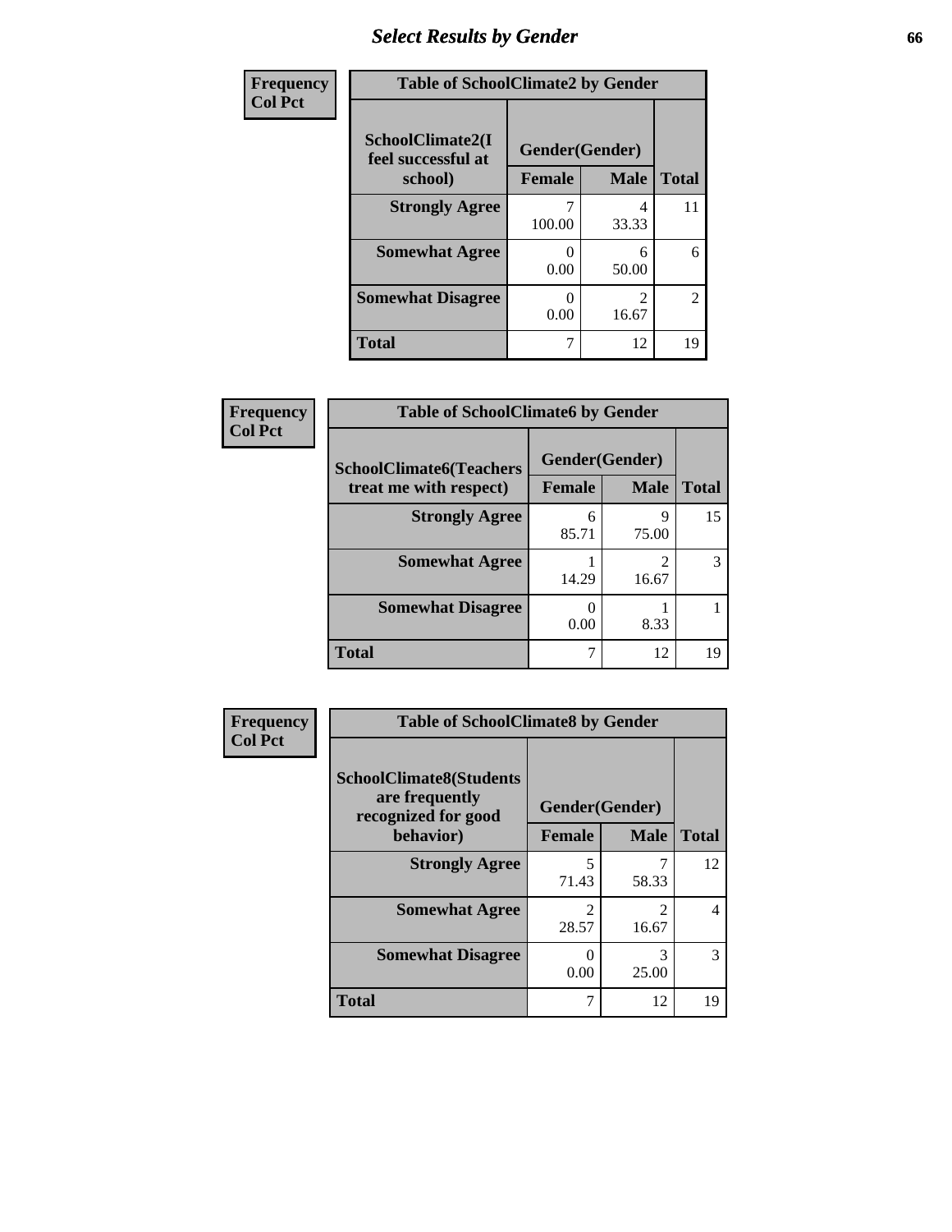# Select Results by Gender

| Frequency<br>Col Pct | | | |
|---|---|---|---|
| **Table of SchoolClimate2 by Gender** | | | |
| **SchoolClimate2(I feel successful at school)** | **Gender(Gender)** | | **Total** |
| | **Female** | **Male** | |
| **Strongly Agree** | 7<br>100.00 | 4<br>33.33 | 11 |
| **Somewhat Agree** | 0<br>0.00 | 6<br>50.00 | 6 |
| **Somewhat Disagree** | 0<br>0.00 | 2<br>16.67 | 2 |
| **Total** | 7 | 12 | 19 |

| Frequency<br>Col Pct | | | |
|---|---|---|---|
| **Table of SchoolClimate6 by Gender** | | | |
| **SchoolClimate6(Teachers treat me with respect)** | **Gender(Gender)** | | **Total** |
| | **Female** | **Male** | |
| **Strongly Agree** | 6<br>85.71 | 9<br>75.00 | 15 |
| **Somewhat Agree** | 1<br>14.29 | 2<br>16.67 | 3 |
| **Somewhat Disagree** | 0<br>0.00 | 1<br>8.33 | 1 |
| **Total** | 7 | 12 | 19 |

| Frequency<br>Col Pct | | | |
|---|---|---|---|
| **Table of SchoolClimate8 by Gender** | | | |
| **SchoolClimate8(Students are frequently recognized for good behavior)** | **Gender(Gender)** | | **Total** |
| | **Female** | **Male** | |
| **Strongly Agree** | 5<br>71.43 | 7<br>58.33 | 12 |
| **Somewhat Agree** | 2<br>28.57 | 2<br>16.67 | 4 |
| **Somewhat Disagree** | 0<br>0.00 | 3<br>25.00 | 3 |
| **Total** | 7 | 12 | 19 |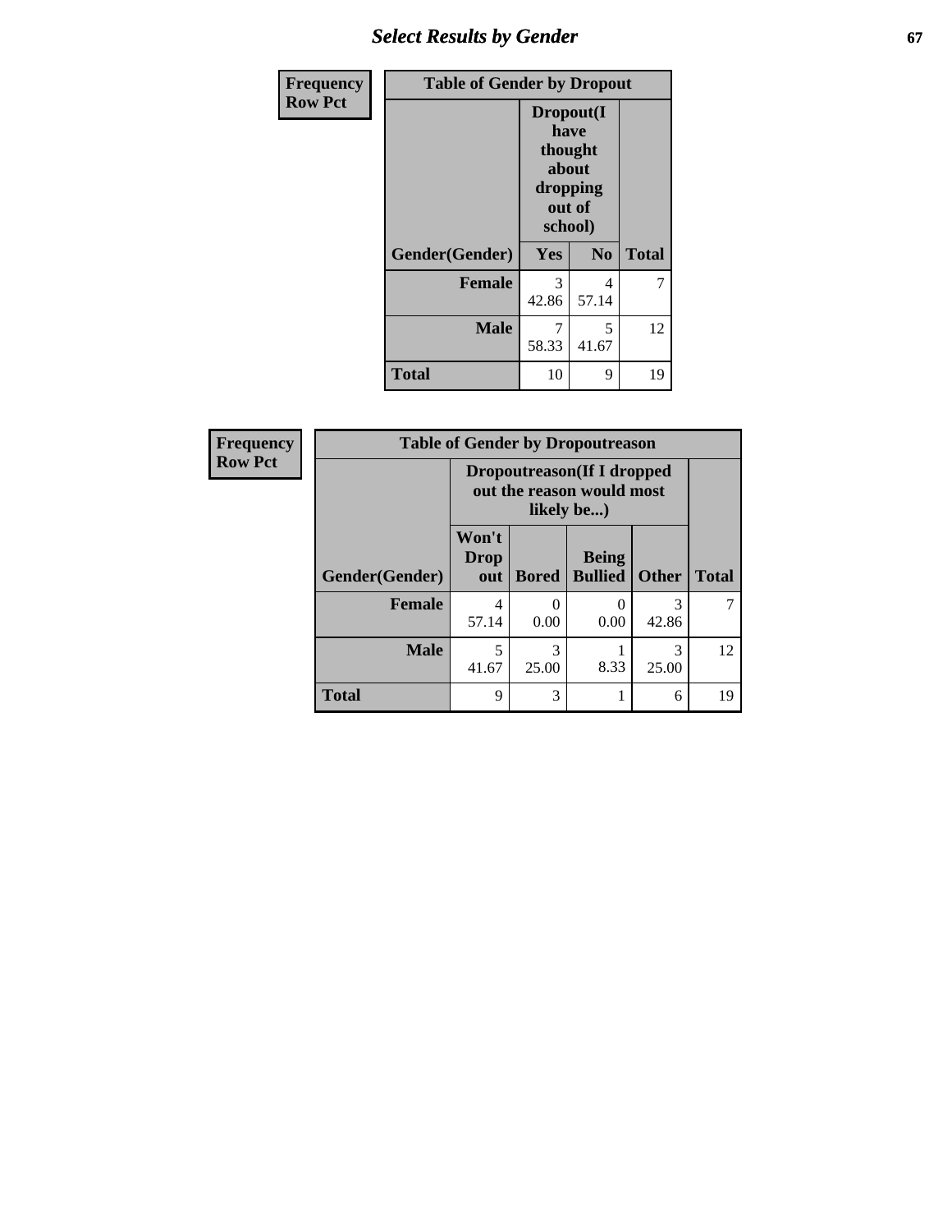| Frequency<br>Row Pct |
|---|

**Table of Gender by Dropout**

| Gender(Gender) | Dropout(I have thought about dropping out of school) | | Total |
|---|---|---|---|
| | Yes | No | |
| Female | 3<br>42.86 | 4<br>57.14 | 7 |
| Male | 7<br>58.33 | 5<br>41.67 | 12 |
| Total | 10 | 9 | 19 |

| Frequency<br>Row Pct |
|---|

**Table of Gender by Dropoutreason**

| Gender(Gender) | Dropoutreason(If I dropped out the reason would most likely be...) | | | | Total |
|---|---|---|---|---|---|
| | Won't Drop out | Bored | Being Bullied | Other | |
| Female | 4<br>57.14 | 0<br>0.00 | 0<br>0.00 | 3<br>42.86 | 7 |
| Male | 5<br>41.67 | 3<br>25.00 | 1<br>8.33 | 3<br>25.00 | 12 |
| Total | 9 | 3 | 1 | 6 | 19 |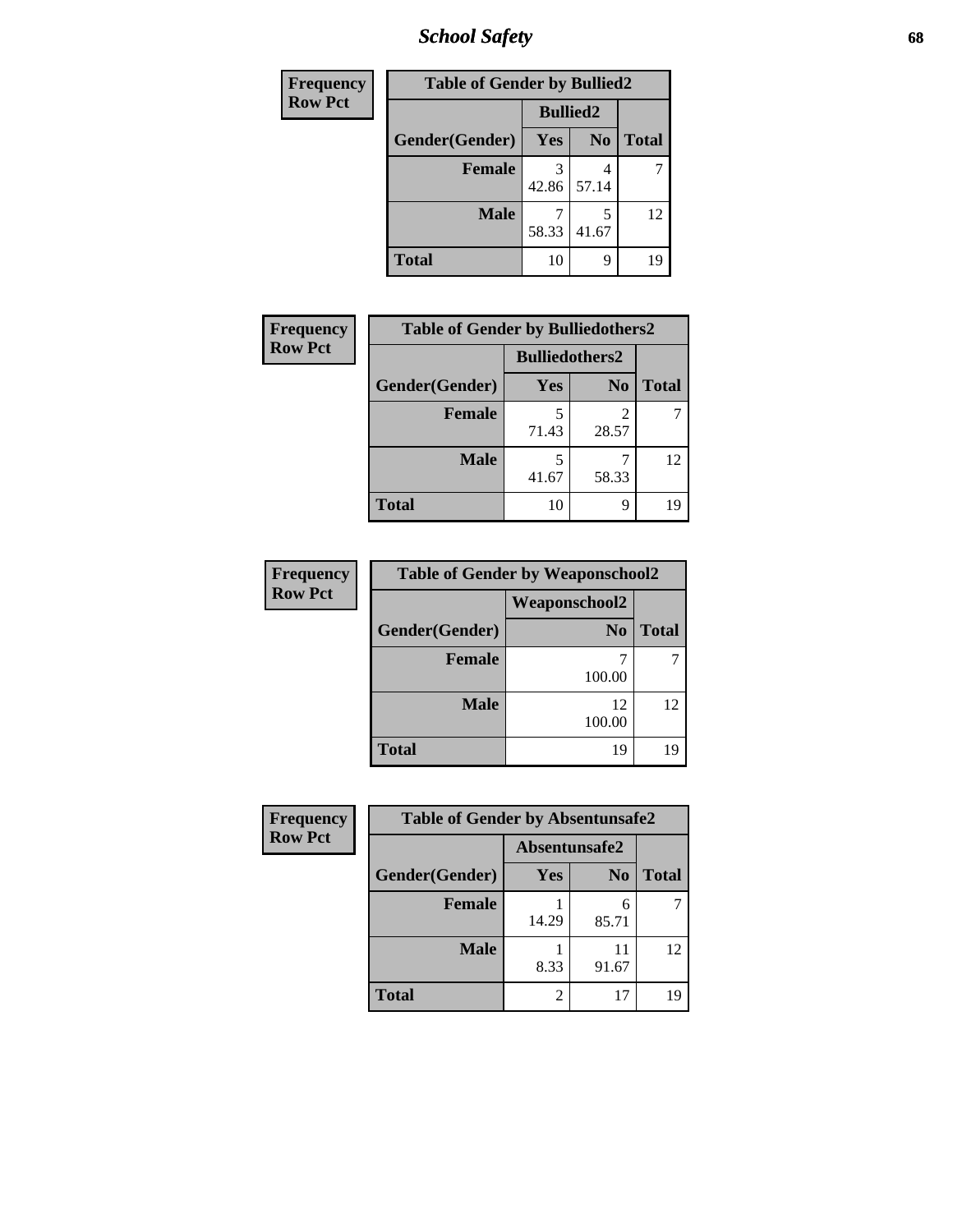## School Safety

**Frequency**
**Row Pct**

| Table of Gender by Bullied2 | | | |
|---|---|---|---|
| | Bullied2 | | |
| Gender(Gender) | Yes | No | Total |
| Female | 3<br>42.86 | 4<br>57.14 | 7 |
| Male | 7<br>58.33 | 5<br>41.67 | 12 |
| Total | 10 | 9 | 19 |

**Frequency**
**Row Pct**

| Table of Gender by Bulliedothers2 | | | |
|---|---|---|---|
| | Bulliedothers2 | | |
| Gender(Gender) | Yes | No | Total |
| Female | 5<br>71.43 | 2<br>28.57 | 7 |
| Male | 5<br>41.67 | 7<br>58.33 | 12 |
| Total | 10 | 9 | 19 |

**Frequency**
**Row Pct**

| Table of Gender by Weaponschool2 | | |
|---|---|---|
| | Weaponschool2 | |
| Gender(Gender) | No | Total |
| Female | 7<br>100.00 | 7 |
| Male | 12<br>100.00 | 12 |
| Total | 19 | 19 |

**Frequency**
**Row Pct**

| Table of Gender by Absentunsafe2 | | | |
|---|---|---|---|
| | Absentunsafe2 | | |
| Gender(Gender) | Yes | No | Total |
| Female | 1<br>14.29 | 6<br>85.71 | 7 |
| Male | 1<br>8.33 | 11<br>91.67 | 12 |
| Total | 2 | 17 | 19 |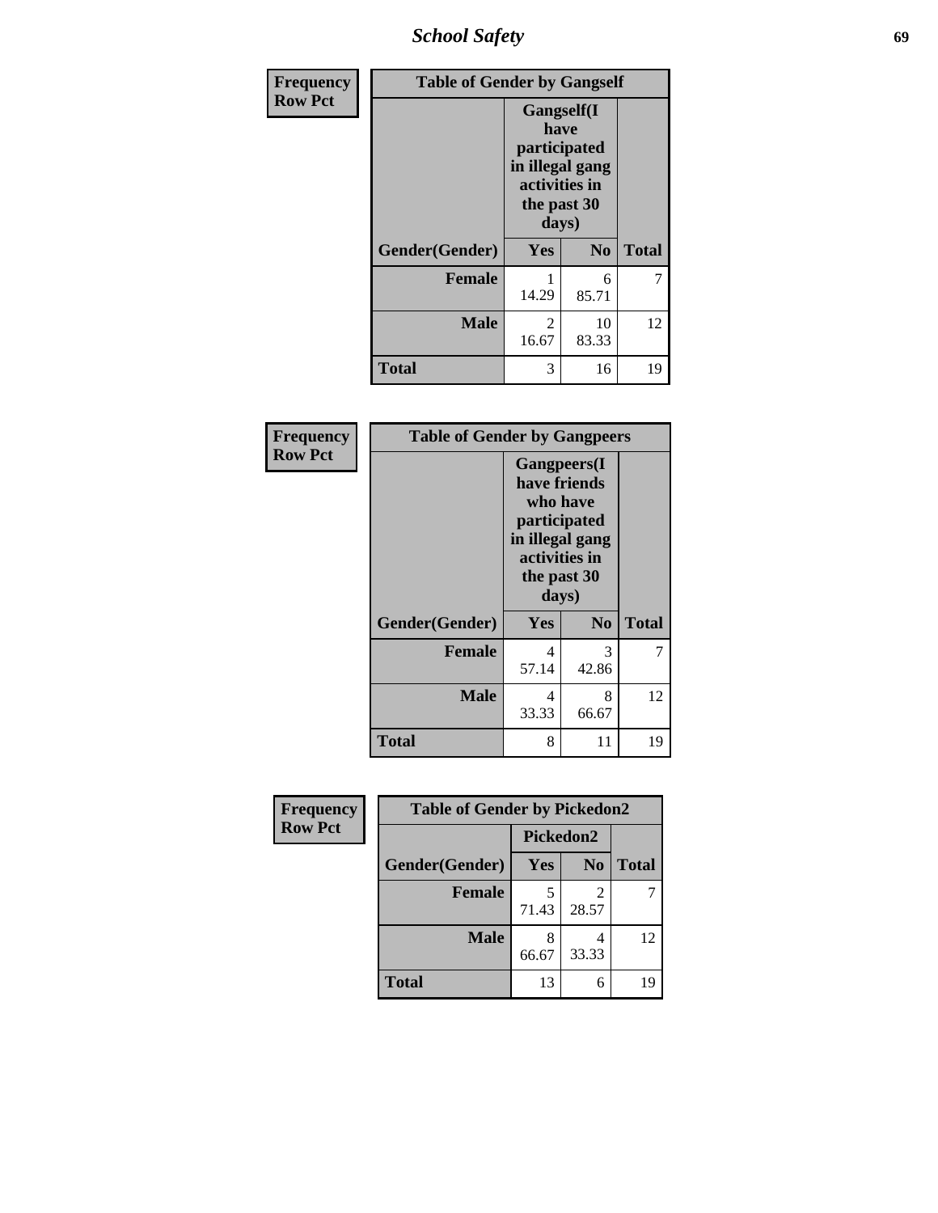| Frequency Row Pct | Table of Gender by Gangself | | |
|---|---|---|---|
| | Gangself(I have participated in illegal gang activities in the past 30 days) | | |
| Gender(Gender) | Yes | No | Total |
| Female | 1<br>14.29 | 6<br>85.71 | 7 |
| Male | 2<br>16.67 | 10<br>83.33 | 12 |
| Total | 3 | 16 | 19 |

| Frequency Row Pct | Table of Gender by Gangpeers | | |
|---|---|---|---|
| | Gangpeers(I have friends who have participated in illegal gang activities in the past 30 days) | | |
| Gender(Gender) | Yes | No | Total |
| Female | 4<br>57.14 | 3<br>42.86 | 7 |
| Male | 4<br>33.33 | 8<br>66.67 | 12 |
| Total | 8 | 11 | 19 |

| Frequency Row Pct | Table of Gender by Pickedon2 | | |
|---|---|---|---|
| | Pickedon2 | | |
| Gender(Gender) | Yes | No | Total |
| Female | 5<br>71.43 | 2<br>28.57 | 7 |
| Male | 8<br>66.67 | 4<br>33.33 | 12 |
| Total | 13 | 6 | 19 |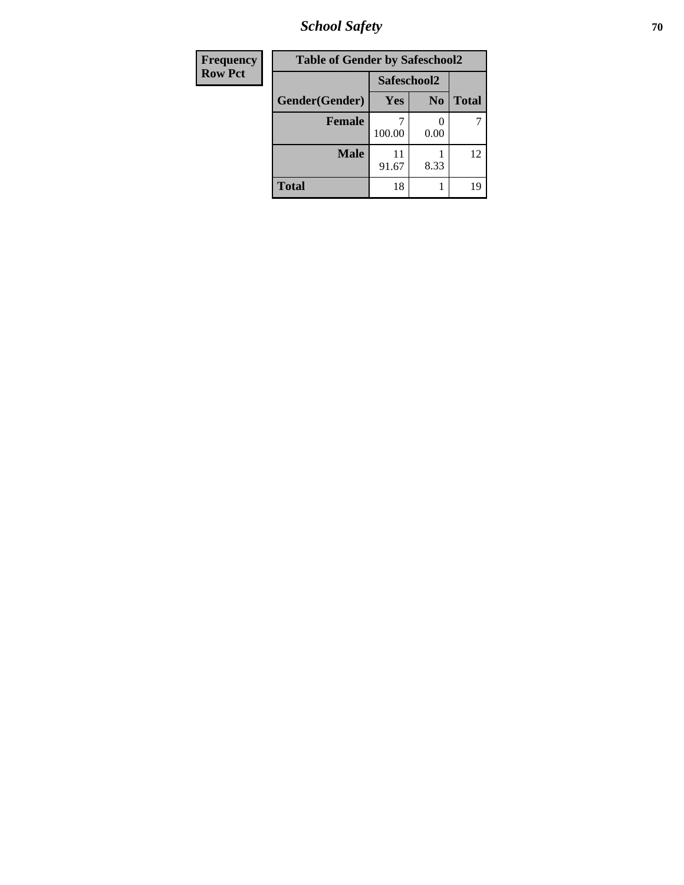| Frequency<br>Row Pct |
|---|

| Table of Gender by Safeschool2 | | | |
|---|---|---|---|
| | Safeschool2 | | |
| Gender(Gender) | Yes | No | Total |
| Female | 7<br>100.00 | 0<br>0.00 | 7 |
| Male | 11<br>91.67 | 1<br>8.33 | 12 |
| Total | 18 | 1 | 19 |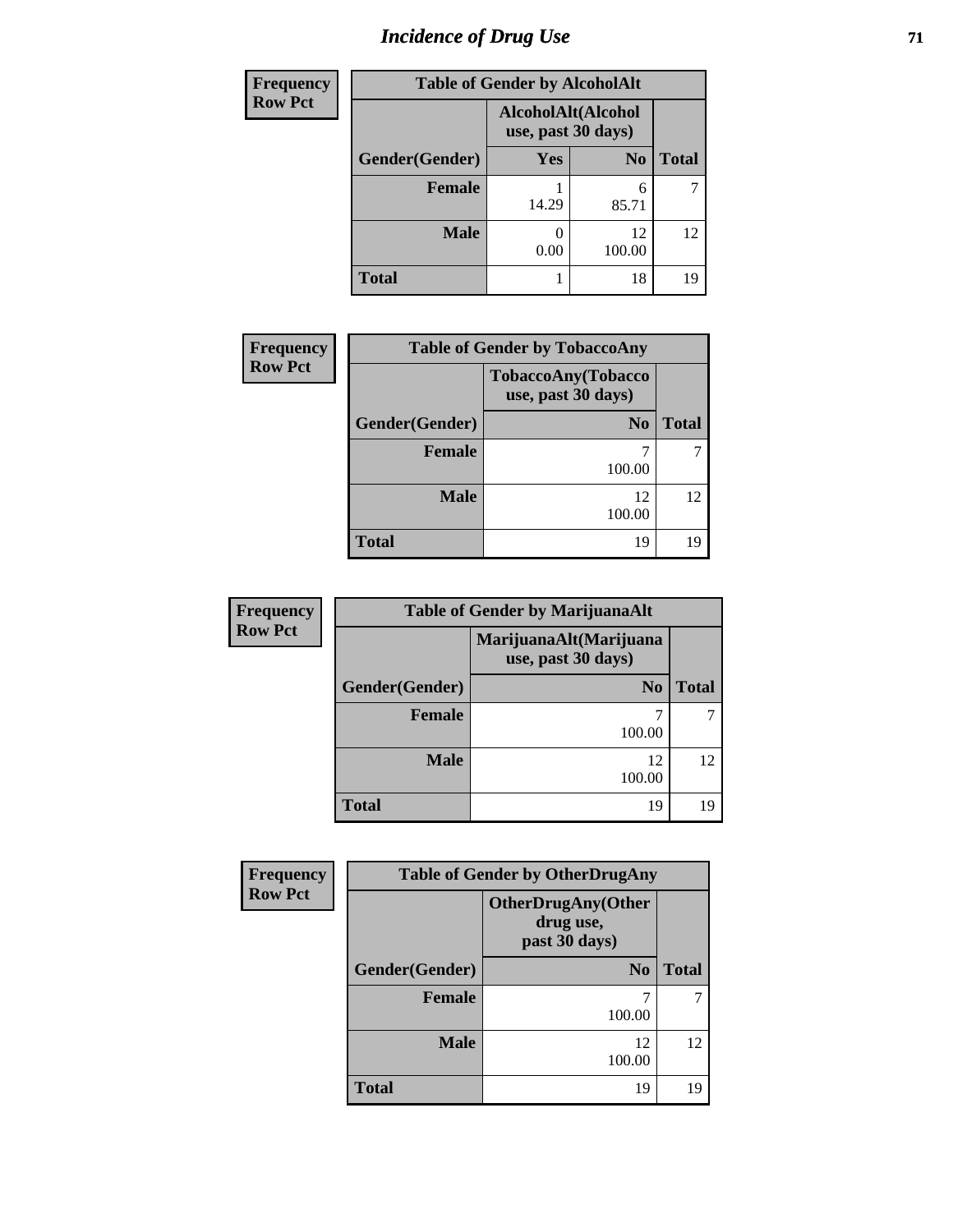# Incidence of Drug Use

**Frequency**
**Row Pct**

| Table of Gender by AlcoholAlt | | | |
|---|---|---|---|
| | AlcoholAlt(Alcohol use, past 30 days) | | |
| Gender(Gender) | Yes | No | Total |
| Female | 1<br>14.29 | 6<br>85.71 | 7 |
| Male | 0<br>0.00 | 12<br>100.00 | 12 |
| Total | 1 | 18 | 19 |

**Frequency**
**Row Pct**

| Table of Gender by TobaccoAny | | |
|---|---|---|
| | TobaccoAny(Tobacco use, past 30 days) | |
| Gender(Gender) | No | Total |
| Female | 7<br>100.00 | 7 |
| Male | 12<br>100.00 | 12 |
| Total | 19 | 19 |

**Frequency**
**Row Pct**

| Table of Gender by MarijuanaAlt | | |
|---|---|---|
| | MarijuanaAlt(Marijuana use, past 30 days) | |
| Gender(Gender) | No | Total |
| Female | 7<br>100.00 | 7 |
| Male | 12<br>100.00 | 12 |
| Total | 19 | 19 |

**Frequency**
**Row Pct**

| Table of Gender by OtherDrugAny | | |
|---|---|---|
| | OtherDrugAny(Other drug use, past 30 days) | |
| Gender(Gender) | No | Total |
| Female | 7<br>100.00 | 7 |
| Male | 12<br>100.00 | 12 |
| Total | 19 | 19 |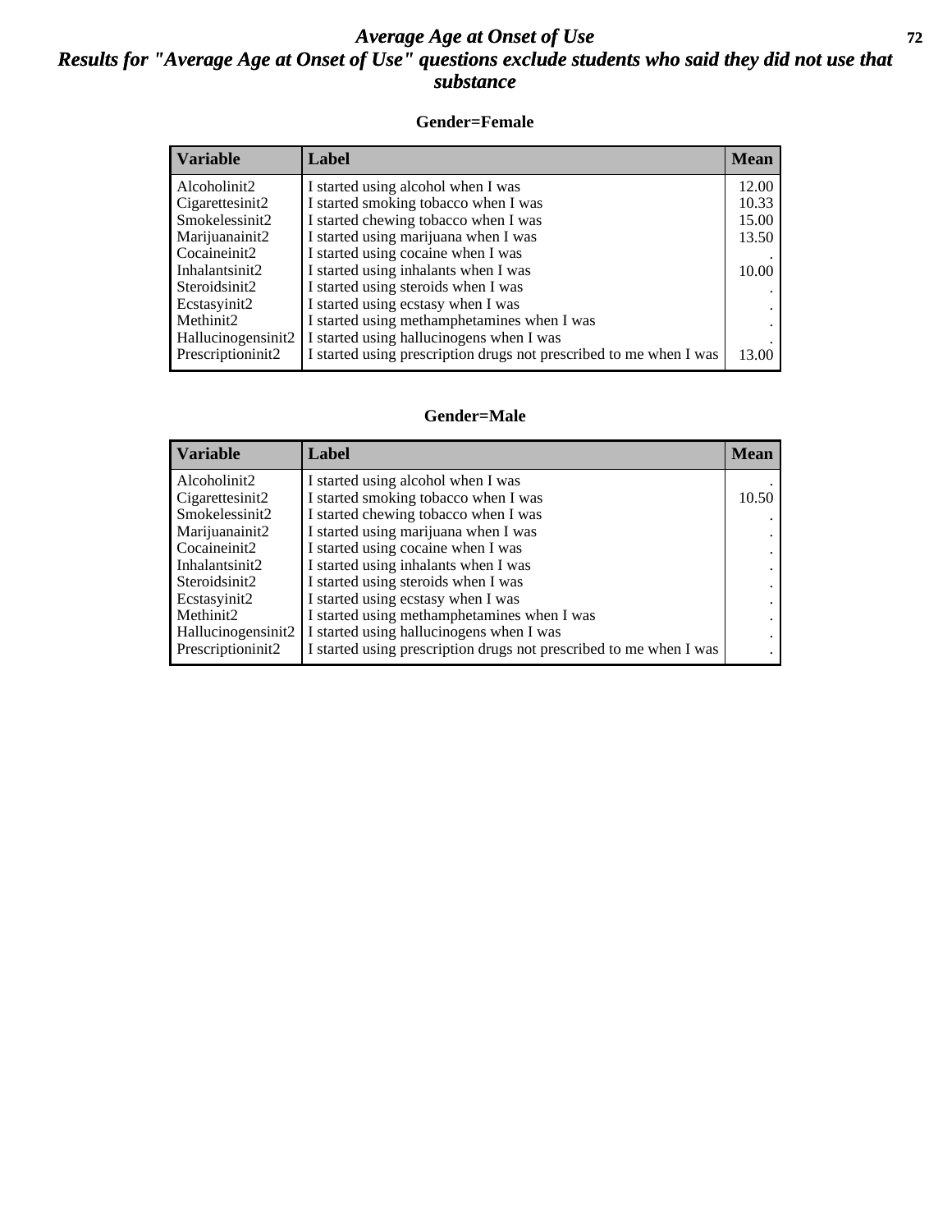# *Average Age at Onset of Use*

## *Results for "Average Age at Onset of Use" questions exclude students who said they did not use that substance*

### Gender=Female

| Variable | Label | Mean |
|---|---|---|
| Alcoholinit2 | I started using alcohol when I was | 12.00 |
| Cigarettesinit2 | I started smoking tobacco when I was | 10.33 |
| Smokelessinit2 | I started chewing tobacco when I was | 15.00 |
| Marijuanainit2 | I started using marijuana when I was | 13.50 |
| Cocaineinit2 | I started using cocaine when I was | . |
| Inhalantsinit2 | I started using inhalants when I was | 10.00 |
| Steroidsinit2 | I started using steroids when I was | . |
| Ecstasyinit2 | I started using ecstasy when I was | . |
| Methinit2 | I started using methamphetamines when I was | . |
| Hallucinogensinit2 | I started using hallucinogens when I was | . |
| Prescriptioninit2 | I started using prescription drugs not prescribed to me when I was | 13.00 |

### Gender=Male

| Variable | Label | Mean |
|---|---|---|
| Alcoholinit2 | I started using alcohol when I was | . |
| Cigarettesinit2 | I started smoking tobacco when I was | 10.50 |
| Smokelessinit2 | I started chewing tobacco when I was | . |
| Marijuanainit2 | I started using marijuana when I was | . |
| Cocaineinit2 | I started using cocaine when I was | . |
| Inhalantsinit2 | I started using inhalants when I was | . |
| Steroidsinit2 | I started using steroids when I was | . |
| Ecstasyinit2 | I started using ecstasy when I was | . |
| Methinit2 | I started using methamphetamines when I was | . |
| Hallucinogensinit2 | I started using hallucinogens when I was | . |
| Prescriptioninit2 | I started using prescription drugs not prescribed to me when I was | . |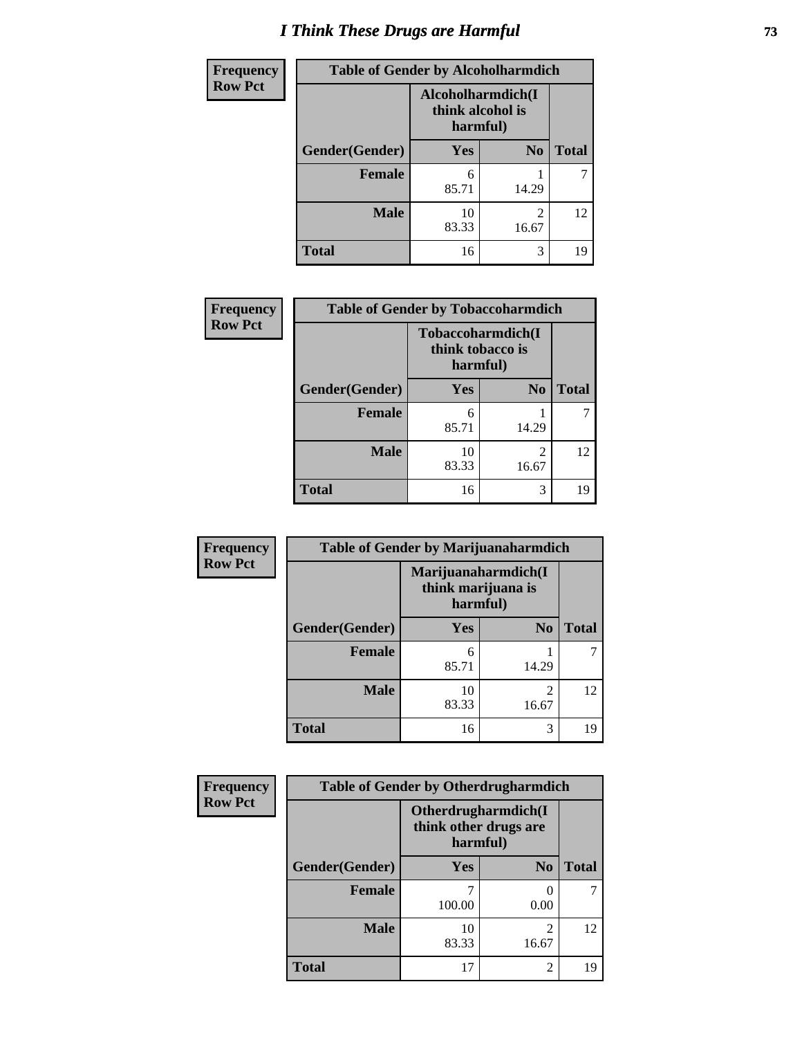# I Think These Drugs are Harmful

| Frequency<br>Row Pct | Table of Gender by Alcoholharmdich | | |
|---|---|---|---|
| | Alcoholharmdich(I think alcohol is harmful) | | |
| Gender(Gender) | Yes | No | Total |
| Female | 6<br>85.71 | 1<br>14.29 | 7 |
| Male | 10<br>83.33 | 2<br>16.67 | 12 |
| Total | 16 | 3 | 19 |

| Frequency<br>Row Pct | Table of Gender by Tobaccoharmdich | | |
|---|---|---|---|
| | Tobaccoharmdich(I think tobacco is harmful) | | |
| Gender(Gender) | Yes | No | Total |
| Female | 6<br>85.71 | 1<br>14.29 | 7 |
| Male | 10<br>83.33 | 2<br>16.67 | 12 |
| Total | 16 | 3 | 19 |

| Frequency<br>Row Pct | Table of Gender by Marijuanaharmdich | | |
|---|---|---|---|
| | Marijuanaharmdich(I think marijuana is harmful) | | |
| Gender(Gender) | Yes | No | Total |
| Female | 6<br>85.71 | 1<br>14.29 | 7 |
| Male | 10<br>83.33 | 2<br>16.67 | 12 |
| Total | 16 | 3 | 19 |

| Frequency<br>Row Pct | Table of Gender by Otherdrugharmdich | | |
|---|---|---|---|
| | Otherdrugharmdich(I think other drugs are harmful) | | |
| Gender(Gender) | Yes | No | Total |
| Female | 7<br>100.00 | 0<br>0.00 | 7 |
| Male | 10<br>83.33 | 2<br>16.67 | 12 |
| Total | 17 | 2 | 19 |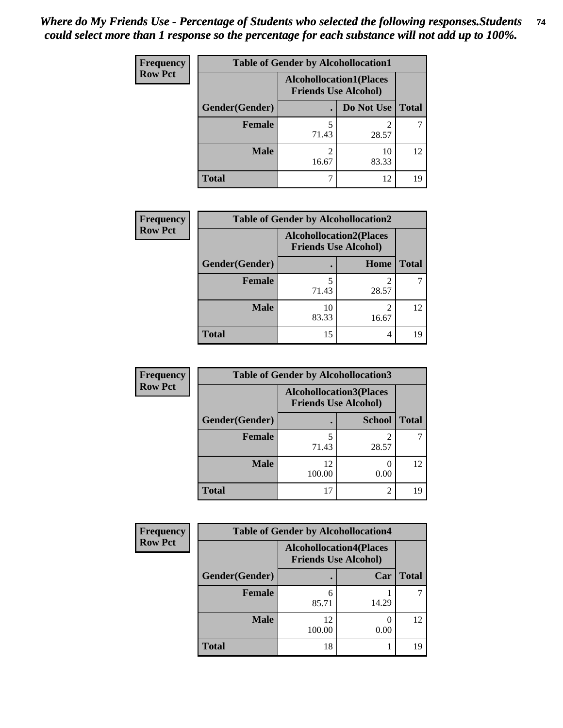*Where do My Friends Use - Percentage of Students who selected the following responses.Students could select more than 1 response so the percentage for each substance will not add up to 100%.*

**Frequency**
**Row Pct**

| Table of Gender by Alcohollocation1 | | | |
|---|---|---|---|
| | Alcohollocation1(Places Friends Use Alcohol) | | |
| Gender(Gender) | . | Do Not Use | Total |
| Female | 5<br>71.43 | 2<br>28.57 | 7 |
| Male | 2<br>16.67 | 10<br>83.33 | 12 |
| Total | 7 | 12 | 19 |

**Frequency**
**Row Pct**

| Table of Gender by Alcohollocation2 | | | |
|---|---|---|---|
| | Alcohollocation2(Places Friends Use Alcohol) | | |
| Gender(Gender) | . | Home | Total |
| Female | 5<br>71.43 | 2<br>28.57 | 7 |
| Male | 10<br>83.33 | 2<br>16.67 | 12 |
| Total | 15 | 4 | 19 |

**Frequency**
**Row Pct**

| Table of Gender by Alcohollocation3 | | | |
|---|---|---|---|
| | Alcohollocation3(Places Friends Use Alcohol) | | |
| Gender(Gender) | . | School | Total |
| Female | 5<br>71.43 | 2<br>28.57 | 7 |
| Male | 12<br>100.00 | 0<br>0.00 | 12 |
| Total | 17 | 2 | 19 |

**Frequency**
**Row Pct**

| Table of Gender by Alcohollocation4 | | | |
|---|---|---|---|
| | Alcohollocation4(Places Friends Use Alcohol) | | |
| Gender(Gender) | . | Car | Total |
| Female | 6<br>85.71 | 1<br>14.29 | 7 |
| Male | 12<br>100.00 | 0<br>0.00 | 12 |
| Total | 18 | 1 | 19 |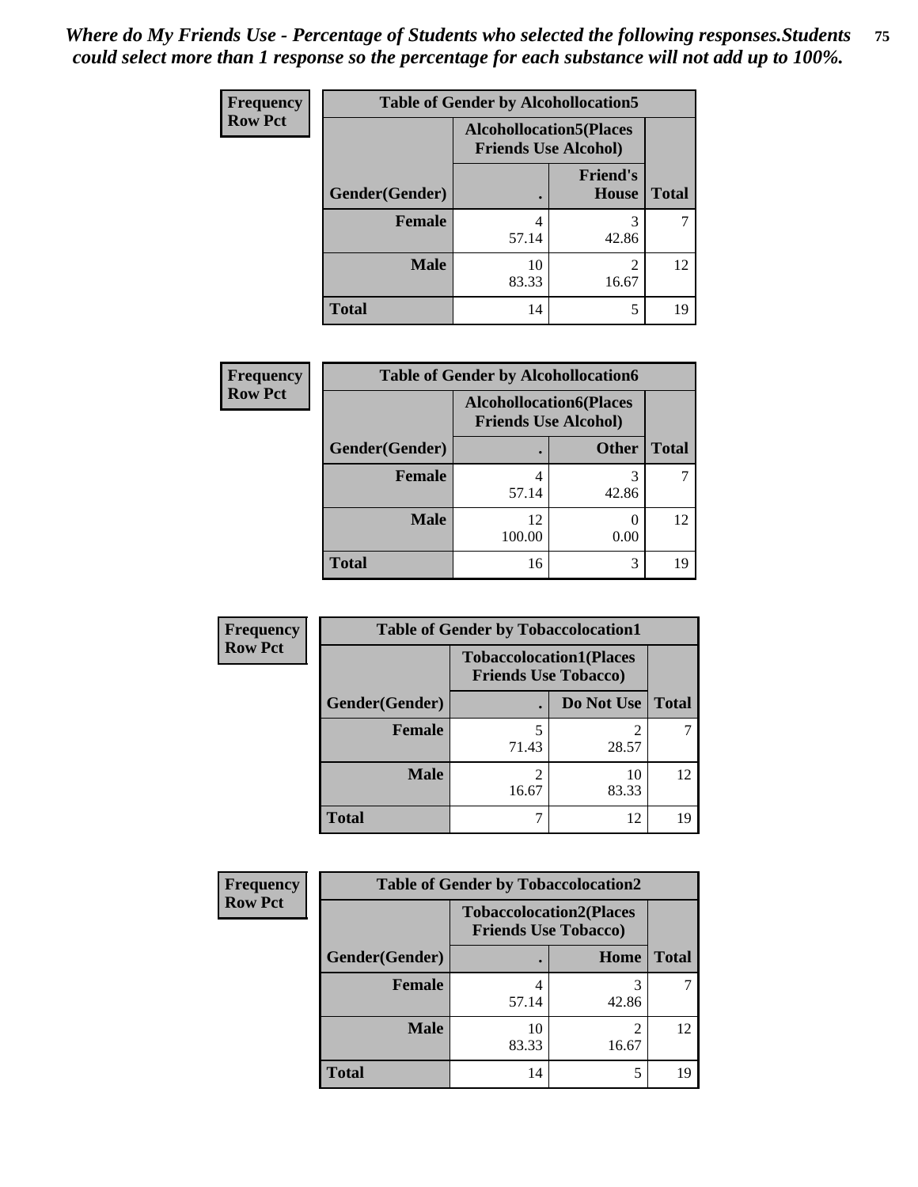*Where do My Friends Use - Percentage of Students who selected the following responses.Students could select more than 1 response so the percentage for each substance will not add up to 100%.*

**Table of Gender by Alcohollocation5**

| Frequency / Row Pct | Alcohollocation5(Places Friends Use Alcohol) | | |
|---|---|---|---|
| Gender(Gender) | . | Friend's House | Total |
| Female | 4<br>57.14 | 3<br>42.86 | 7 |
| Male | 10<br>83.33 | 2<br>16.67 | 12 |
| Total | 14 | 5 | 19 |

**Table of Gender by Alcohollocation6**

| Frequency / Row Pct | Alcohollocation6(Places Friends Use Alcohol) | | |
|---|---|---|---|
| Gender(Gender) | . | Other | Total |
| Female | 4<br>57.14 | 3<br>42.86 | 7 |
| Male | 12<br>100.00 | 0<br>0.00 | 12 |
| Total | 16 | 3 | 19 |

**Table of Gender by Tobaccolocation1**

| Frequency / Row Pct | Tobaccolocation1(Places Friends Use Tobacco) | | |
|---|---|---|---|
| Gender(Gender) | . | Do Not Use | Total |
| Female | 5<br>71.43 | 2<br>28.57 | 7 |
| Male | 2<br>16.67 | 10<br>83.33 | 12 |
| Total | 7 | 12 | 19 |

**Table of Gender by Tobaccolocation2**

| Frequency / Row Pct | Tobaccolocation2(Places Friends Use Tobacco) | | |
|---|---|---|---|
| Gender(Gender) | . | Home | Total |
| Female | 4<br>57.14 | 3<br>42.86 | 7 |
| Male | 10<br>83.33 | 2<br>16.67 | 12 |
| Total | 14 | 5 | 19 |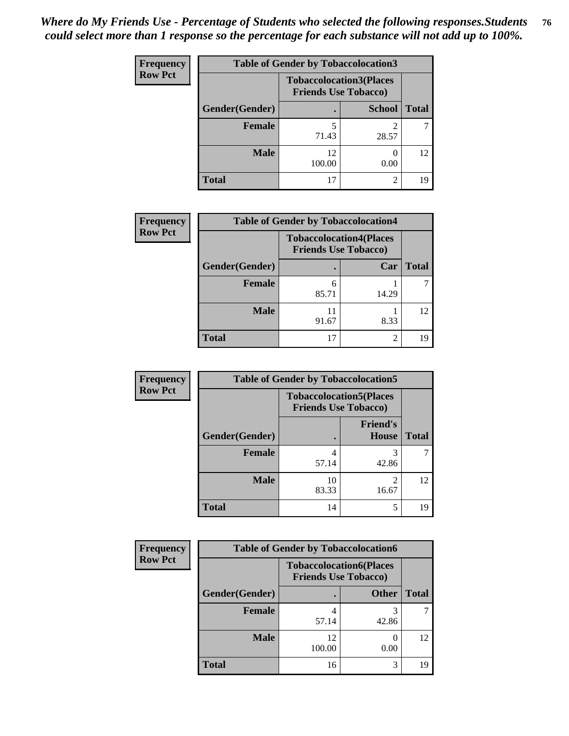*Where do My Friends Use - Percentage of Students who selected the following responses.Students could select more than 1 response so the percentage for each substance will not add up to 100%.*

**Frequency**
**Row Pct**

| Table of Gender by Tobaccolocation3 | | | |
|---|---|---|---|
| | Tobaccolocation3(Places Friends Use Tobacco) | | |
| Gender(Gender) | . | School | Total |
| Female | 5<br>71.43 | 2<br>28.57 | 7 |
| Male | 12<br>100.00 | 0<br>0.00 | 12 |
| Total | 17 | 2 | 19 |

**Frequency**
**Row Pct**

| Table of Gender by Tobaccolocation4 | | | |
|---|---|---|---|
| | Tobaccolocation4(Places Friends Use Tobacco) | | |
| Gender(Gender) | . | Car | Total |
| Female | 6<br>85.71 | 1<br>14.29 | 7 |
| Male | 11<br>91.67 | 1<br>8.33 | 12 |
| Total | 17 | 2 | 19 |

**Frequency**
**Row Pct**

| Table of Gender by Tobaccolocation5 | | | |
|---|---|---|---|
| | Tobaccolocation5(Places Friends Use Tobacco) | | |
| Gender(Gender) | . | Friend's House | Total |
| Female | 4<br>57.14 | 3<br>42.86 | 7 |
| Male | 10<br>83.33 | 2<br>16.67 | 12 |
| Total | 14 | 5 | 19 |

**Frequency**
**Row Pct**

| Table of Gender by Tobaccolocation6 | | | |
|---|---|---|---|
| | Tobaccolocation6(Places Friends Use Tobacco) | | |
| Gender(Gender) | . | Other | Total |
| Female | 4<br>57.14 | 3<br>42.86 | 7 |
| Male | 12<br>100.00 | 0<br>0.00 | 12 |
| Total | 16 | 3 | 19 |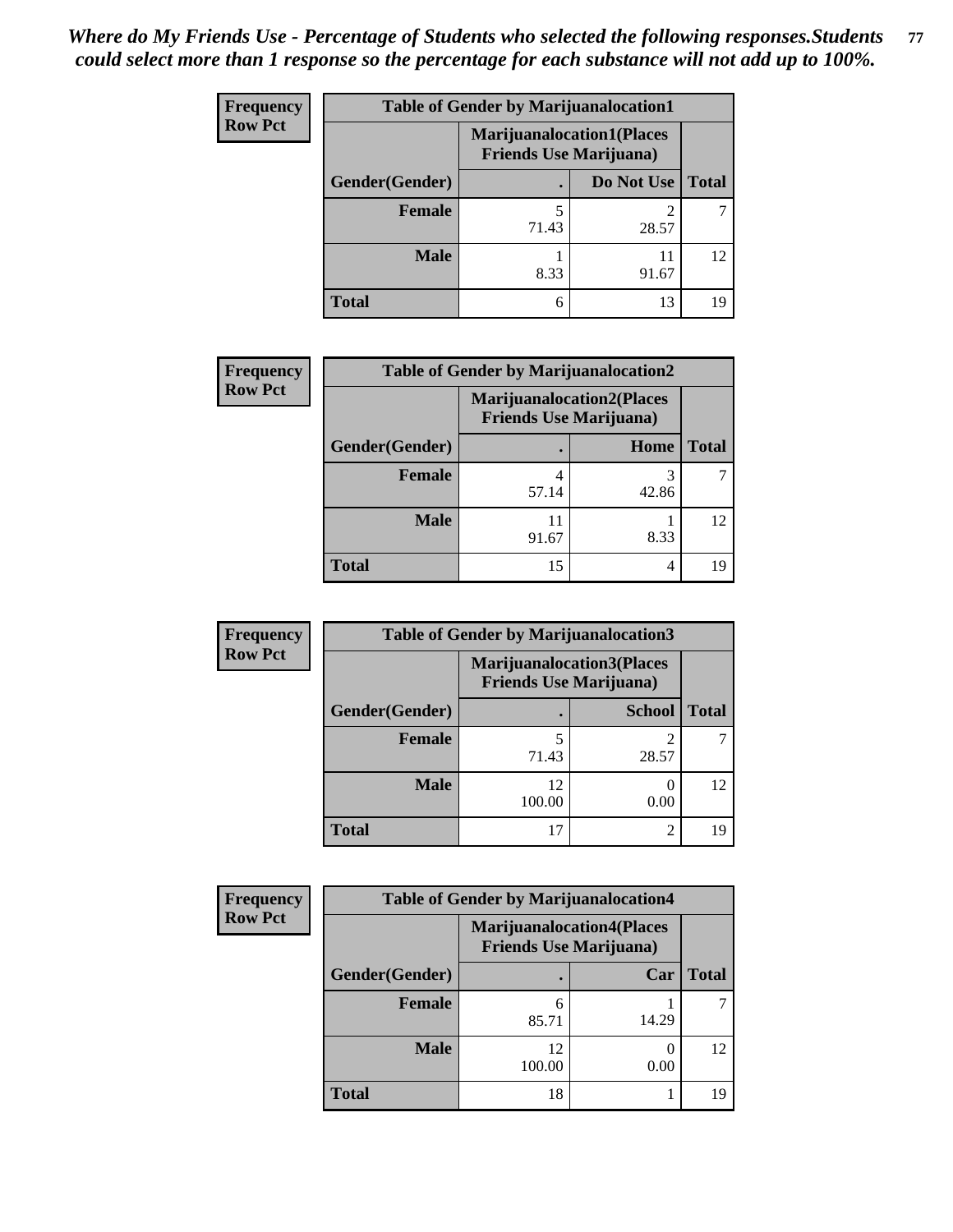*Where do My Friends Use - Percentage of Students who selected the following responses.Students could select more than 1 response so the percentage for each substance will not add up to 100%.*

**Frequency**
**Row Pct**

| Table of Gender by Marijuanalocation1 | | | |
|---|---|---|---|
| | Marijuanalocation1(Places Friends Use Marijuana) | | |
| Gender(Gender) | . | Do Not Use | Total |
| Female | 5<br>71.43 | 2<br>28.57 | 7 |
| Male | 1<br>8.33 | 11<br>91.67 | 12 |
| Total | 6 | 13 | 19 |

**Frequency**
**Row Pct**

| Table of Gender by Marijuanalocation2 | | | |
|---|---|---|---|
| | Marijuanalocation2(Places Friends Use Marijuana) | | |
| Gender(Gender) | . | Home | Total |
| Female | 4<br>57.14 | 3<br>42.86 | 7 |
| Male | 11<br>91.67 | 1<br>8.33 | 12 |
| Total | 15 | 4 | 19 |

**Frequency**
**Row Pct**

| Table of Gender by Marijuanalocation3 | | | |
|---|---|---|---|
| | Marijuanalocation3(Places Friends Use Marijuana) | | |
| Gender(Gender) | . | School | Total |
| Female | 5<br>71.43 | 2<br>28.57 | 7 |
| Male | 12<br>100.00 | 0<br>0.00 | 12 |
| Total | 17 | 2 | 19 |

**Frequency**
**Row Pct**

| Table of Gender by Marijuanalocation4 | | | |
|---|---|---|---|
| | Marijuanalocation4(Places Friends Use Marijuana) | | |
| Gender(Gender) | . | Car | Total |
| Female | 6<br>85.71 | 1<br>14.29 | 7 |
| Male | 12<br>100.00 | 0<br>0.00 | 12 |
| Total | 18 | 1 | 19 |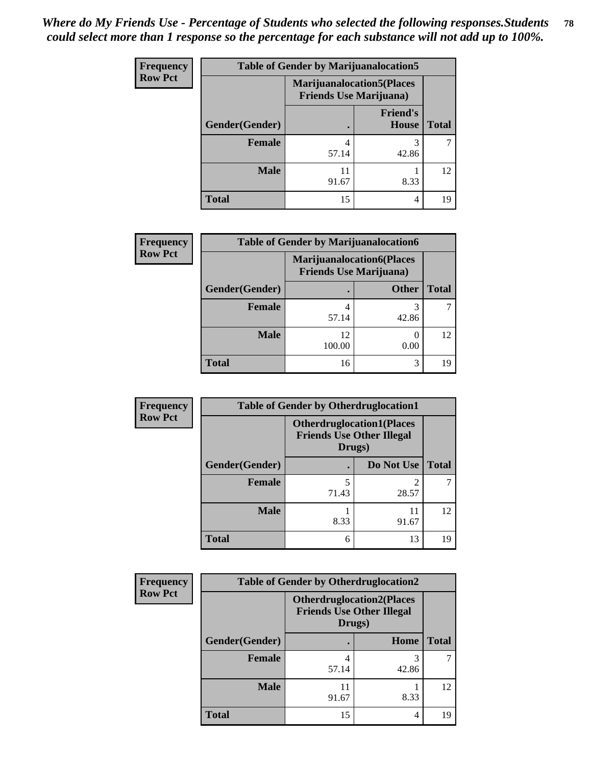*Where do My Friends Use - Percentage of Students who selected the following responses.Students could select more than 1 response so the percentage for each substance will not add up to 100%.*

**Frequency**
**Row Pct**

| Table of Gender by Marijuanalocation5 | | | |
|---|---|---|---|
| | Marijuanalocation5(Places Friends Use Marijuana) | | |
| Gender(Gender) | . | Friend's House | Total |
| Female | 4<br>57.14 | 3<br>42.86 | 7 |
| Male | 11<br>91.67 | 1<br>8.33 | 12 |
| Total | 15 | 4 | 19 |

**Frequency**
**Row Pct**

| Table of Gender by Marijuanalocation6 | | | |
|---|---|---|---|
| | Marijuanalocation6(Places Friends Use Marijuana) | | |
| Gender(Gender) | . | Other | Total |
| Female | 4<br>57.14 | 3<br>42.86 | 7 |
| Male | 12<br>100.00 | 0<br>0.00 | 12 |
| Total | 16 | 3 | 19 |

**Frequency**
**Row Pct**

| Table of Gender by Otherdruglocation1 | | | |
|---|---|---|---|
| | Otherdruglocation1(Places Friends Use Other Illegal Drugs) | | |
| Gender(Gender) | . | Do Not Use | Total |
| Female | 5<br>71.43 | 2<br>28.57 | 7 |
| Male | 1<br>8.33 | 11<br>91.67 | 12 |
| Total | 6 | 13 | 19 |

**Frequency**
**Row Pct**

| Table of Gender by Otherdruglocation2 | | | |
|---|---|---|---|
| | Otherdruglocation2(Places Friends Use Other Illegal Drugs) | | |
| Gender(Gender) | . | Home | Total |
| Female | 4<br>57.14 | 3<br>42.86 | 7 |
| Male | 11<br>91.67 | 1<br>8.33 | 12 |
| Total | 15 | 4 | 19 |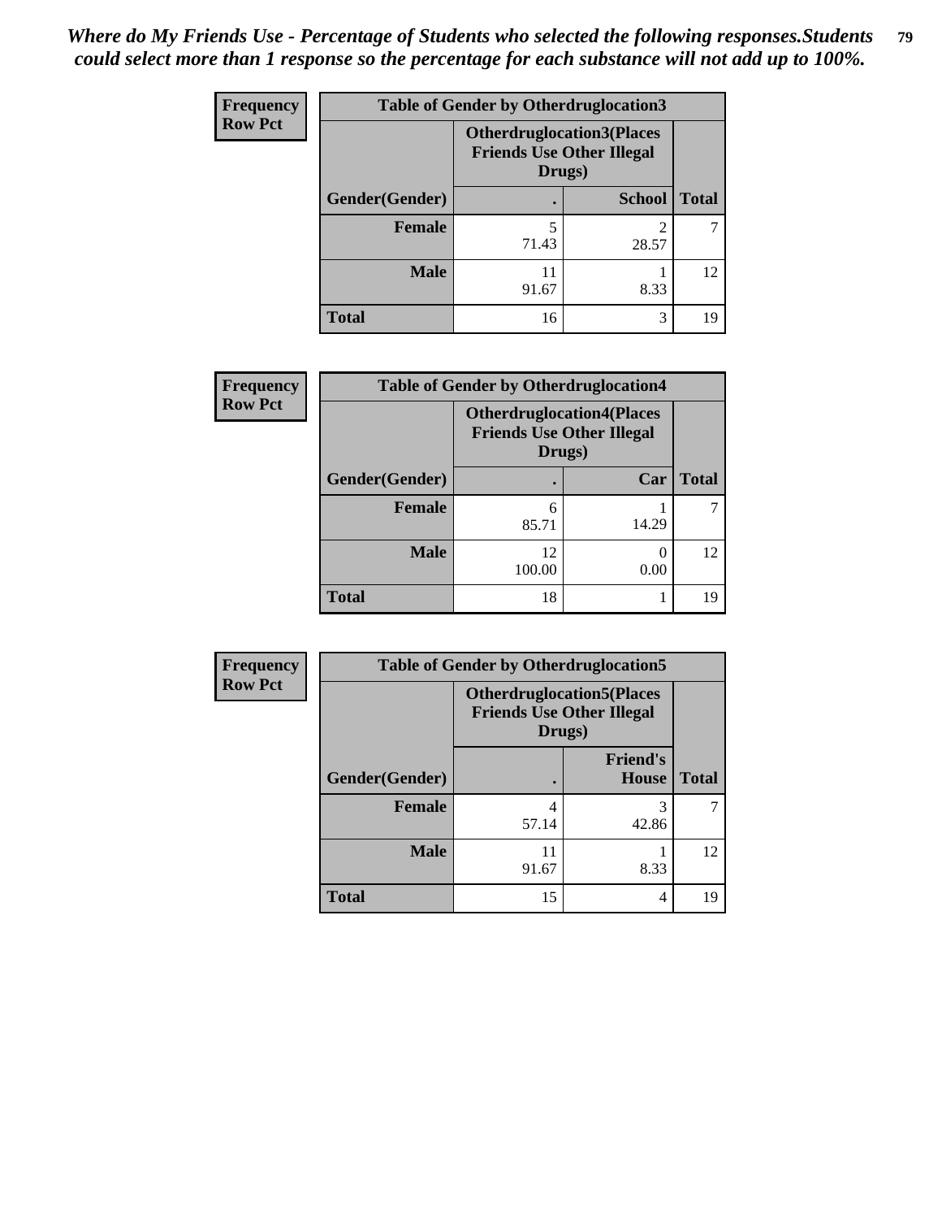*Where do My Friends Use - Percentage of Students who selected the following responses.Students could select more than 1 response so the percentage for each substance will not add up to 100%.*

**Frequency**
**Row Pct**

| Table of Gender by Otherdruglocation3 | | | |
|---|---|---|---|
| | Otherdruglocation3(Places Friends Use Other Illegal Drugs) | | |
| Gender(Gender) | . | School | Total |
| Female | 5<br>71.43 | 2<br>28.57 | 7 |
| Male | 11<br>91.67 | 1<br>8.33 | 12 |
| Total | 16 | 3 | 19 |

**Frequency**
**Row Pct**

| Table of Gender by Otherdruglocation4 | | | |
|---|---|---|---|
| | Otherdruglocation4(Places Friends Use Other Illegal Drugs) | | |
| Gender(Gender) | . | Car | Total |
| Female | 6<br>85.71 | 1<br>14.29 | 7 |
| Male | 12<br>100.00 | 0<br>0.00 | 12 |
| Total | 18 | 1 | 19 |

**Frequency**
**Row Pct**

| Table of Gender by Otherdruglocation5 | | | |
|---|---|---|---|
| | Otherdruglocation5(Places Friends Use Other Illegal Drugs) | | |
| Gender(Gender) | . | Friend's House | Total |
| Female | 4<br>57.14 | 3<br>42.86 | 7 |
| Male | 11<br>91.67 | 1<br>8.33 | 12 |
| Total | 15 | 4 | 19 |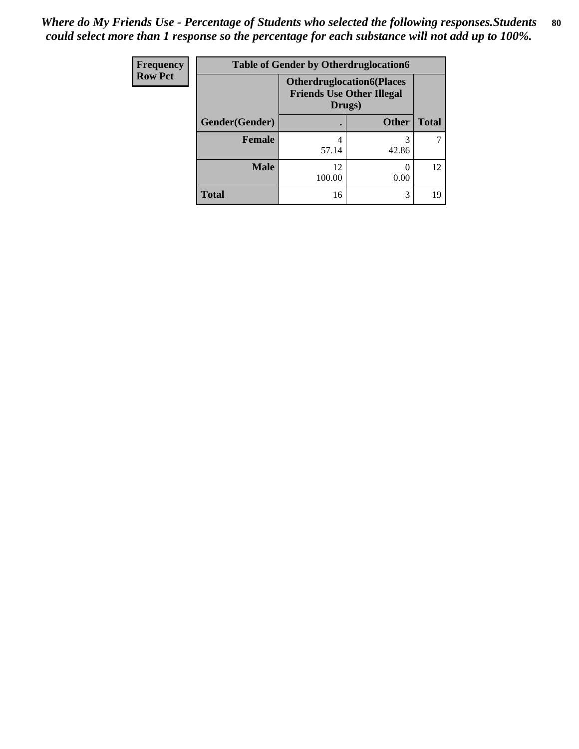*Where do My Friends Use - Percentage of Students who selected the following responses.Students could select more than 1 response so the percentage for each substance will not add up to 100%.*

| Frequency<br>Row Pct | Table of Gender by Otherdruglocation6 | | |
|---|---|---|---|
| | Otherdruglocation6(Places Friends Use Other Illegal Drugs) | | |
| Gender(Gender) | . | Other | Total |
| Female | 4<br>57.14 | 3<br>42.86 | 7 |
| Male | 12<br>100.00 | 0<br>0.00 | 12 |
| Total | 16 | 3 | 19 |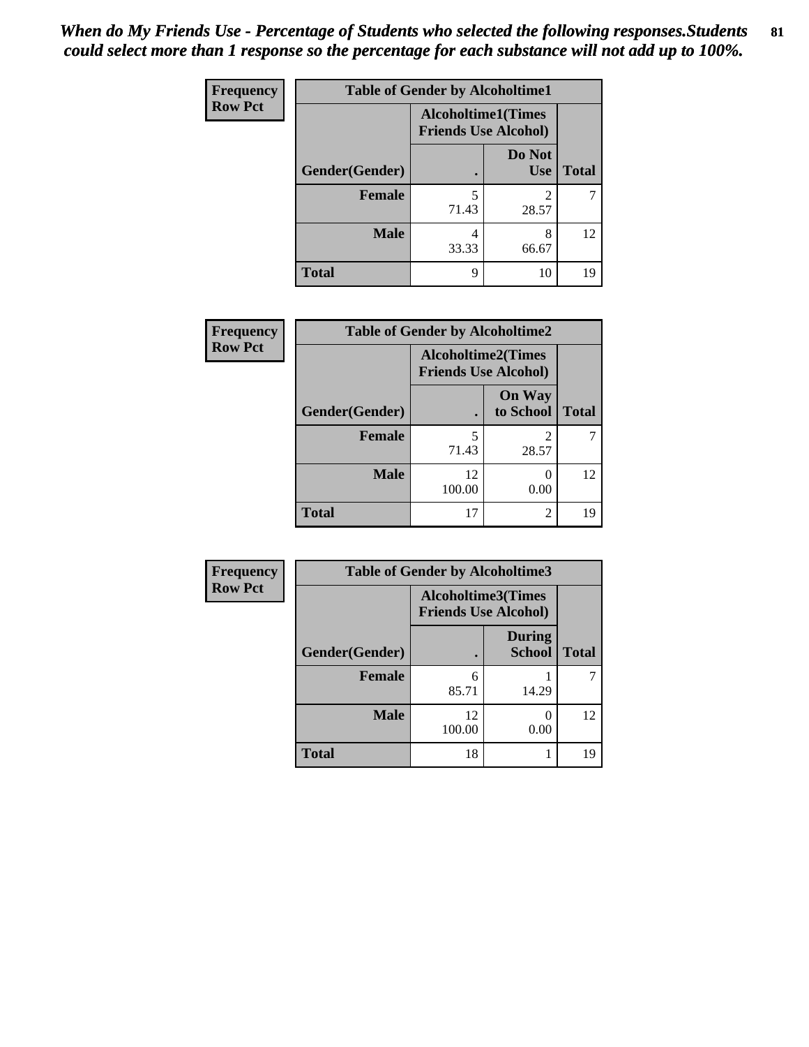*When do My Friends Use - Percentage of Students who selected the following responses.Students could select more than 1 response so the percentage for each substance will not add up to 100%.*

**Frequency**
**Row Pct**

**Table of Gender by Alcoholtime1**

| Gender(Gender) | Alcoholtime1(Times Friends Use Alcohol) . | Alcoholtime1(Times Friends Use Alcohol) Do Not Use | Total |
|---|---|---|---|
| **Female** | 5<br>71.43 | 2<br>28.57 | 7 |
| **Male** | 4<br>33.33 | 8<br>66.67 | 12 |
| **Total** | 9 | 10 | 19 |

**Frequency**
**Row Pct**

**Table of Gender by Alcoholtime2**

| Gender(Gender) | Alcoholtime2(Times Friends Use Alcohol) . | Alcoholtime2(Times Friends Use Alcohol) On Way to School | Total |
|---|---|---|---|
| **Female** | 5<br>71.43 | 2<br>28.57 | 7 |
| **Male** | 12<br>100.00 | 0<br>0.00 | 12 |
| **Total** | 17 | 2 | 19 |

**Frequency**
**Row Pct**

**Table of Gender by Alcoholtime3**

| Gender(Gender) | Alcoholtime3(Times Friends Use Alcohol) . | Alcoholtime3(Times Friends Use Alcohol) During School | Total |
|---|---|---|---|
| **Female** | 6<br>85.71 | 1<br>14.29 | 7 |
| **Male** | 12<br>100.00 | 0<br>0.00 | 12 |
| **Total** | 18 | 1 | 19 |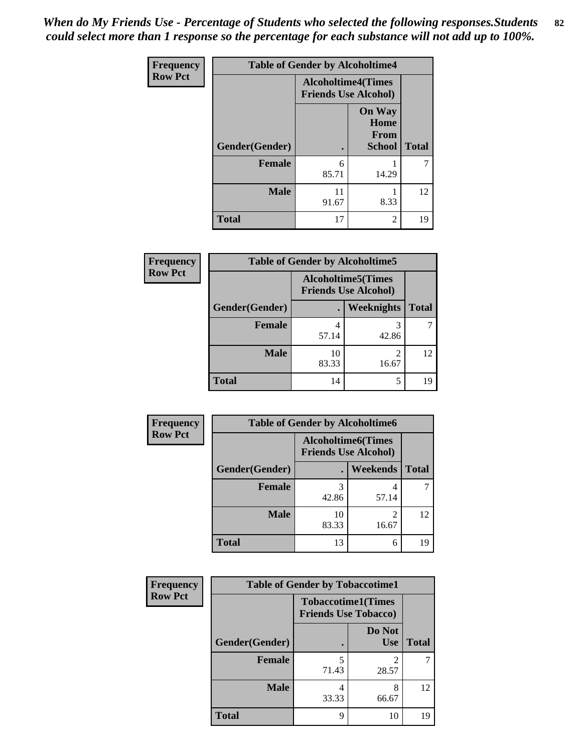*When do My Friends Use - Percentage of Students who selected the following responses.Students could select more than 1 response so the percentage for each substance will not add up to 100%.*

**Frequency**
**Row Pct**

| Table of Gender by Alcoholtime4 | | | |
|---|---|---|---|
| | Alcoholtime4(Times Friends Use Alcohol) | | |
| Gender(Gender) | . | On Way Home From School | Total |
| **Female** | 6<br>85.71 | 1<br>14.29 | 7 |
| **Male** | 11<br>91.67 | 1<br>8.33 | 12 |
| **Total** | 17 | 2 | 19 |

**Frequency**
**Row Pct**

| Table of Gender by Alcoholtime5 | | | |
|---|---|---|---|
| | Alcoholtime5(Times Friends Use Alcohol) | | |
| Gender(Gender) | . | Weeknights | Total |
| **Female** | 4<br>57.14 | 3<br>42.86 | 7 |
| **Male** | 10<br>83.33 | 2<br>16.67 | 12 |
| **Total** | 14 | 5 | 19 |

**Frequency**
**Row Pct**

| Table of Gender by Alcoholtime6 | | | |
|---|---|---|---|
| | Alcoholtime6(Times Friends Use Alcohol) | | |
| Gender(Gender) | . | Weekends | Total |
| **Female** | 3<br>42.86 | 4<br>57.14 | 7 |
| **Male** | 10<br>83.33 | 2<br>16.67 | 12 |
| **Total** | 13 | 6 | 19 |

**Frequency**
**Row Pct**

| Table of Gender by Tobaccotime1 | | | |
|---|---|---|---|
| | Tobaccotime1(Times Friends Use Tobacco) | | |
| Gender(Gender) | . | Do Not Use | Total |
| **Female** | 5<br>71.43 | 2<br>28.57 | 7 |
| **Male** | 4<br>33.33 | 8<br>66.67 | 12 |
| **Total** | 9 | 10 | 19 |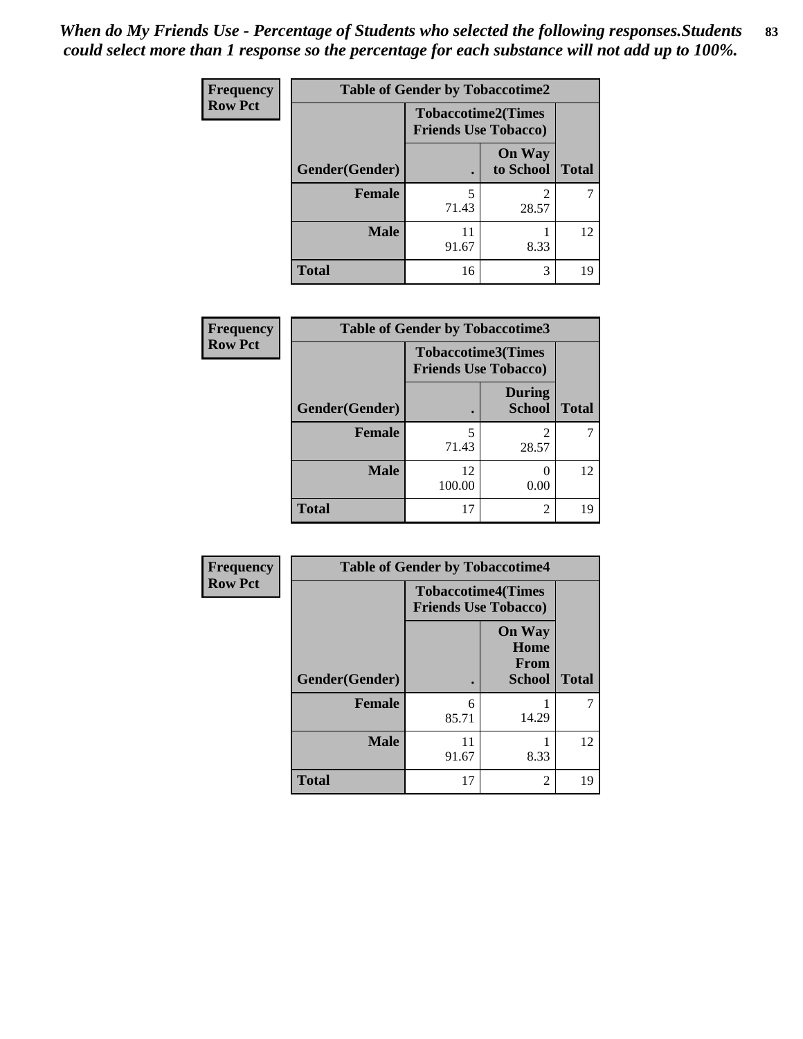*When do My Friends Use - Percentage of Students who selected the following responses.Students could select more than 1 response so the percentage for each substance will not add up to 100%.*

**Frequency**
**Row Pct**

| Table of Gender by Tobaccotime2 | | | |
|---|---|---|---|
| | Tobaccotime2(Times Friends Use Tobacco) | | |
| Gender(Gender) | . | On Way to School | Total |
| **Female** | 5<br>71.43 | 2<br>28.57 | 7 |
| **Male** | 11<br>91.67 | 1<br>8.33 | 12 |
| **Total** | 16 | 3 | 19 |

**Frequency**
**Row Pct**

| Table of Gender by Tobaccotime3 | | | |
|---|---|---|---|
| | Tobaccotime3(Times Friends Use Tobacco) | | |
| Gender(Gender) | . | During School | Total |
| **Female** | 5<br>71.43 | 2<br>28.57 | 7 |
| **Male** | 12<br>100.00 | 0<br>0.00 | 12 |
| **Total** | 17 | 2 | 19 |

**Frequency**
**Row Pct**

| Table of Gender by Tobaccotime4 | | | |
|---|---|---|---|
| | Tobaccotime4(Times Friends Use Tobacco) | | |
| Gender(Gender) | . | On Way Home From School | Total |
| **Female** | 6<br>85.71 | 1<br>14.29 | 7 |
| **Male** | 11<br>91.67 | 1<br>8.33 | 12 |
| **Total** | 17 | 2 | 19 |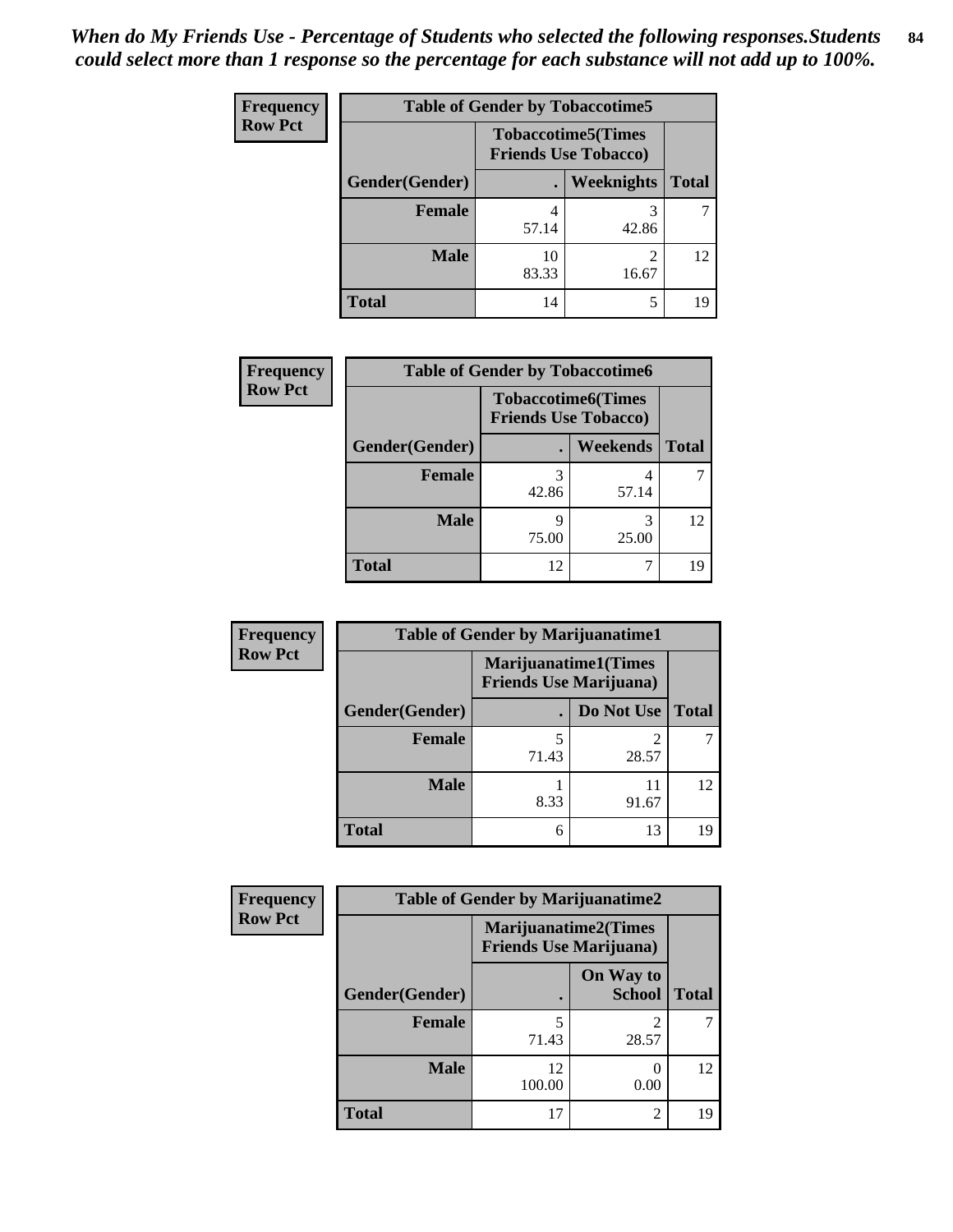*When do My Friends Use - Percentage of Students who selected the following responses.Students could select more than 1 response so the percentage for each substance will not add up to 100%.*

**Frequency**
**Row Pct**

| Table of Gender by Tobaccotime5 | | | |
|---|---|---|---|
| | Tobaccotime5(Times Friends Use Tobacco) | | |
| Gender(Gender) | . | Weeknights | Total |
| Female | 4<br>57.14 | 3<br>42.86 | 7 |
| Male | 10<br>83.33 | 2<br>16.67 | 12 |
| Total | 14 | 5 | 19 |

**Frequency**
**Row Pct**

| Table of Gender by Tobaccotime6 | | | |
|---|---|---|---|
| | Tobaccotime6(Times Friends Use Tobacco) | | |
| Gender(Gender) | . | Weekends | Total |
| Female | 3<br>42.86 | 4<br>57.14 | 7 |
| Male | 9<br>75.00 | 3<br>25.00 | 12 |
| Total | 12 | 7 | 19 |

**Frequency**
**Row Pct**

| Table of Gender by Marijuanatime1 | | | |
|---|---|---|---|
| | Marijuanatime1(Times Friends Use Marijuana) | | |
| Gender(Gender) | . | Do Not Use | Total |
| Female | 5<br>71.43 | 2<br>28.57 | 7 |
| Male | 1<br>8.33 | 11<br>91.67 | 12 |
| Total | 6 | 13 | 19 |

**Frequency**
**Row Pct**

| Table of Gender by Marijuanatime2 | | | |
|---|---|---|---|
| | Marijuanatime2(Times Friends Use Marijuana) | | |
| Gender(Gender) | . | On Way to School | Total |
| Female | 5<br>71.43 | 2<br>28.57 | 7 |
| Male | 12<br>100.00 | 0<br>0.00 | 12 |
| Total | 17 | 2 | 19 |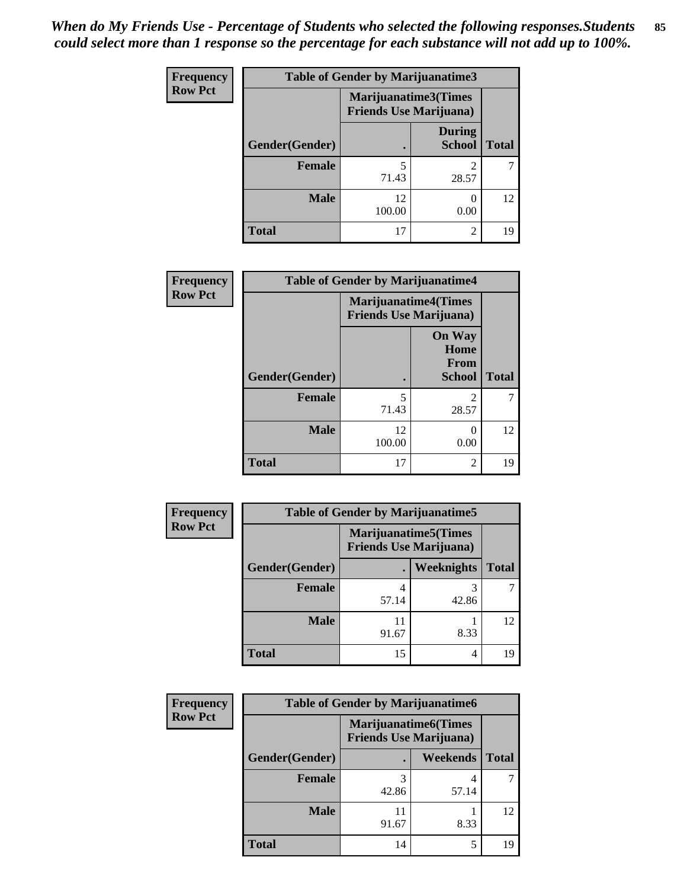*When do My Friends Use - Percentage of Students who selected the following responses.Students could select more than 1 response so the percentage for each substance will not add up to 100%.*

**Frequency**
**Row Pct**

| Table of Gender by Marijuanatime3 | | | |
|---|---|---|---|
| | Marijuanatime3(Times Friends Use Marijuana) | | |
| Gender(Gender) | . | During School | Total |
| Female | 5<br>71.43 | 2<br>28.57 | 7 |
| Male | 12<br>100.00 | 0<br>0.00 | 12 |
| Total | 17 | 2 | 19 |

**Frequency**
**Row Pct**

| Table of Gender by Marijuanatime4 | | | |
|---|---|---|---|
| | Marijuanatime4(Times Friends Use Marijuana) | | |
| Gender(Gender) | . | On Way Home From School | Total |
| Female | 5<br>71.43 | 2<br>28.57 | 7 |
| Male | 12<br>100.00 | 0<br>0.00 | 12 |
| Total | 17 | 2 | 19 |

**Frequency**
**Row Pct**

| Table of Gender by Marijuanatime5 | | | |
|---|---|---|---|
| | Marijuanatime5(Times Friends Use Marijuana) | | |
| Gender(Gender) | . | Weeknights | Total |
| Female | 4<br>57.14 | 3<br>42.86 | 7 |
| Male | 11<br>91.67 | 1<br>8.33 | 12 |
| Total | 15 | 4 | 19 |

**Frequency**
**Row Pct**

| Table of Gender by Marijuanatime6 | | | |
|---|---|---|---|
| | Marijuanatime6(Times Friends Use Marijuana) | | |
| Gender(Gender) | . | Weekends | Total |
| Female | 3<br>42.86 | 4<br>57.14 | 7 |
| Male | 11<br>91.67 | 1<br>8.33 | 12 |
| Total | 14 | 5 | 19 |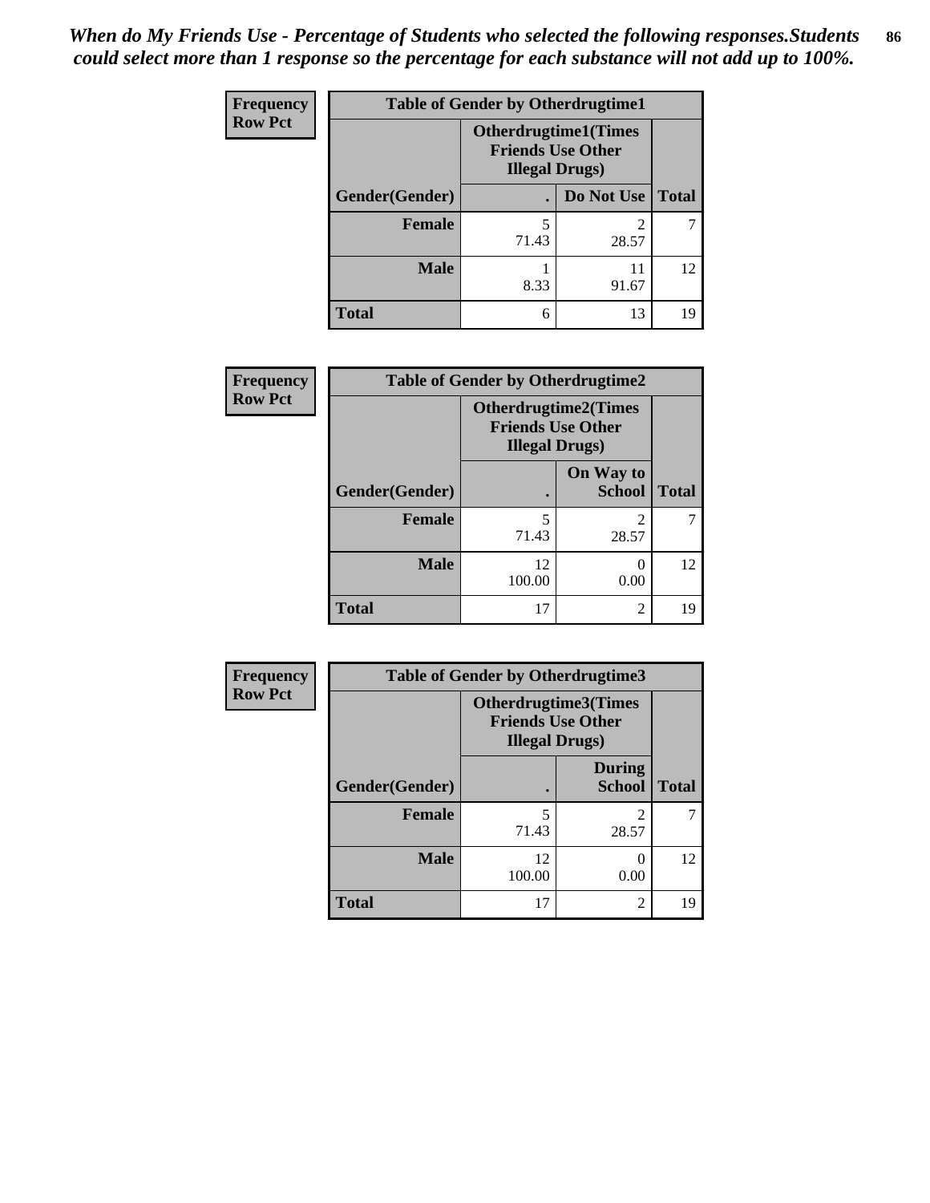*When do My Friends Use - Percentage of Students who selected the following responses.Students could select more than 1 response so the percentage for each substance will not add up to 100%.*

| Frequency<br>Row Pct | Table of Gender by Otherdrugtime1 | | |
|---|---|---|---|
| | Otherdrugtime1(Times Friends Use Other Illegal Drugs) | | |
| Gender(Gender) | . | Do Not Use | Total |
| Female | 5<br>71.43 | 2<br>28.57 | 7 |
| Male | 1<br>8.33 | 11<br>91.67 | 12 |
| Total | 6 | 13 | 19 |

| Frequency<br>Row Pct | Table of Gender by Otherdrugtime2 | | |
|---|---|---|---|
| | Otherdrugtime2(Times Friends Use Other Illegal Drugs) | | |
| Gender(Gender) | . | On Way to School | Total |
| Female | 5<br>71.43 | 2<br>28.57 | 7 |
| Male | 12<br>100.00 | 0<br>0.00 | 12 |
| Total | 17 | 2 | 19 |

| Frequency<br>Row Pct | Table of Gender by Otherdrugtime3 | | |
|---|---|---|---|
| | Otherdrugtime3(Times Friends Use Other Illegal Drugs) | | |
| Gender(Gender) | . | During School | Total |
| Female | 5<br>71.43 | 2<br>28.57 | 7 |
| Male | 12<br>100.00 | 0<br>0.00 | 12 |
| Total | 17 | 2 | 19 |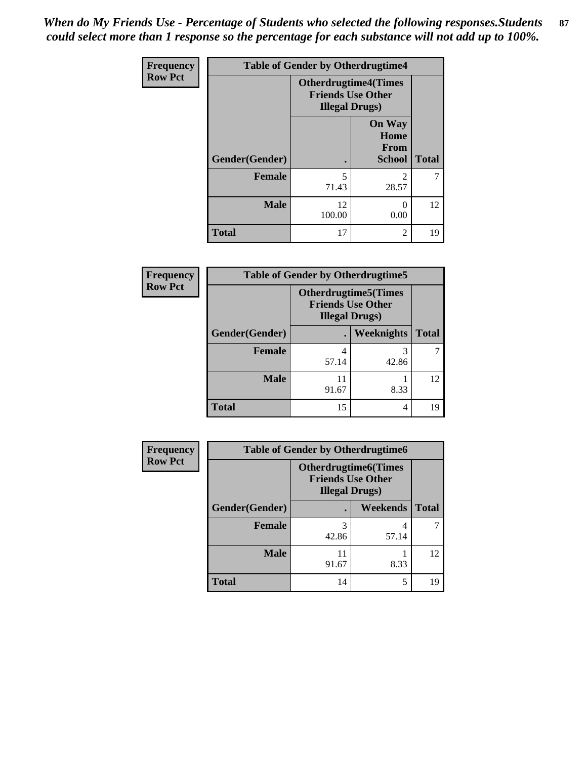*When do My Friends Use - Percentage of Students who selected the following responses.Students could select more than 1 response so the percentage for each substance will not add up to 100%.*

| Frequency Row Pct | Table of Gender by Otherdrugtime4 | | |
|---|---|---|---|
| | Otherdrugtime4(Times Friends Use Other Illegal Drugs) | | |
| Gender(Gender) | . | On Way Home From School | Total |
| Female | 5<br>71.43 | 2<br>28.57 | 7 |
| Male | 12<br>100.00 | 0<br>0.00 | 12 |
| Total | 17 | 2 | 19 |

| Frequency Row Pct | Table of Gender by Otherdrugtime5 | | |
|---|---|---|---|
| | Otherdrugtime5(Times Friends Use Other Illegal Drugs) | | |
| Gender(Gender) | . | Weeknights | Total |
| Female | 4<br>57.14 | 3<br>42.86 | 7 |
| Male | 11<br>91.67 | 1<br>8.33 | 12 |
| Total | 15 | 4 | 19 |

| Frequency Row Pct | Table of Gender by Otherdrugtime6 | | |
|---|---|---|---|
| | Otherdrugtime6(Times Friends Use Other Illegal Drugs) | | |
| Gender(Gender) | . | Weekends | Total |
| Female | 3<br>42.86 | 4<br>57.14 | 7 |
| Male | 11<br>91.67 | 1<br>8.33 | 12 |
| Total | 14 | 5 | 19 |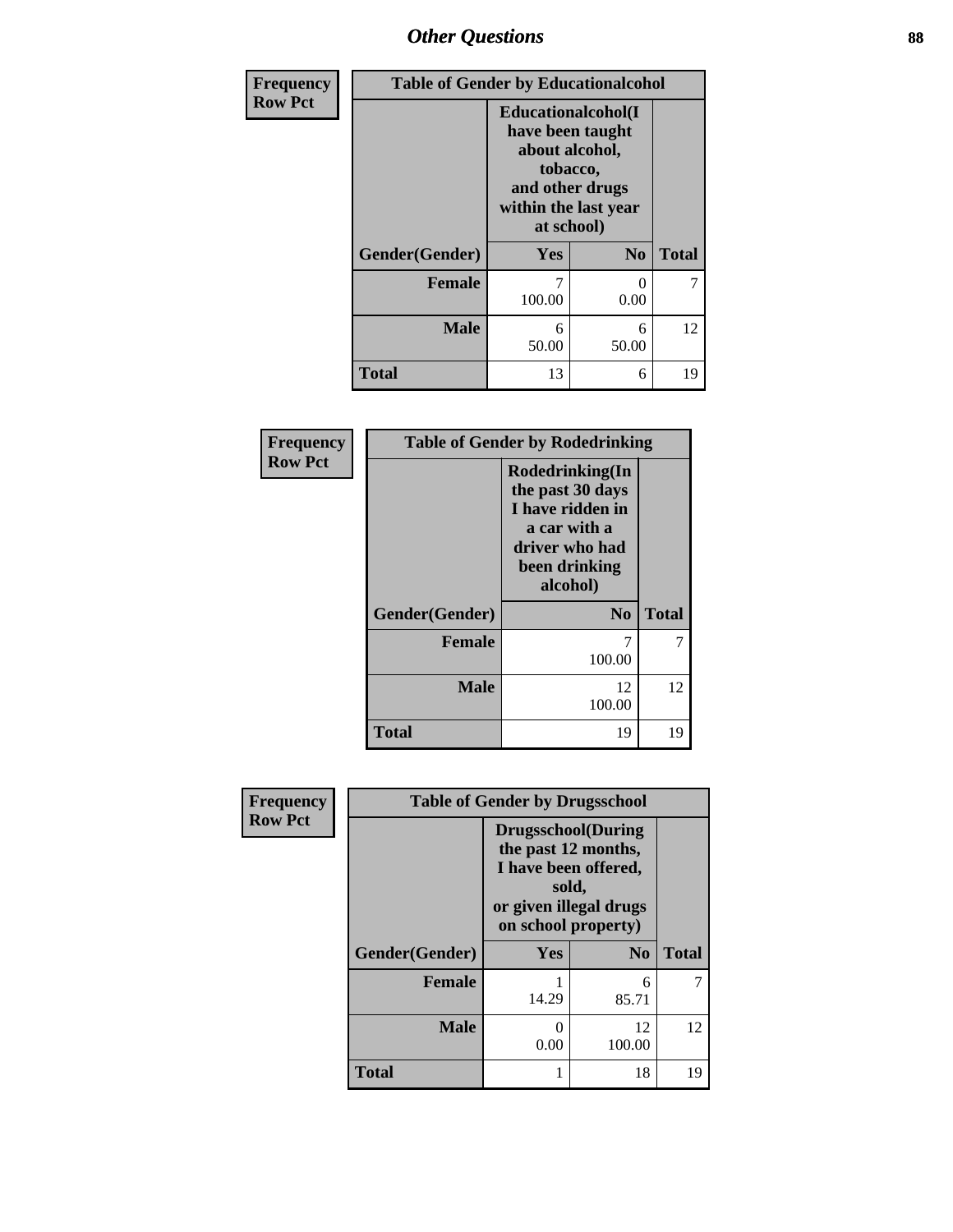# Other Questions

**Frequency**
**Row Pct**

**Table of Gender by Educationalcohol**

| Gender(Gender) | Educationalcohol(I have been taught about alcohol, tobacco, and other drugs within the last year at school) | | Total |
|---|---|---|---|
| | Yes | No | |
| Female | 7<br>100.00 | 0<br>0.00 | 7 |
| Male | 6<br>50.00 | 6<br>50.00 | 12 |
| Total | 13 | 6 | 19 |

**Frequency**
**Row Pct**

**Table of Gender by Rodedrinking**

| Gender(Gender) | Rodedrinking(In the past 30 days I have ridden in a car with a driver who had been drinking alcohol) | Total |
|---|---|---|
| | No | |
| Female | 7<br>100.00 | 7 |
| Male | 12<br>100.00 | 12 |
| Total | 19 | 19 |

**Frequency**
**Row Pct**

**Table of Gender by Drugsschool**

| Gender(Gender) | Drugsschool(During the past 12 months, I have been offered, sold, or given illegal drugs on school property) | | Total |
|---|---|---|---|
| | Yes | No | |
| Female | 1<br>14.29 | 6<br>85.71 | 7 |
| Male | 0<br>0.00 | 12<br>100.00 | 12 |
| Total | 1 | 18 | 19 |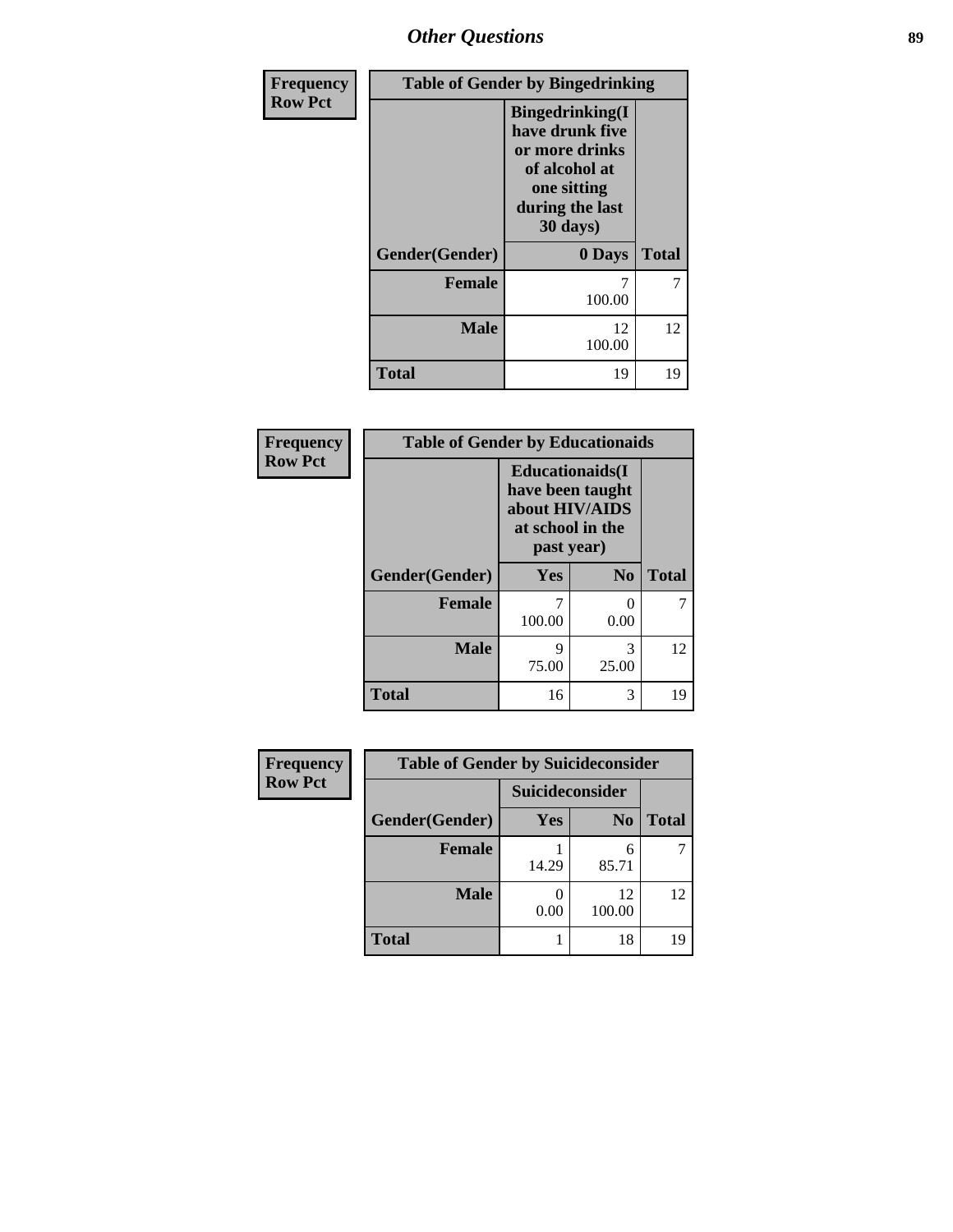| Frequency Row Pct | Table of Gender by Bingedrinking | |
|---|---|---|
| | Bingedrinking(I have drunk five or more drinks of alcohol at one sitting during the last 30 days) | |
| Gender(Gender) | 0 Days | Total |
| Female | 7<br>100.00 | 7 |
| Male | 12<br>100.00 | 12 |
| Total | 19 | 19 |

| Frequency Row Pct | Table of Gender by Educationaids | | |
|---|---|---|---|
| | Educationaids(I have been taught about HIV/AIDS at school in the past year) | | |
| Gender(Gender) | Yes | No | Total |
| Female | 7<br>100.00 | 0<br>0.00 | 7 |
| Male | 9<br>75.00 | 3<br>25.00 | 12 |
| Total | 16 | 3 | 19 |

| Frequency Row Pct | Table of Gender by Suicideconsider | | |
|---|---|---|---|
| | Suicideconsider | | |
| Gender(Gender) | Yes | No | Total |
| Female | 1<br>14.29 | 6<br>85.71 | 7 |
| Male | 0<br>0.00 | 12<br>100.00 | 12 |
| Total | 1 | 18 | 19 |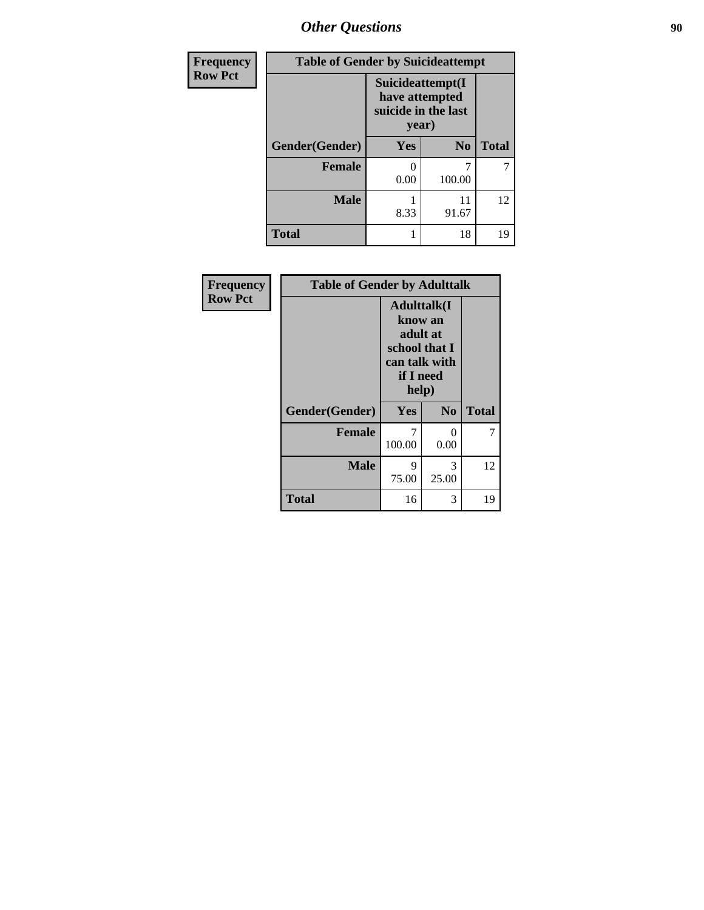# *Other Questions*

| Frequency Row Pct | Table of Gender by Suicideattempt | | |
|---|---|---|---|
| | Suicideattempt(I have attempted suicide in the last year) | | |
| Gender(Gender) | Yes | No | Total |
| Female | 0<br>0.00 | 7<br>100.00 | 7 |
| Male | 1<br>8.33 | 11<br>91.67 | 12 |
| Total | 1 | 18 | 19 |

| Frequency Row Pct | Table of Gender by Adulttalk | | |
|---|---|---|---|
| | Adulttalk(I know an adult at school that I can talk with if I need help) | | |
| Gender(Gender) | Yes | No | Total |
| Female | 7<br>100.00 | 0<br>0.00 | 7 |
| Male | 9<br>75.00 | 3<br>25.00 | 12 |
| Total | 16 | 3 | 19 |